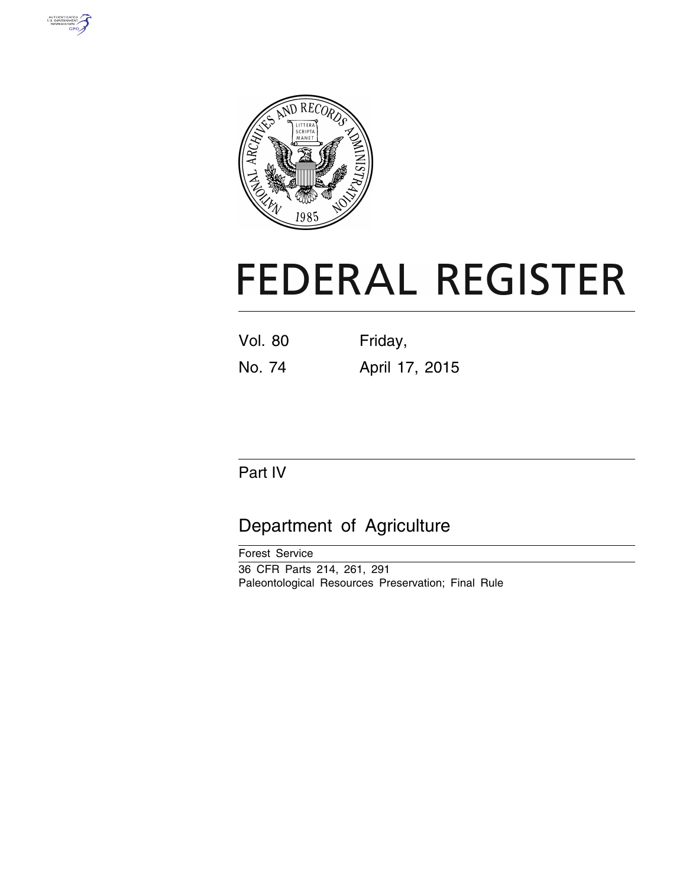# FEDERAL REGISTER

Vol. 80 Friday,

No. 74 April 17, 2015

## Part IV

## Department of Agriculture

Forest Service

36 CFR Parts 214, 261, 291

Paleontological Resources Preservation; Final Rule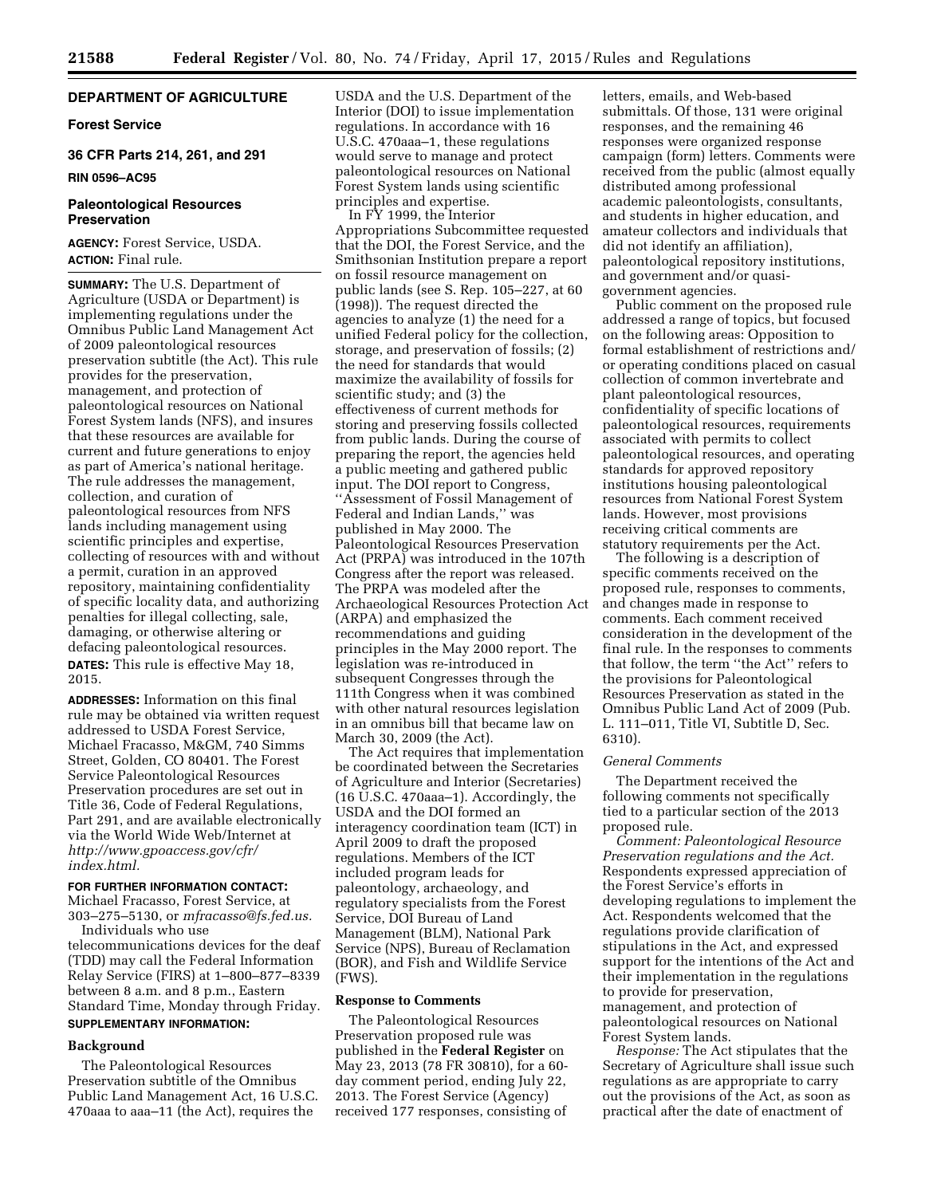## DEPARTMENT OF AGRICULTURE

### Forest Service

### 36 CFR Parts 214, 261, and 291

**RIN 0596–AC95**

### Paleontological Resources Preservation

**AGENCY:** Forest Service, USDA.

**ACTION:** Final rule.

**SUMMARY:** The U.S. Department of Agriculture (USDA or Department) is implementing regulations under the Omnibus Public Land Management Act of 2009 paleontological resources preservation subtitle (the Act). This rule provides for the preservation, management, and protection of paleontological resources on National Forest System lands (NFS), and insures that these resources are available for current and future generations to enjoy as part of America's national heritage. The rule addresses the management, collection, and curation of paleontological resources from NFS lands including management using scientific principles and expertise, collecting of resources with and without a permit, curation in an approved repository, maintaining confidentiality of specific locality data, and authorizing penalties for illegal collecting, sale, damaging, or otherwise altering or defacing paleontological resources.

**DATES:** This rule is effective May 18, 2015.

**ADDRESSES:** Information on this final rule may be obtained via written request addressed to USDA Forest Service, Michael Fracasso, M&GM, 740 Simms Street, Golden, CO 80401. The Forest Service Paleontological Resources Preservation procedures are set out in Title 36, Code of Federal Regulations, Part 291, and are available electronically via the World Wide Web/Internet at *http://www.gpoaccess.gov/cfr/index.html.*

**FOR FURTHER INFORMATION CONTACT:** Michael Fracasso, Forest Service, at 303–275–5130, or *mfracasso@fs.fed.us.*

Individuals who use telecommunications devices for the deaf (TDD) may call the Federal Information Relay Service (FIRS) at 1–800–877–8339 between 8 a.m. and 8 p.m., Eastern Standard Time, Monday through Friday.

**SUPPLEMENTARY INFORMATION:**

### Background

The Paleontological Resources Preservation subtitle of the Omnibus Public Land Management Act, 16 U.S.C. 470aaa to aaa–11 (the Act), requires the USDA and the U.S. Department of the Interior (DOI) to issue implementation regulations. In accordance with 16 U.S.C. 470aaa–1, these regulations would serve to manage and protect paleontological resources on National Forest System lands using scientific principles and expertise.

In FY 1999, the Interior Appropriations Subcommittee requested that the DOI, the Forest Service, and the Smithsonian Institution prepare a report on fossil resource management on public lands (see S. Rep. 105–227, at 60 (1998)). The request directed the agencies to analyze (1) the need for a unified Federal policy for the collection, storage, and preservation of fossils; (2) the need for standards that would maximize the availability of fossils for scientific study; and (3) the effectiveness of current methods for storing and preserving fossils collected from public lands. During the course of preparing the report, the agencies held a public meeting and gathered public input. The DOI report to Congress, ''Assessment of Fossil Management of Federal and Indian Lands,'' was published in May 2000. The Paleontological Resources Preservation Act (PRPA) was introduced in the 107th Congress after the report was released. The PRPA was modeled after the Archaeological Resources Protection Act (ARPA) and emphasized the recommendations and guiding principles in the May 2000 report. The legislation was re-introduced in subsequent Congresses through the 111th Congress when it was combined with other natural resources legislation in an omnibus bill that became law on March 30, 2009 (the Act).

The Act requires that implementation be coordinated between the Secretaries of Agriculture and Interior (Secretaries) (16 U.S.C. 470aaa–1). Accordingly, the USDA and the DOI formed an interagency coordination team (ICT) in April 2009 to draft the proposed regulations. Members of the ICT included program leads for paleontology, archaeology, and regulatory specialists from the Forest Service, DOI Bureau of Land Management (BLM), National Park Service (NPS), Bureau of Reclamation (BOR), and Fish and Wildlife Service (FWS).

### Response to Comments

The Paleontological Resources Preservation proposed rule was published in the **Federal Register** on May 23, 2013 (78 FR 30810), for a 60-day comment period, ending July 22, 2013. The Forest Service (Agency) received 177 responses, consisting of letters, emails, and Web-based submittals. Of those, 131 were original responses, and the remaining 46 responses were organized response campaign (form) letters. Comments were received from the public (almost equally distributed among professional academic paleontologists, consultants, and students in higher education, and amateur collectors and individuals that did not identify an affiliation), paleontological repository institutions, and government and/or quasi-government agencies.

Public comment on the proposed rule addressed a range of topics, but focused on the following areas: Opposition to formal establishment of restrictions and/or operating conditions placed on casual collection of common invertebrate and plant paleontological resources, confidentiality of specific locations of paleontological resources, requirements associated with permits to collect paleontological resources, and operating standards for approved repository institutions housing paleontological resources from National Forest System lands. However, most provisions receiving critical comments are statutory requirements per the Act.

The following is a description of specific comments received on the proposed rule, responses to comments, and changes made in response to comments. Each comment received consideration in the development of the final rule. In the responses to comments that follow, the term ''the Act'' refers to the provisions for Paleontological Resources Preservation as stated in the Omnibus Public Land Act of 2009 (Pub. L. 111–011, Title VI, Subtitle D, Sec. 6310).

*General Comments*

The Department received the following comments not specifically tied to a particular section of the 2013 proposed rule.

*Comment: Paleontological Resource Preservation regulations and the Act.* Respondents expressed appreciation of the Forest Service's efforts in developing regulations to implement the Act. Respondents welcomed that the regulations provide clarification of stipulations in the Act, and expressed support for the intentions of the Act and their implementation in the regulations to provide for preservation, management, and protection of paleontological resources on National Forest System lands.

*Response:* The Act stipulates that the Secretary of Agriculture shall issue such regulations as are appropriate to carry out the provisions of the Act, as soon as practical after the date of enactment of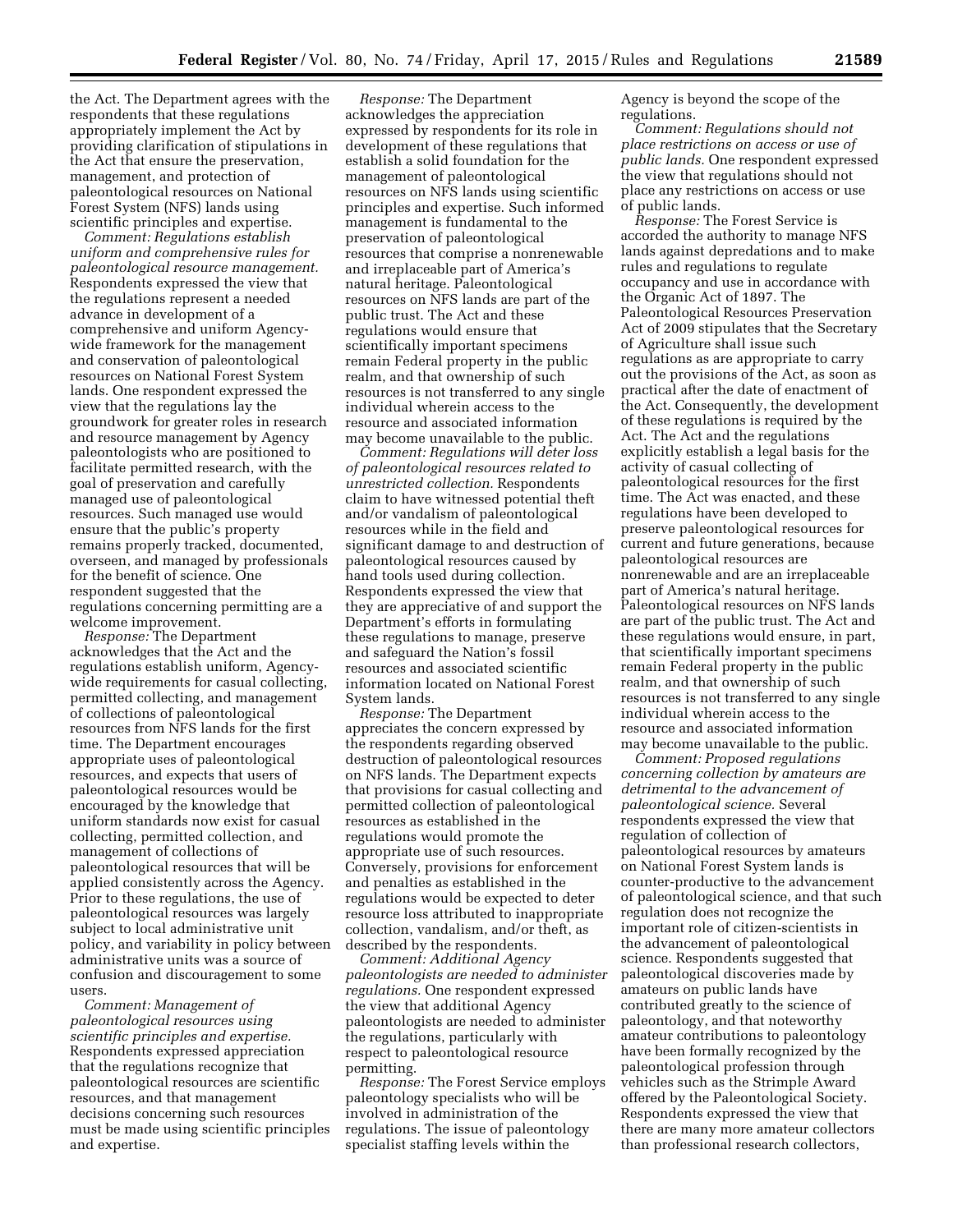the Act. The Department agrees with the respondents that these regulations appropriately implement the Act by providing clarification of stipulations in the Act that ensure the preservation, management, and protection of paleontological resources on National Forest System (NFS) lands using scientific principles and expertise.

*Comment: Regulations establish uniform and comprehensive rules for paleontological resource management.* Respondents expressed the view that the regulations represent a needed advance in development of a comprehensive and uniform Agency-wide framework for the management and conservation of paleontological resources on National Forest System lands. One respondent expressed the view that the regulations lay the groundwork for greater roles in research and resource management by Agency paleontologists who are positioned to facilitate permitted research, with the goal of preservation and carefully managed use of paleontological resources. Such managed use would ensure that the public's property remains properly tracked, documented, overseen, and managed by professionals for the benefit of science. One respondent suggested that the regulations concerning permitting are a welcome improvement.

*Response:* The Department acknowledges that the Act and the regulations establish uniform, Agency-wide requirements for casual collecting, permitted collecting, and management of collections of paleontological resources from NFS lands for the first time. The Department encourages appropriate uses of paleontological resources, and expects that users of paleontological resources would be encouraged by the knowledge that uniform standards now exist for casual collecting, permitted collection, and management of collections of paleontological resources that will be applied consistently across the Agency. Prior to these regulations, the use of paleontological resources was largely subject to local administrative unit policy, and variability in policy between administrative units was a source of confusion and discouragement to some users.

*Comment: Management of paleontological resources using scientific principles and expertise.* Respondents expressed appreciation that the regulations recognize that paleontological resources are scientific resources, and that management decisions concerning such resources must be made using scientific principles and expertise.

*Response:* The Department acknowledges the appreciation expressed by respondents for its role in development of these regulations that establish a solid foundation for the management of paleontological resources on NFS lands using scientific principles and expertise. Such informed management is fundamental to the preservation of paleontological resources that comprise a nonrenewable and irreplaceable part of America's natural heritage. Paleontological resources on NFS lands are part of the public trust. The Act and these regulations would ensure that scientifically important specimens remain Federal property in the public realm, and that ownership of such resources is not transferred to any single individual wherein access to the resource and associated information may become unavailable to the public.

*Comment: Regulations will deter loss of paleontological resources related to unrestricted collection.* Respondents claim to have witnessed potential theft and/or vandalism of paleontological resources while in the field and significant damage to and destruction of paleontological resources caused by hand tools used during collection. Respondents expressed the view that they are appreciative of and support the Department's efforts in formulating these regulations to manage, preserve and safeguard the Nation's fossil resources and associated scientific information located on National Forest System lands.

*Response:* The Department appreciates the concern expressed by the respondents regarding observed destruction of paleontological resources on NFS lands. The Department expects that provisions for casual collecting and permitted collection of paleontological resources as established in the regulations would promote the appropriate use of such resources. Conversely, provisions for enforcement and penalties as established in the regulations would be expected to deter resource loss attributed to inappropriate collection, vandalism, and/or theft, as described by the respondents.

*Comment: Additional Agency paleontologists are needed to administer regulations.* One respondent expressed the view that additional Agency paleontologists are needed to administer the regulations, particularly with respect to paleontological resource permitting.

*Response:* The Forest Service employs paleontology specialists who will be involved in administration of the regulations. The issue of paleontology specialist staffing levels within the Agency is beyond the scope of the regulations.

*Comment: Regulations should not place restrictions on access or use of public lands.* One respondent expressed the view that regulations should not place any restrictions on access or use of public lands.

*Response:* The Forest Service is accorded the authority to manage NFS lands against depredations and to make rules and regulations to regulate occupancy and use in accordance with the Organic Act of 1897. The Paleontological Resources Preservation Act of 2009 stipulates that the Secretary of Agriculture shall issue such regulations as are appropriate to carry out the provisions of the Act, as soon as practical after the date of enactment of the Act. Consequently, the development of these regulations is required by the Act. The Act and the regulations explicitly establish a legal basis for the activity of casual collecting of paleontological resources for the first time. The Act was enacted, and these regulations have been developed to preserve paleontological resources for current and future generations, because paleontological resources are nonrenewable and are an irreplaceable part of America's natural heritage. Paleontological resources on NFS lands are part of the public trust. The Act and these regulations would ensure, in part, that scientifically important specimens remain Federal property in the public realm, and that ownership of such resources is not transferred to any single individual wherein access to the resource and associated information may become unavailable to the public.

*Comment: Proposed regulations concerning collection by amateurs are detrimental to the advancement of paleontological science.* Several respondents expressed the view that regulation of collection of paleontological resources by amateurs on National Forest System lands is counter-productive to the advancement of paleontological science, and that such regulation does not recognize the important role of citizen-scientists in the advancement of paleontological science. Respondents suggested that paleontological discoveries made by amateurs on public lands have contributed greatly to the science of paleontology, and that noteworthy amateur contributions to paleontology have been formally recognized by the paleontological profession through vehicles such as the Strimple Award offered by the Paleontological Society. Respondents expressed the view that there are many more amateur collectors than professional research collectors,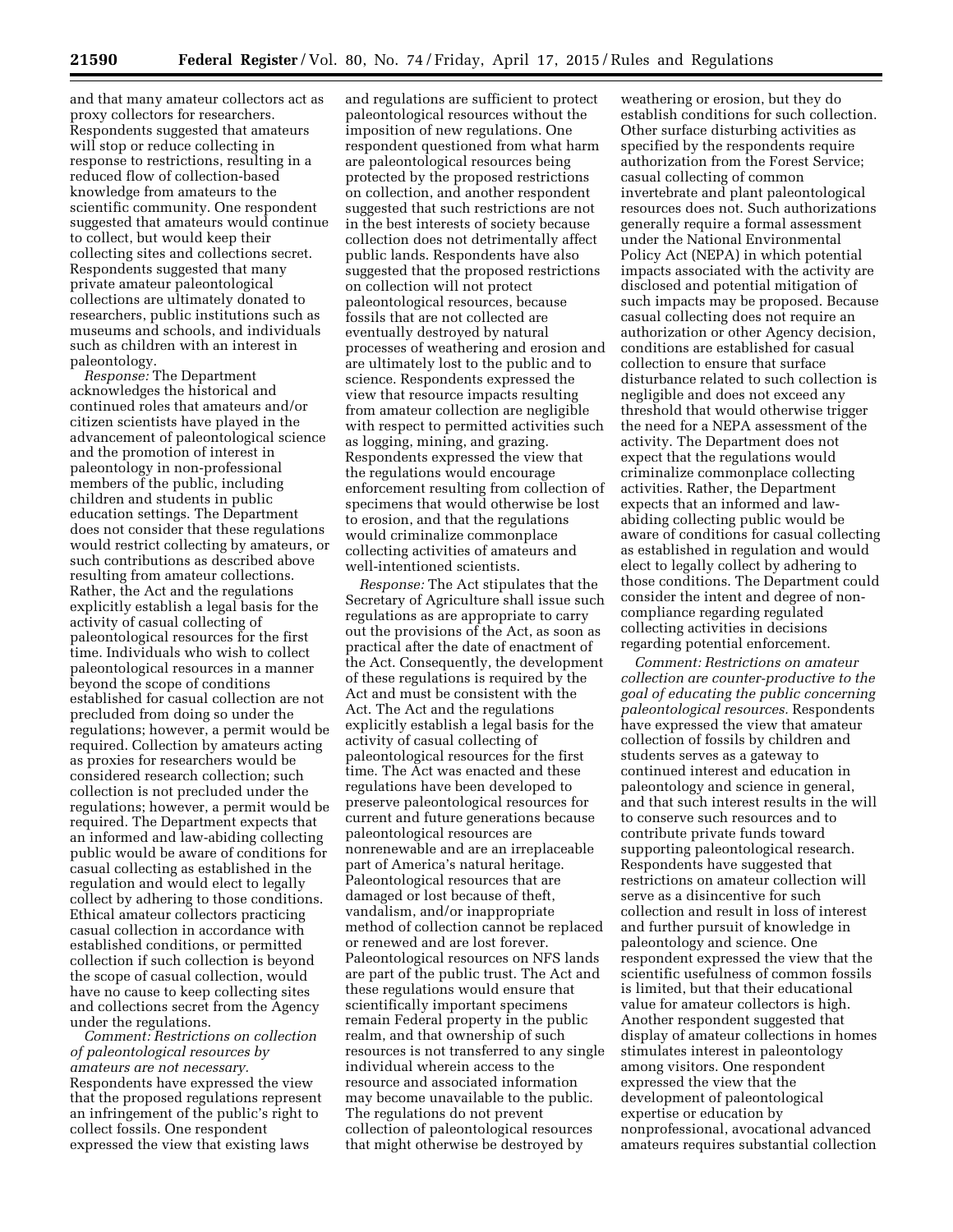and that many amateur collectors act as proxy collectors for researchers. Respondents suggested that amateurs will stop or reduce collecting in response to restrictions, resulting in a reduced flow of collection-based knowledge from amateurs to the scientific community. One respondent suggested that amateurs would continue to collect, but would keep their collecting sites and collections secret. Respondents suggested that many private amateur paleontological collections are ultimately donated to researchers, public institutions such as museums and schools, and individuals such as children with an interest in paleontology.

*Response:* The Department acknowledges the historical and continued roles that amateurs and/or citizen scientists have played in the advancement of paleontological science and the promotion of interest in paleontology in non-professional members of the public, including children and students in public education settings. The Department does not consider that these regulations would restrict collecting by amateurs, or such contributions as described above resulting from amateur collections. Rather, the Act and the regulations explicitly establish a legal basis for the activity of casual collecting of paleontological resources for the first time. Individuals who wish to collect paleontological resources in a manner beyond the scope of conditions established for casual collection are not precluded from doing so under the regulations; however, a permit would be required. Collection by amateurs acting as proxies for researchers would be considered research collection; such collection is not precluded under the regulations; however, a permit would be required. The Department expects that an informed and law-abiding collecting public would be aware of conditions for casual collecting as established in the regulation and would elect to legally collect by adhering to those conditions. Ethical amateur collectors practicing casual collection in accordance with established conditions, or permitted collection if such collection is beyond the scope of casual collection, would have no cause to keep collecting sites and collections secret from the Agency under the regulations.

*Comment: Restrictions on collection of paleontological resources by amateurs are not necessary.* Respondents have expressed the view that the proposed regulations represent an infringement of the public's right to collect fossils. One respondent expressed the view that existing laws and regulations are sufficient to protect paleontological resources without the imposition of new regulations. One respondent questioned from what harm are paleontological resources being protected by the proposed restrictions on collection, and another respondent suggested that such restrictions are not in the best interests of society because collection does not detrimentally affect public lands. Respondents have also suggested that the proposed restrictions on collection will not protect paleontological resources, because fossils that are not collected are eventually destroyed by natural processes of weathering and erosion and are ultimately lost to the public and to science. Respondents expressed the view that resource impacts resulting from amateur collection are negligible with respect to permitted activities such as logging, mining, and grazing. Respondents expressed the view that the regulations would encourage enforcement resulting from collection of specimens that would otherwise be lost to erosion, and that the regulations would criminalize commonplace collecting activities of amateurs and well-intentioned scientists.

*Response:* The Act stipulates that the Secretary of Agriculture shall issue such regulations as are appropriate to carry out the provisions of the Act, as soon as practical after the date of enactment of the Act. Consequently, the development of these regulations is required by the Act and must be consistent with the Act. The Act and the regulations explicitly establish a legal basis for the activity of casual collecting of paleontological resources for the first time. The Act was enacted and these regulations have been developed to preserve paleontological resources for current and future generations because paleontological resources are nonrenewable and are an irreplaceable part of America's natural heritage. Paleontological resources that are damaged or lost because of theft, vandalism, and/or inappropriate method of collection cannot be replaced or renewed and are lost forever. Paleontological resources on NFS lands are part of the public trust. The Act and these regulations would ensure that scientifically important specimens remain Federal property in the public realm, and that ownership of such resources is not transferred to any single individual wherein access to the resource and associated information may become unavailable to the public. The regulations do not prevent collection of paleontological resources that might otherwise be destroyed by weathering or erosion, but they do establish conditions for such collection. Other surface disturbing activities as specified by the respondents require authorization from the Forest Service; casual collecting of common invertebrate and plant paleontological resources does not. Such authorizations generally require a formal assessment under the National Environmental Policy Act (NEPA) in which potential impacts associated with the activity are disclosed and potential mitigation of such impacts may be proposed. Because casual collecting does not require an authorization or other Agency decision, conditions are established for casual collection to ensure that surface disturbance related to such collection is negligible and does not exceed any threshold that would otherwise trigger the need for a NEPA assessment of the activity. The Department does not expect that the regulations would criminalize commonplace collecting activities. Rather, the Department expects that an informed and law-abiding collecting public would be aware of conditions for casual collecting as established in regulation and would elect to legally collect by adhering to those conditions. The Department could consider the intent and degree of non-compliance regarding regulated collecting activities in decisions regarding potential enforcement.

*Comment: Restrictions on amateur collection are counter-productive to the goal of educating the public concerning paleontological resources.* Respondents have expressed the view that amateur collection of fossils by children and students serves as a gateway to continued interest and education in paleontology and science in general, and that such interest results in the will to conserve such resources and to contribute private funds toward supporting paleontological research. Respondents have suggested that restrictions on amateur collection will serve as a disincentive for such collection and result in loss of interest and further pursuit of knowledge in paleontology and science. One respondent expressed the view that the scientific usefulness of common fossils is limited, but that their educational value for amateur collectors is high. Another respondent suggested that display of amateur collections in homes stimulates interest in paleontology among visitors. One respondent expressed the view that the development of paleontological expertise or education by nonprofessional, avocational advanced amateurs requires substantial collection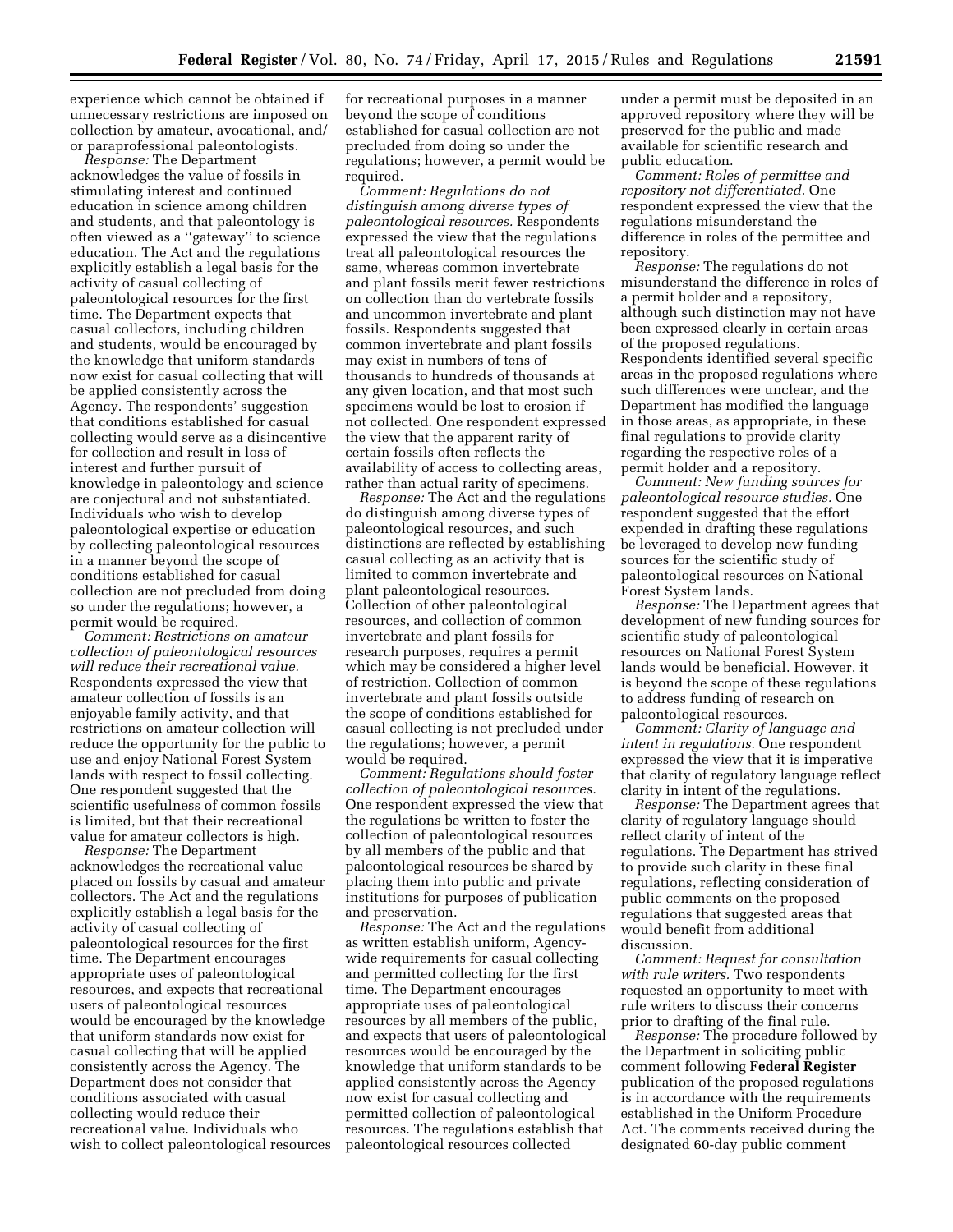experience which cannot be obtained if unnecessary restrictions are imposed on collection by amateur, avocational, and/or paraprofessional paleontologists.

*Response:* The Department acknowledges the value of fossils in stimulating interest and continued education in science among children and students, and that paleontology is often viewed as a ''gateway'' to science education. The Act and the regulations explicitly establish a legal basis for the activity of casual collecting of paleontological resources for the first time. The Department expects that casual collectors, including children and students, would be encouraged by the knowledge that uniform standards now exist for casual collecting that will be applied consistently across the Agency. The respondents' suggestion that conditions established for casual collecting would serve as a disincentive for collection and result in loss of interest and further pursuit of knowledge in paleontology and science are conjectural and not substantiated. Individuals who wish to develop paleontological expertise or education by collecting paleontological resources in a manner beyond the scope of conditions established for casual collection are not precluded from doing so under the regulations; however, a permit would be required.

*Comment: Restrictions on amateur collection of paleontological resources will reduce their recreational value.* Respondents expressed the view that amateur collection of fossils is an enjoyable family activity, and that restrictions on amateur collection will reduce the opportunity for the public to use and enjoy National Forest System lands with respect to fossil collecting. One respondent suggested that the scientific usefulness of common fossils is limited, but that their recreational value for amateur collectors is high.

*Response:* The Department acknowledges the recreational value placed on fossils by casual and amateur collectors. The Act and the regulations explicitly establish a legal basis for the activity of casual collecting of paleontological resources for the first time. The Department encourages appropriate uses of paleontological resources, and expects that recreational users of paleontological resources would be encouraged by the knowledge that uniform standards now exist for casual collecting that will be applied consistently across the Agency. The Department does not consider that conditions associated with casual collecting would reduce their recreational value. Individuals who wish to collect paleontological resources for recreational purposes in a manner beyond the scope of conditions established for casual collection are not precluded from doing so under the regulations; however, a permit would be required.

*Comment: Regulations do not distinguish among diverse types of paleontological resources.* Respondents expressed the view that the regulations treat all paleontological resources the same, whereas common invertebrate and plant fossils merit fewer restrictions on collection than do vertebrate fossils and uncommon invertebrate and plant fossils. Respondents suggested that common invertebrate and plant fossils may exist in numbers of tens of thousands to hundreds of thousands at any given location, and that most such specimens would be lost to erosion if not collected. One respondent expressed the view that the apparent rarity of certain fossils often reflects the availability of access to collecting areas, rather than actual rarity of specimens.

*Response:* The Act and the regulations do distinguish among diverse types of paleontological resources, and such distinctions are reflected by establishing casual collecting as an activity that is limited to common invertebrate and plant paleontological resources. Collection of other paleontological resources, and collection of common invertebrate and plant fossils for research purposes, requires a permit which may be considered a higher level of restriction. Collection of common invertebrate and plant fossils outside the scope of conditions established for casual collecting is not precluded under the regulations; however, a permit would be required.

*Comment: Regulations should foster collection of paleontological resources.* One respondent expressed the view that the regulations be written to foster the collection of paleontological resources by all members of the public and that paleontological resources be shared by placing them into public and private institutions for purposes of publication and preservation.

*Response:* The Act and the regulations as written establish uniform, Agency-wide requirements for casual collecting and permitted collecting for the first time. The Department encourages appropriate uses of paleontological resources by all members of the public, and expects that users of paleontological resources would be encouraged by the knowledge that uniform standards to be applied consistently across the Agency now exist for casual collecting and permitted collection of paleontological resources. The regulations establish that paleontological resources collected under a permit must be deposited in an approved repository where they will be preserved for the public and made available for scientific research and public education.

*Comment: Roles of permittee and repository not differentiated.* One respondent expressed the view that the regulations misunderstand the difference in roles of the permittee and repository.

*Response:* The regulations do not misunderstand the difference in roles of a permit holder and a repository, although such distinction may not have been expressed clearly in certain areas of the proposed regulations. Respondents identified several specific areas in the proposed regulations where such differences were unclear, and the Department has modified the language in those areas, as appropriate, in these final regulations to provide clarity regarding the respective roles of a permit holder and a repository.

*Comment: New funding sources for paleontological resource studies.* One respondent suggested that the effort expended in drafting these regulations be leveraged to develop new funding sources for the scientific study of paleontological resources on National Forest System lands.

*Response:* The Department agrees that development of new funding sources for scientific study of paleontological resources on National Forest System lands would be beneficial. However, it is beyond the scope of these regulations to address funding of research on paleontological resources.

*Comment: Clarity of language and intent in regulations.* One respondent expressed the view that it is imperative that clarity of regulatory language reflect clarity in intent of the regulations.

*Response:* The Department agrees that clarity of regulatory language should reflect clarity of intent of the regulations. The Department has strived to provide such clarity in these final regulations, reflecting consideration of public comments on the proposed regulations that suggested areas that would benefit from additional discussion.

*Comment: Request for consultation with rule writers.* Two respondents requested an opportunity to meet with rule writers to discuss their concerns prior to drafting of the final rule.

*Response:* The procedure followed by the Department in soliciting public comment following **Federal Register** publication of the proposed regulations is in accordance with the requirements established in the Uniform Procedure Act. The comments received during the designated 60-day public comment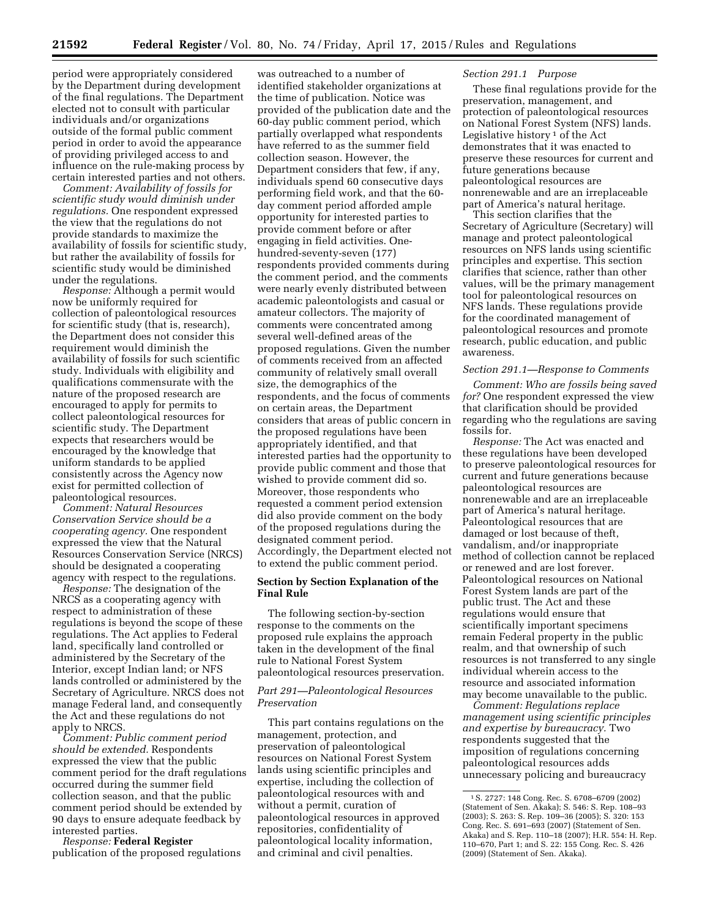period were appropriately considered by the Department during development of the final regulations. The Department elected not to consult with particular individuals and/or organizations outside of the formal public comment period in order to avoid the appearance of providing privileged access to and influence on the rule-making process by certain interested parties and not others.

*Comment: Availability of fossils for scientific study would diminish under regulations.* One respondent expressed the view that the regulations do not provide standards to maximize the availability of fossils for scientific study, but rather the availability of fossils for scientific study would be diminished under the regulations.

*Response:* Although a permit would now be uniformly required for collection of paleontological resources for scientific study (that is, research), the Department does not consider this requirement would diminish the availability of fossils for such scientific study. Individuals with eligibility and qualifications commensurate with the nature of the proposed research are encouraged to apply for permits to collect paleontological resources for scientific study. The Department expects that researchers would be encouraged by the knowledge that uniform standards to be applied consistently across the Agency now exist for permitted collection of paleontological resources.

*Comment: Natural Resources Conservation Service should be a cooperating agency.* One respondent expressed the view that the Natural Resources Conservation Service (NRCS) should be designated a cooperating agency with respect to the regulations.

*Response:* The designation of the NRCS as a cooperating agency with respect to administration of these regulations is beyond the scope of these regulations. The Act applies to Federal land, specifically land controlled or administered by the Secretary of the Interior, except Indian land; or NFS lands controlled or administered by the Secretary of Agriculture. NRCS does not manage Federal land, and consequently the Act and these regulations do not apply to NRCS.

*Comment: Public comment period should be extended.* Respondents expressed the view that the public comment period for the draft regulations occurred during the summer field collection season, and that the public comment period should be extended by 90 days to ensure adequate feedback by interested parties.

*Response:* **Federal Register** publication of the proposed regulations was outreached to a number of identified stakeholder organizations at the time of publication. Notice was provided of the publication date and the 60-day public comment period, which partially overlapped what respondents have referred to as the summer field collection season. However, the Department considers that few, if any, individuals spend 60 consecutive days performing field work, and that the 60-day comment period afforded ample opportunity for interested parties to provide comment before or after engaging in field activities. One-hundred-seventy-seven (177) respondents provided comments during the comment period, and the comments were nearly evenly distributed between academic paleontologists and casual or amateur collectors. The majority of comments were concentrated among several well-defined areas of the proposed regulations. Given the number of comments received from an affected community of relatively small overall size, the demographics of the respondents, and the focus of comments on certain areas, the Department considers that areas of public concern in the proposed regulations have been appropriately identified, and that interested parties had the opportunity to provide public comment and those that wished to provide comment did so. Moreover, those respondents who requested a comment period extension did also provide comment on the body of the proposed regulations during the designated comment period. Accordingly, the Department elected not to extend the public comment period.

## Section by Section Explanation of the Final Rule

The following section-by-section response to the comments on the proposed rule explains the approach taken in the development of the final rule to National Forest System paleontological resources preservation.

### *Part 291—Paleontological Resources Preservation*

This part contains regulations on the management, protection, and preservation of paleontological resources on National Forest System lands using scientific principles and expertise, including the collection of paleontological resources with and without a permit, curation of paleontological resources in approved repositories, confidentiality of paleontological locality information, and criminal and civil penalties.

### *Section 291.1 Purpose*

These final regulations provide for the preservation, management, and protection of paleontological resources on National Forest System (NFS) lands. Legislative history [1] of the Act demonstrates that it was enacted to preserve these resources for current and future generations because paleontological resources are nonrenewable and are an irreplaceable part of America's natural heritage.

This section clarifies that the Secretary of Agriculture (Secretary) will manage and protect paleontological resources on NFS lands using scientific principles and expertise. This section clarifies that science, rather than other values, will be the primary management tool for paleontological resources on NFS lands. These regulations provide for the coordinated management of paleontological resources and promote research, public education, and public awareness.

### *Section 291.1—Response to Comments*

*Comment: Who are fossils being saved for?* One respondent expressed the view that clarification should be provided regarding who the regulations are saving fossils for.

*Response:* The Act was enacted and these regulations have been developed to preserve paleontological resources for current and future generations because paleontological resources are nonrenewable and are an irreplaceable part of America's natural heritage. Paleontological resources that are damaged or lost because of theft, vandalism, and/or inappropriate method of collection cannot be replaced or renewed and are lost forever. Paleontological resources on National Forest System lands are part of the public trust. The Act and these regulations would ensure that scientifically important specimens remain Federal property in the public realm, and that ownership of such resources is not transferred to any single individual wherein access to the resource and associated information may become unavailable to the public.

*Comment: Regulations replace management using scientific principles and expertise by bureaucracy.* Two respondents suggested that the imposition of regulations concerning paleontological resources adds unnecessary policing and bureaucracy

[1] S. 2727: 148 Cong. Rec. S. 6708–6709 (2002) (Statement of Sen. Akaka); S. 546: S. Rep. 108–93 (2003); S. 263: S. Rep. 109–36 (2005); S. 320: 153 Cong. Rec. S. 691–693 (2007) (Statement of Sen. Akaka) and S. Rep. 110–18 (2007); H.R. 554: H. Rep. 110–670, Part 1; and S. 22: 155 Cong. Rec. S. 426 (2009) (Statement of Sen. Akaka).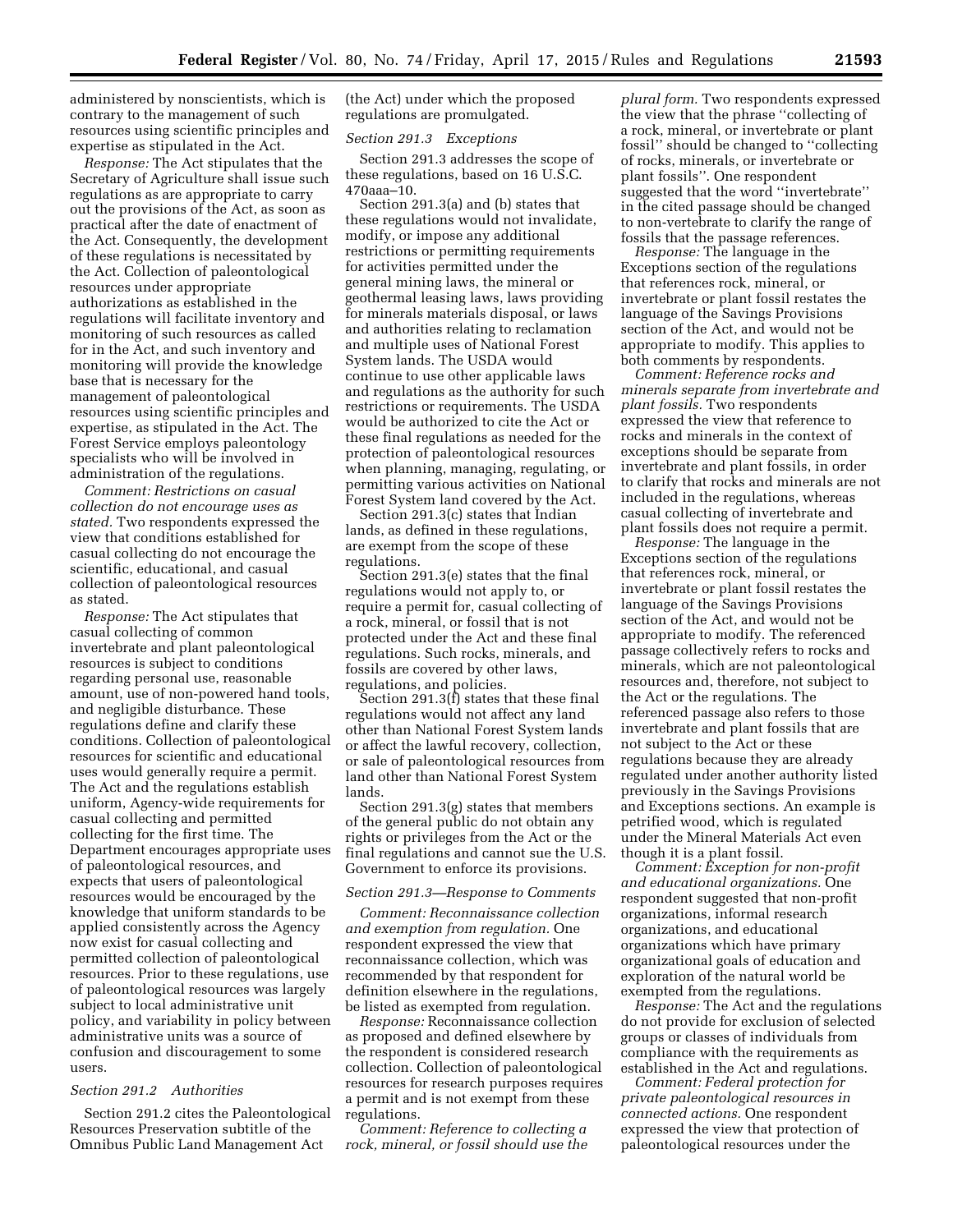administered by nonscientists, which is contrary to the management of such resources using scientific principles and expertise as stipulated in the Act.

*Response:* The Act stipulates that the Secretary of Agriculture shall issue such regulations as are appropriate to carry out the provisions of the Act, as soon as practical after the date of enactment of the Act. Consequently, the development of these regulations is necessitated by the Act. Collection of paleontological resources under appropriate authorizations as established in the regulations will facilitate inventory and monitoring of such resources as called for in the Act, and such inventory and monitoring will provide the knowledge base that is necessary for the management of paleontological resources using scientific principles and expertise, as stipulated in the Act. The Forest Service employs paleontology specialists who will be involved in administration of the regulations.

*Comment: Restrictions on casual collection do not encourage uses as stated.* Two respondents expressed the view that conditions established for casual collecting do not encourage the scientific, educational, and casual collection of paleontological resources as stated.

*Response:* The Act stipulates that casual collecting of common invertebrate and plant paleontological resources is subject to conditions regarding personal use, reasonable amount, use of non-powered hand tools, and negligible disturbance. These regulations define and clarify these conditions. Collection of paleontological resources for scientific and educational uses would generally require a permit. The Act and the regulations establish uniform, Agency-wide requirements for casual collecting and permitted collecting for the first time. The Department encourages appropriate uses of paleontological resources, and expects that users of paleontological resources would be encouraged by the knowledge that uniform standards to be applied consistently across the Agency now exist for casual collecting and permitted collection of paleontological resources. Prior to these regulations, use of paleontological resources was largely subject to local administrative unit policy, and variability in policy between administrative units was a source of confusion and discouragement to some users.

*Section 291.2 Authorities*

Section 291.2 cites the Paleontological Resources Preservation subtitle of the Omnibus Public Land Management Act (the Act) under which the proposed regulations are promulgated.

*Section 291.3 Exceptions*

Section 291.3 addresses the scope of these regulations, based on 16 U.S.C. 470aaa–10.

Section 291.3(a) and (b) states that these regulations would not invalidate, modify, or impose any additional restrictions or permitting requirements for activities permitted under the general mining laws, the mineral or geothermal leasing laws, laws providing for minerals materials disposal, or laws and authorities relating to reclamation and multiple uses of National Forest System lands. The USDA would continue to use other applicable laws and regulations as the authority for such restrictions or requirements. The USDA would be authorized to cite the Act or these final regulations as needed for the protection of paleontological resources when planning, managing, regulating, or permitting various activities on National Forest System land covered by the Act.

Section 291.3(c) states that Indian lands, as defined in these regulations, are exempt from the scope of these regulations.

Section 291.3(e) states that the final regulations would not apply to, or require a permit for, casual collecting of a rock, mineral, or fossil that is not protected under the Act and these final regulations. Such rocks, minerals, and fossils are covered by other laws, regulations, and policies.

Section 291.3(f) states that these final regulations would not affect any land other than National Forest System lands or affect the lawful recovery, collection, or sale of paleontological resources from land other than National Forest System lands.

Section 291.3(g) states that members of the general public do not obtain any rights or privileges from the Act or the final regulations and cannot sue the U.S. Government to enforce its provisions.

*Section 291.3—Response to Comments*

*Comment: Reconnaissance collection and exemption from regulation.* One respondent expressed the view that reconnaissance collection, which was recommended by that respondent for definition elsewhere in the regulations, be listed as exempted from regulation.

*Response:* Reconnaissance collection as proposed and defined elsewhere by the respondent is considered research collection. Collection of paleontological resources for research purposes requires a permit and is not exempt from these regulations.

*Comment: Reference to collecting a rock, mineral, or fossil should use the plural form.* Two respondents expressed the view that the phrase ''collecting of a rock, mineral, or invertebrate or plant fossil'' should be changed to ''collecting of rocks, minerals, or invertebrate or plant fossils''. One respondent suggested that the word ''invertebrate'' in the cited passage should be changed to non-vertebrate to clarify the range of fossils that the passage references.

*Response:* The language in the Exceptions section of the regulations that references rock, mineral, or invertebrate or plant fossil restates the language of the Savings Provisions section of the Act, and would not be appropriate to modify. This applies to both comments by respondents.

*Comment: Reference rocks and minerals separate from invertebrate and plant fossils.* Two respondents expressed the view that reference to rocks and minerals in the context of exceptions should be separate from invertebrate and plant fossils, in order to clarify that rocks and minerals are not included in the regulations, whereas casual collecting of invertebrate and plant fossils does not require a permit.

*Response:* The language in the Exceptions section of the regulations that references rock, mineral, or invertebrate or plant fossil restates the language of the Savings Provisions section of the Act, and would not be appropriate to modify. The referenced passage collectively refers to rocks and minerals, which are not paleontological resources and, therefore, not subject to the Act or the regulations. The referenced passage also refers to those invertebrate and plant fossils that are not subject to the Act or these regulations because they are already regulated under another authority listed previously in the Savings Provisions and Exceptions sections. An example is petrified wood, which is regulated under the Mineral Materials Act even though it is a plant fossil.

*Comment: Exception for non-profit and educational organizations.* One respondent suggested that non-profit organizations, informal research organizations, and educational organizations which have primary organizational goals of education and exploration of the natural world be exempted from the regulations.

*Response:* The Act and the regulations do not provide for exclusion of selected groups or classes of individuals from compliance with the requirements as established in the Act and regulations.

*Comment: Federal protection for private paleontological resources in connected actions.* One respondent expressed the view that protection of paleontological resources under the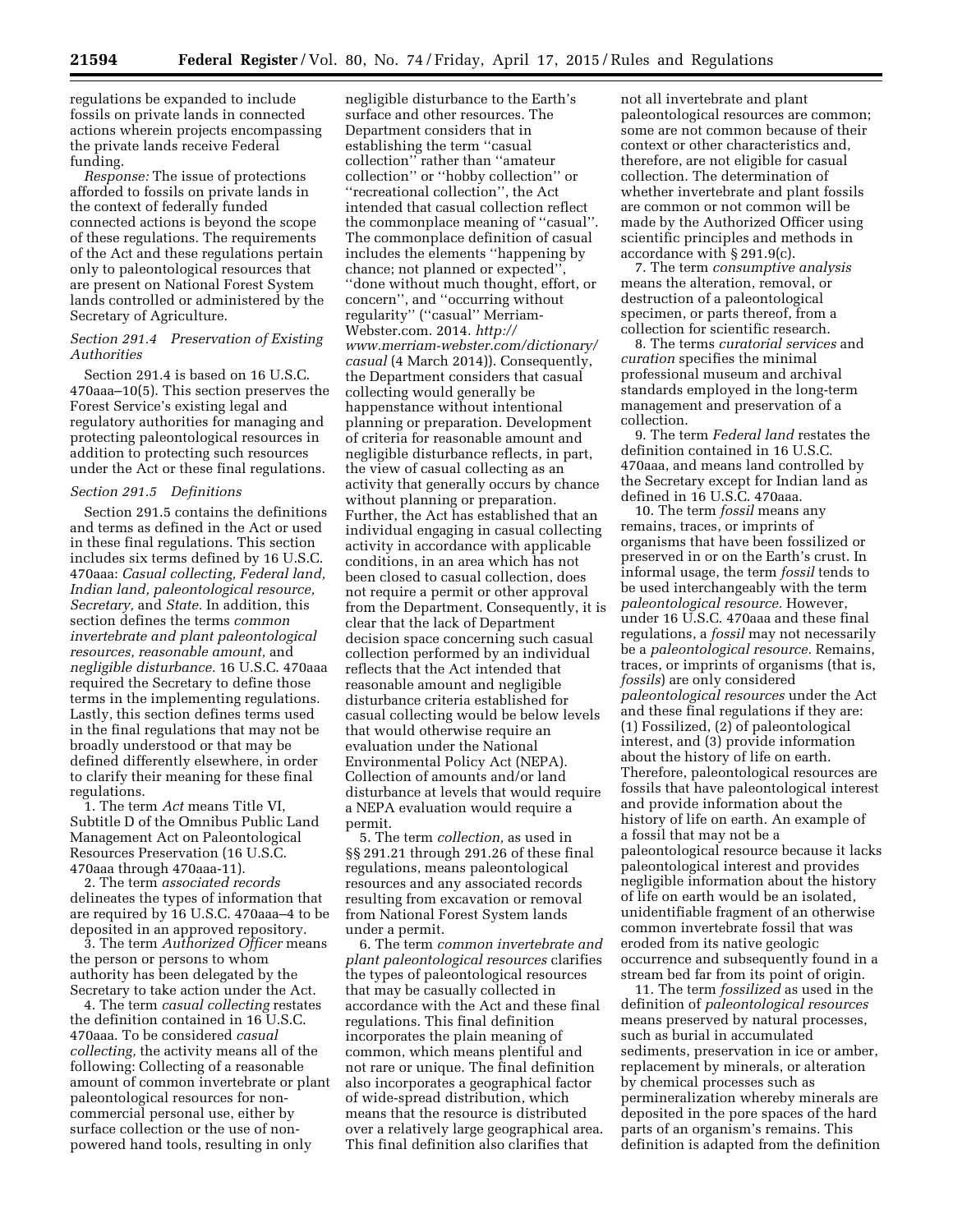regulations be expanded to include fossils on private lands in connected actions wherein projects encompassing the private lands receive Federal funding.

*Response:* The issue of protections afforded to fossils on private lands in the context of federally funded connected actions is beyond the scope of these regulations. The requirements of the Act and these regulations pertain only to paleontological resources that are present on National Forest System lands controlled or administered by the Secretary of Agriculture.

*Section 291.4 Preservation of Existing Authorities*

Section 291.4 is based on 16 U.S.C. 470aaa–10(5). This section preserves the Forest Service's existing legal and regulatory authorities for managing and protecting paleontological resources in addition to protecting such resources under the Act or these final regulations.

*Section 291.5 Definitions*

Section 291.5 contains the definitions and terms as defined in the Act or used in these final regulations. This section includes six terms defined by 16 U.S.C. 470aaa: *Casual collecting, Federal land, Indian land, paleontological resource, Secretary,* and *State.* In addition, this section defines the terms *common invertebrate and plant paleontological resources, reasonable amount,* and *negligible disturbance.* 16 U.S.C. 470aaa required the Secretary to define those terms in the implementing regulations. Lastly, this section defines terms used in the final regulations that may not be broadly understood or that may be defined differently elsewhere, in order to clarify their meaning for these final regulations.

1. The term *Act* means Title VI, Subtitle D of the Omnibus Public Land Management Act on Paleontological Resources Preservation (16 U.S.C. 470aaa through 470aaa-11).

2. The term *associated records* delineates the types of information that are required by 16 U.S.C. 470aaa–4 to be deposited in an approved repository.

3. The term *Authorized Officer* means the person or persons to whom authority has been delegated by the Secretary to take action under the Act.

4. The term *casual collecting* restates the definition contained in 16 U.S.C. 470aaa. To be considered *casual collecting,* the activity means all of the following: Collecting of a reasonable amount of common invertebrate or plant paleontological resources for non-commercial personal use, either by surface collection or the use of non-powered hand tools, resulting in only negligible disturbance to the Earth's surface and other resources. The Department considers that in establishing the term ''casual collection'' rather than ''amateur collection'' or ''hobby collection'' or ''recreational collection'', the Act intended that casual collection reflect the commonplace meaning of ''casual''. The commonplace definition of casual includes the elements ''happening by chance; not planned or expected'', ''done without much thought, effort, or concern'', and ''occurring without regularity'' (''casual'' Merriam-Webster.com. 2014. *http://www.merriam-webster.com/dictionary/casual* (4 March 2014)). Consequently, the Department considers that casual collecting would generally be happenstance without intentional planning or preparation. Development of criteria for reasonable amount and negligible disturbance reflects, in part, the view of casual collecting as an activity that generally occurs by chance without planning or preparation. Further, the Act has established that an individual engaging in casual collecting activity in accordance with applicable conditions, in an area which has not been closed to casual collection, does not require a permit or other approval from the Department. Consequently, it is clear that the lack of Department decision space concerning such casual collection performed by an individual reflects that the Act intended that reasonable amount and negligible disturbance criteria established for casual collecting would be below levels that would otherwise require an evaluation under the National Environmental Policy Act (NEPA). Collection of amounts and/or land disturbance at levels that would require a NEPA evaluation would require a permit.

5. The term *collection,* as used in §§ 291.21 through 291.26 of these final regulations, means paleontological resources and any associated records resulting from excavation or removal from National Forest System lands under a permit.

6. The term *common invertebrate and plant paleontological resources* clarifies the types of paleontological resources that may be casually collected in accordance with the Act and these final regulations. This final definition incorporates the plain meaning of common, which means plentiful and not rare or unique. The final definition also incorporates a geographical factor of wide-spread distribution, which means that the resource is distributed over a relatively large geographical area. This final definition also clarifies that not all invertebrate and plant paleontological resources are common; some are not common because of their context or other characteristics and, therefore, are not eligible for casual collection. The determination of whether invertebrate and plant fossils are common or not common will be made by the Authorized Officer using scientific principles and methods in accordance with § 291.9(c).

7. The term *consumptive analysis* means the alteration, removal, or destruction of a paleontological specimen, or parts thereof, from a collection for scientific research.

8. The terms *curatorial services* and *curation* specifies the minimal professional museum and archival standards employed in the long-term management and preservation of a collection.

9. The term *Federal land* restates the definition contained in 16 U.S.C. 470aaa, and means land controlled by the Secretary except for Indian land as defined in 16 U.S.C. 470aaa.

10. The term *fossil* means any remains, traces, or imprints of organisms that have been fossilized or preserved in or on the Earth's crust. In informal usage, the term *fossil* tends to be used interchangeably with the term *paleontological resource.* However, under 16 U.S.C. 470aaa and these final regulations, a *fossil* may not necessarily be a *paleontological resource.* Remains, traces, or imprints of organisms (that is, *fossils*) are only considered *paleontological resources* under the Act and these final regulations if they are: (1) Fossilized, (2) of paleontological interest, and (3) provide information about the history of life on earth. Therefore, paleontological resources are fossils that have paleontological interest and provide information about the history of life on earth. An example of a fossil that may not be a paleontological resource because it lacks paleontological interest and provides negligible information about the history of life on earth would be an isolated, unidentifiable fragment of an otherwise common invertebrate fossil that was eroded from its native geologic occurrence and subsequently found in a stream bed far from its point of origin.

11. The term *fossilized* as used in the definition of *paleontological resources* means preserved by natural processes, such as burial in accumulated sediments, preservation in ice or amber, replacement by minerals, or alteration by chemical processes such as permineralization whereby minerals are deposited in the pore spaces of the hard parts of an organism's remains. This definition is adapted from the definition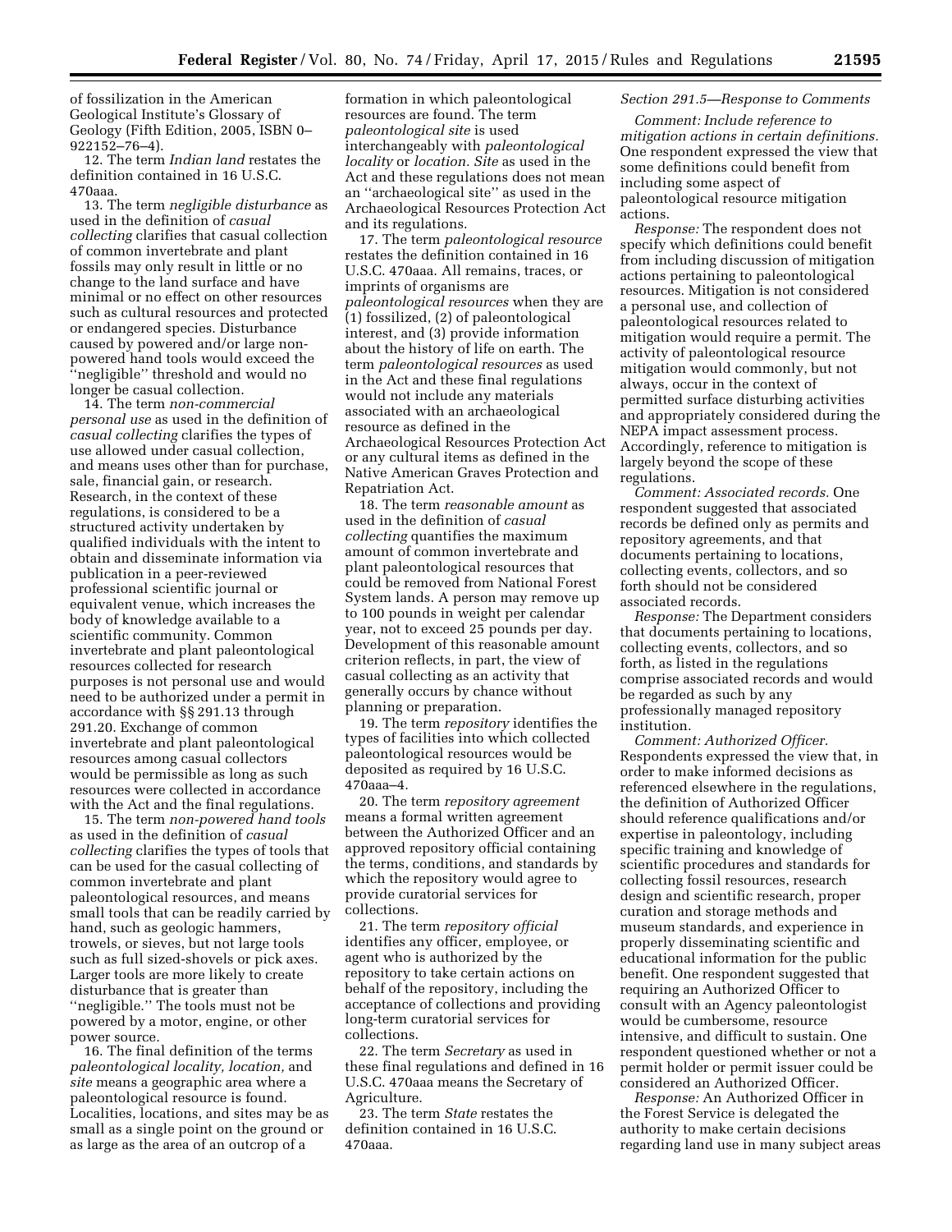of fossilization in the American Geological Institute's Glossary of Geology (Fifth Edition, 2005, ISBN 0–922152–76–4).

12. The term *Indian land* restates the definition contained in 16 U.S.C. 470aaa.

13. The term *negligible disturbance* as used in the definition of *casual collecting* clarifies that casual collection of common invertebrate and plant fossils may only result in little or no change to the land surface and have minimal or no effect on other resources such as cultural resources and protected or endangered species. Disturbance caused by powered and/or large non-powered hand tools would exceed the ''negligible'' threshold and would no longer be casual collection.

14. The term *non-commercial personal use* as used in the definition of *casual collecting* clarifies the types of use allowed under casual collection, and means uses other than for purchase, sale, financial gain, or research. Research, in the context of these regulations, is considered to be a structured activity undertaken by qualified individuals with the intent to obtain and disseminate information via publication in a peer-reviewed professional scientific journal or equivalent venue, which increases the body of knowledge available to a scientific community. Common invertebrate and plant paleontological resources collected for research purposes is not personal use and would need to be authorized under a permit in accordance with §§ 291.13 through 291.20. Exchange of common invertebrate and plant paleontological resources among casual collectors would be permissible as long as such resources were collected in accordance with the Act and the final regulations.

15. The term *non-powered hand tools* as used in the definition of *casual collecting* clarifies the types of tools that can be used for the casual collecting of common invertebrate and plant paleontological resources, and means small tools that can be readily carried by hand, such as geologic hammers, trowels, or sieves, but not large tools such as full sized-shovels or pick axes. Larger tools are more likely to create disturbance that is greater than ''negligible.'' The tools must not be powered by a motor, engine, or other power source.

16. The final definition of the terms *paleontological locality, location,* and *site* means a geographic area where a paleontological resource is found. Localities, locations, and sites may be as small as a single point on the ground or as large as the area of an outcrop of a formation in which paleontological resources are found. The term *paleontological site* is used interchangeably with *paleontological locality* or *location. Site* as used in the Act and these regulations does not mean an ''archaeological site'' as used in the Archaeological Resources Protection Act and its regulations.

17. The term *paleontological resource* restates the definition contained in 16 U.S.C. 470aaa. All remains, traces, or imprints of organisms are *paleontological resources* when they are (1) fossilized, (2) of paleontological interest, and (3) provide information about the history of life on earth. The term *paleontological resources* as used in the Act and these final regulations would not include any materials associated with an archaeological resource as defined in the Archaeological Resources Protection Act or any cultural items as defined in the Native American Graves Protection and Repatriation Act.

18. The term *reasonable amount* as used in the definition of *casual collecting* quantifies the maximum amount of common invertebrate and plant paleontological resources that could be removed from National Forest System lands. A person may remove up to 100 pounds in weight per calendar year, not to exceed 25 pounds per day. Development of this reasonable amount criterion reflects, in part, the view of casual collecting as an activity that generally occurs by chance without planning or preparation.

19. The term *repository* identifies the types of facilities into which collected paleontological resources would be deposited as required by 16 U.S.C. 470aaa–4.

20. The term *repository agreement* means a formal written agreement between the Authorized Officer and an approved repository official containing the terms, conditions, and standards by which the repository would agree to provide curatorial services for collections.

21. The term *repository official* identifies any officer, employee, or agent who is authorized by the repository to take certain actions on behalf of the repository, including the acceptance of collections and providing long-term curatorial services for collections.

22. The term *Secretary* as used in these final regulations and defined in 16 U.S.C. 470aaa means the Secretary of Agriculture.

23. The term *State* restates the definition contained in 16 U.S.C. 470aaa.

*Section 291.5—Response to Comments*

*Comment: Include reference to mitigation actions in certain definitions.* One respondent expressed the view that some definitions could benefit from including some aspect of paleontological resource mitigation actions.

*Response:* The respondent does not specify which definitions could benefit from including discussion of mitigation actions pertaining to paleontological resources. Mitigation is not considered a personal use, and collection of paleontological resources related to mitigation would require a permit. The activity of paleontological resource mitigation would commonly, but not always, occur in the context of permitted surface disturbing activities and appropriately considered during the NEPA impact assessment process. Accordingly, reference to mitigation is largely beyond the scope of these regulations.

*Comment: Associated records.* One respondent suggested that associated records be defined only as permits and repository agreements, and that documents pertaining to locations, collecting events, collectors, and so forth should not be considered associated records.

*Response:* The Department considers that documents pertaining to locations, collecting events, collectors, and so forth, as listed in the regulations comprise associated records and would be regarded as such by any professionally managed repository institution.

*Comment: Authorized Officer.* Respondents expressed the view that, in order to make informed decisions as referenced elsewhere in the regulations, the definition of Authorized Officer should reference qualifications and/or expertise in paleontology, including specific training and knowledge of scientific procedures and standards for collecting fossil resources, research design and scientific research, proper curation and storage methods and museum standards, and experience in properly disseminating scientific and educational information for the public benefit. One respondent suggested that requiring an Authorized Officer to consult with an Agency paleontologist would be cumbersome, resource intensive, and difficult to sustain. One respondent questioned whether or not a permit holder or permit issuer could be considered an Authorized Officer.

*Response:* An Authorized Officer in the Forest Service is delegated the authority to make certain decisions regarding land use in many subject areas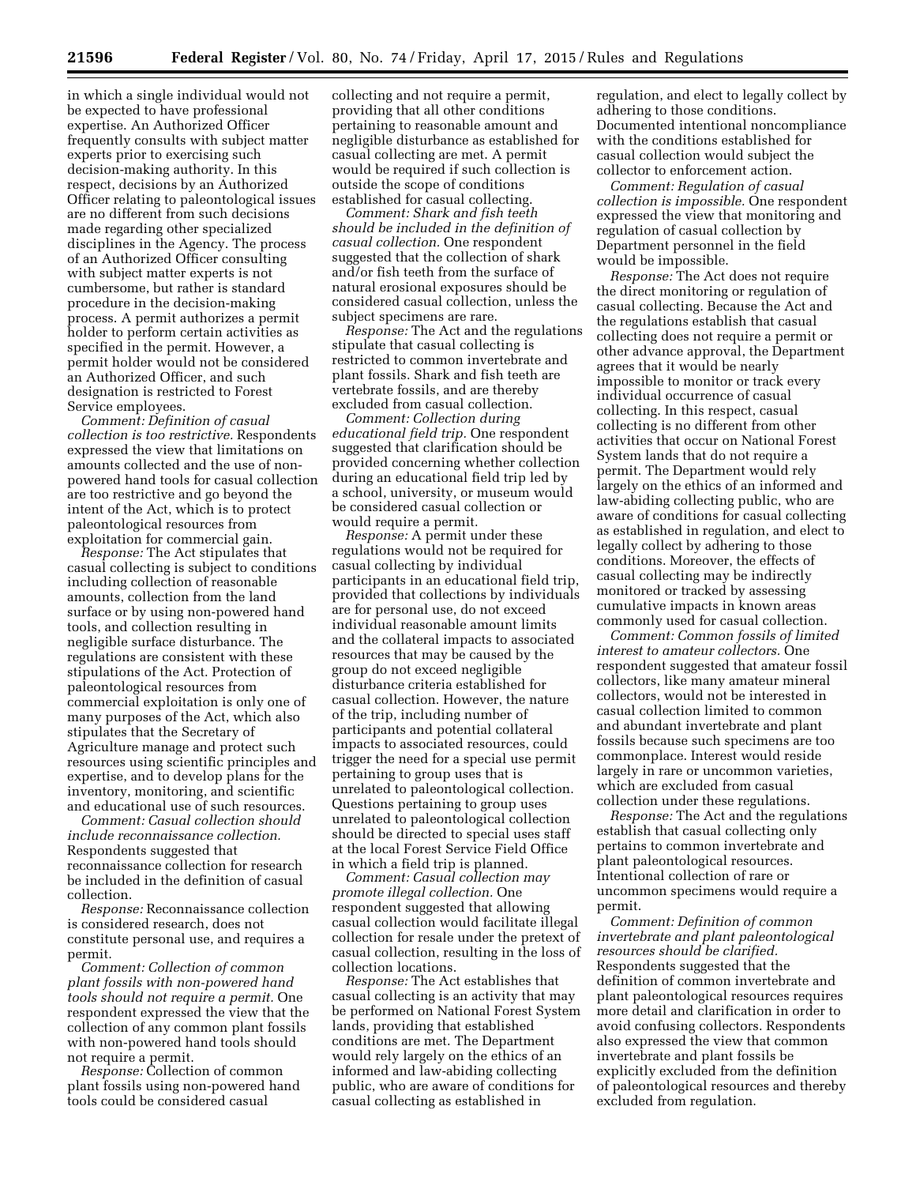in which a single individual would not be expected to have professional expertise. An Authorized Officer frequently consults with subject matter experts prior to exercising such decision-making authority. In this respect, decisions by an Authorized Officer relating to paleontological issues are no different from such decisions made regarding other specialized disciplines in the Agency. The process of an Authorized Officer consulting with subject matter experts is not cumbersome, but rather is standard procedure in the decision-making process. A permit authorizes a permit holder to perform certain activities as specified in the permit. However, a permit holder would not be considered an Authorized Officer, and such designation is restricted to Forest Service employees.

*Comment: Definition of casual collection is too restrictive.* Respondents expressed the view that limitations on amounts collected and the use of non-powered hand tools for casual collection are too restrictive and go beyond the intent of the Act, which is to protect paleontological resources from exploitation for commercial gain.

*Response:* The Act stipulates that casual collecting is subject to conditions including collection of reasonable amounts, collection from the land surface or by using non-powered hand tools, and collection resulting in negligible surface disturbance. The regulations are consistent with these stipulations of the Act. Protection of paleontological resources from commercial exploitation is only one of many purposes of the Act, which also stipulates that the Secretary of Agriculture manage and protect such resources using scientific principles and expertise, and to develop plans for the inventory, monitoring, and scientific and educational use of such resources.

*Comment: Casual collection should include reconnaissance collection.* Respondents suggested that reconnaissance collection for research be included in the definition of casual collection.

*Response:* Reconnaissance collection is considered research, does not constitute personal use, and requires a permit.

*Comment: Collection of common plant fossils with non-powered hand tools should not require a permit.* One respondent expressed the view that the collection of any common plant fossils with non-powered hand tools should not require a permit.

*Response:* Collection of common plant fossils using non-powered hand tools could be considered casual collecting and not require a permit, providing that all other conditions pertaining to reasonable amount and negligible disturbance as established for casual collecting are met. A permit would be required if such collection is outside the scope of conditions established for casual collecting.

*Comment: Shark and fish teeth should be included in the definition of casual collection.* One respondent suggested that the collection of shark and/or fish teeth from the surface of natural erosional exposures should be considered casual collection, unless the subject specimens are rare.

*Response:* The Act and the regulations stipulate that casual collecting is restricted to common invertebrate and plant fossils. Shark and fish teeth are vertebrate fossils, and are thereby excluded from casual collection.

*Comment: Collection during educational field trip.* One respondent suggested that clarification should be provided concerning whether collection during an educational field trip led by a school, university, or museum would be considered casual collection or would require a permit.

*Response:* A permit under these regulations would not be required for casual collecting by individual participants in an educational field trip, provided that collections by individuals are for personal use, do not exceed individual reasonable amount limits and the collateral impacts to associated resources that may be caused by the group do not exceed negligible disturbance criteria established for casual collection. However, the nature of the trip, including number of participants and potential collateral impacts to associated resources, could trigger the need for a special use permit pertaining to group uses that is unrelated to paleontological collection. Questions pertaining to group uses unrelated to paleontological collection should be directed to special uses staff at the local Forest Service Field Office in which a field trip is planned.

*Comment: Casual collection may promote illegal collection.* One respondent suggested that allowing casual collection would facilitate illegal collection for resale under the pretext of casual collection, resulting in the loss of collection locations.

*Response:* The Act establishes that casual collecting is an activity that may be performed on National Forest System lands, providing that established conditions are met. The Department would rely largely on the ethics of an informed and law-abiding collecting public, who are aware of conditions for casual collecting as established in regulation, and elect to legally collect by adhering to those conditions. Documented intentional noncompliance with the conditions established for casual collection would subject the collector to enforcement action.

*Comment: Regulation of casual collection is impossible.* One respondent expressed the view that monitoring and regulation of casual collection by Department personnel in the field would be impossible.

*Response:* The Act does not require the direct monitoring or regulation of casual collecting. Because the Act and the regulations establish that casual collecting does not require a permit or other advance approval, the Department agrees that it would be nearly impossible to monitor or track every individual occurrence of casual collecting. In this respect, casual collecting is no different from other activities that occur on National Forest System lands that do not require a permit. The Department would rely largely on the ethics of an informed and law-abiding collecting public, who are aware of conditions for casual collecting as established in regulation, and elect to legally collect by adhering to those conditions. Moreover, the effects of casual collecting may be indirectly monitored or tracked by assessing cumulative impacts in known areas commonly used for casual collection.

*Comment: Common fossils of limited interest to amateur collectors.* One respondent suggested that amateur fossil collectors, like many amateur mineral collectors, would not be interested in casual collection limited to common and abundant invertebrate and plant fossils because such specimens are too commonplace. Interest would reside largely in rare or uncommon varieties, which are excluded from casual collection under these regulations.

*Response:* The Act and the regulations establish that casual collecting only pertains to common invertebrate and plant paleontological resources. Intentional collection of rare or uncommon specimens would require a permit.

*Comment: Definition of common invertebrate and plant paleontological resources should be clarified.* Respondents suggested that the definition of common invertebrate and plant paleontological resources requires more detail and clarification in order to avoid confusing collectors. Respondents also expressed the view that common invertebrate and plant fossils be explicitly excluded from the definition of paleontological resources and thereby excluded from regulation.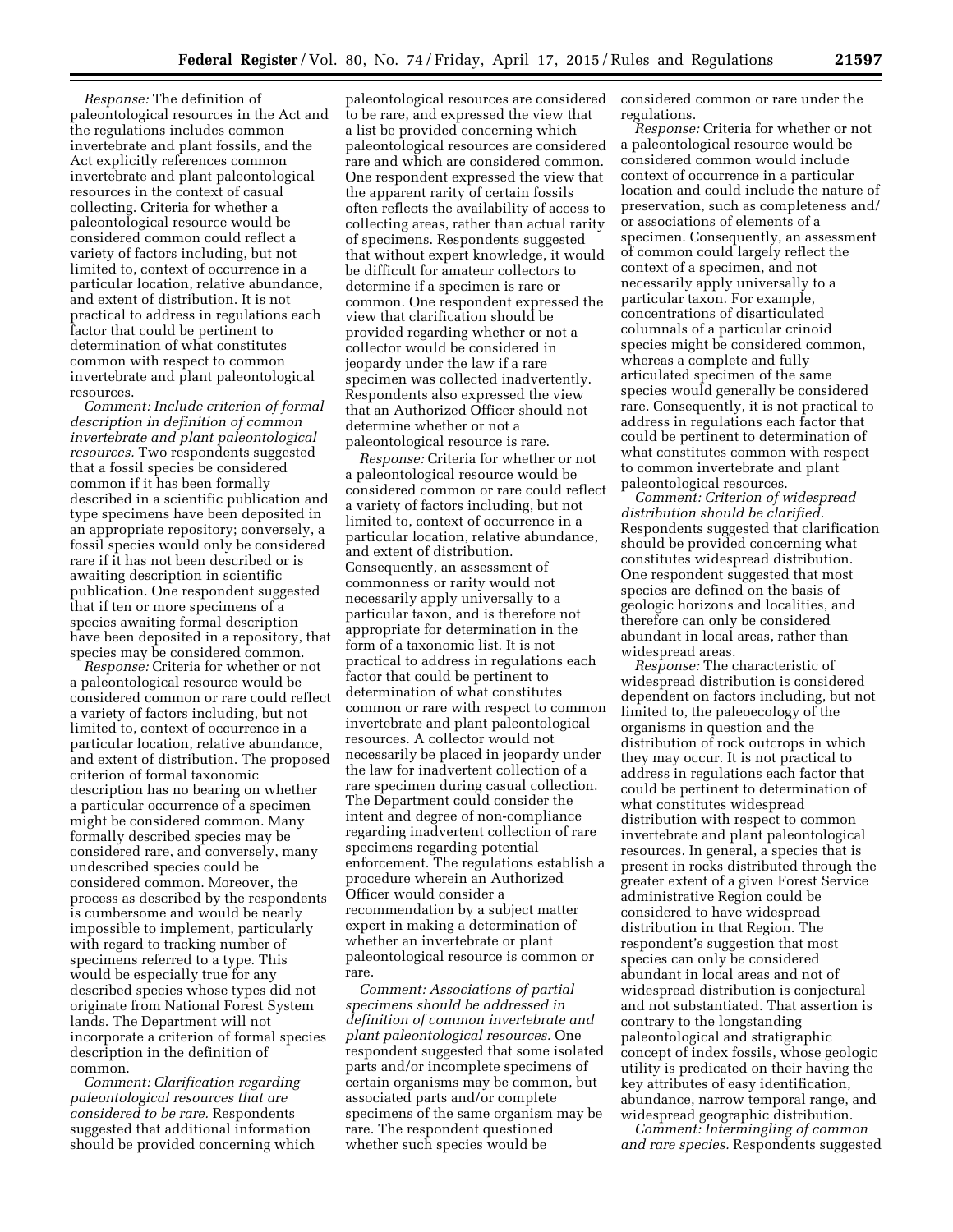*Response:* The definition of paleontological resources in the Act and the regulations includes common invertebrate and plant fossils, and the Act explicitly references common invertebrate and plant paleontological resources in the context of casual collecting. Criteria for whether a paleontological resource would be considered common could reflect a variety of factors including, but not limited to, context of occurrence in a particular location, relative abundance, and extent of distribution. It is not practical to address in regulations each factor that could be pertinent to determination of what constitutes common with respect to common invertebrate and plant paleontological resources.

*Comment: Include criterion of formal description in definition of common invertebrate and plant paleontological resources.* Two respondents suggested that a fossil species be considered common if it has been formally described in a scientific publication and type specimens have been deposited in an appropriate repository; conversely, a fossil species would only be considered rare if it has not been described or is awaiting description in scientific publication. One respondent suggested that if ten or more specimens of a species awaiting formal description have been deposited in a repository, that species may be considered common.

*Response:* Criteria for whether or not a paleontological resource would be considered common or rare could reflect a variety of factors including, but not limited to, context of occurrence in a particular location, relative abundance, and extent of distribution. The proposed criterion of formal taxonomic description has no bearing on whether a particular occurrence of a specimen might be considered common. Many formally described species may be considered rare, and conversely, many undescribed species could be considered common. Moreover, the process as described by the respondents is cumbersome and would be nearly impossible to implement, particularly with regard to tracking number of specimens referred to a type. This would be especially true for any described species whose types did not originate from National Forest System lands. The Department will not incorporate a criterion of formal species description in the definition of common.

*Comment: Clarification regarding paleontological resources that are considered to be rare.* Respondents suggested that additional information should be provided concerning which paleontological resources are considered to be rare, and expressed the view that a list be provided concerning which paleontological resources are considered rare and which are considered common. One respondent expressed the view that the apparent rarity of certain fossils often reflects the availability of access to collecting areas, rather than actual rarity of specimens. Respondents suggested that without expert knowledge, it would be difficult for amateur collectors to determine if a specimen is rare or common. One respondent expressed the view that clarification should be provided regarding whether or not a collector would be considered in jeopardy under the law if a rare specimen was collected inadvertently. Respondents also expressed the view that an Authorized Officer should not determine whether or not a paleontological resource is rare.

*Response:* Criteria for whether or not a paleontological resource would be considered common or rare could reflect a variety of factors including, but not limited to, context of occurrence in a particular location, relative abundance, and extent of distribution. Consequently, an assessment of commonness or rarity would not necessarily apply universally to a particular taxon, and is therefore not appropriate for determination in the form of a taxonomic list. It is not practical to address in regulations each factor that could be pertinent to determination of what constitutes common or rare with respect to common invertebrate and plant paleontological resources. A collector would not necessarily be placed in jeopardy under the law for inadvertent collection of a rare specimen during casual collection. The Department could consider the intent and degree of non-compliance regarding inadvertent collection of rare specimens regarding potential enforcement. The regulations establish a procedure wherein an Authorized Officer would consider a recommendation by a subject matter expert in making a determination of whether an invertebrate or plant paleontological resource is common or rare.

*Comment: Associations of partial specimens should be addressed in definition of common invertebrate and plant paleontological resources.* One respondent suggested that some isolated parts and/or incomplete specimens of certain organisms may be common, but associated parts and/or complete specimens of the same organism may be rare. The respondent questioned whether such species would be considered common or rare under the regulations.

*Response:* Criteria for whether or not a paleontological resource would be considered common would include context of occurrence in a particular location and could include the nature of preservation, such as completeness and/or associations of elements of a specimen. Consequently, an assessment of common could largely reflect the context of a specimen, and not necessarily apply universally to a particular taxon. For example, concentrations of disarticulated columnals of a particular crinoid species might be considered common, whereas a complete and fully articulated specimen of the same species would generally be considered rare. Consequently, it is not practical to address in regulations each factor that could be pertinent to determination of what constitutes common with respect to common invertebrate and plant paleontological resources.

*Comment: Criterion of widespread distribution should be clarified.* Respondents suggested that clarification should be provided concerning what constitutes widespread distribution. One respondent suggested that most species are defined on the basis of geologic horizons and localities, and therefore can only be considered abundant in local areas, rather than widespread areas.

*Response:* The characteristic of widespread distribution is considered dependent on factors including, but not limited to, the paleoecology of the organisms in question and the distribution of rock outcrops in which they may occur. It is not practical to address in regulations each factor that could be pertinent to determination of what constitutes widespread distribution with respect to common invertebrate and plant paleontological resources. In general, a species that is present in rocks distributed through the greater extent of a given Forest Service administrative Region could be considered to have widespread distribution in that Region. The respondent's suggestion that most species can only be considered abundant in local areas and not of widespread distribution is conjectural and not substantiated. That assertion is contrary to the longstanding paleontological and stratigraphic concept of index fossils, whose geologic utility is predicated on their having the key attributes of easy identification, abundance, narrow temporal range, and widespread geographic distribution.

*Comment: Intermingling of common and rare species.* Respondents suggested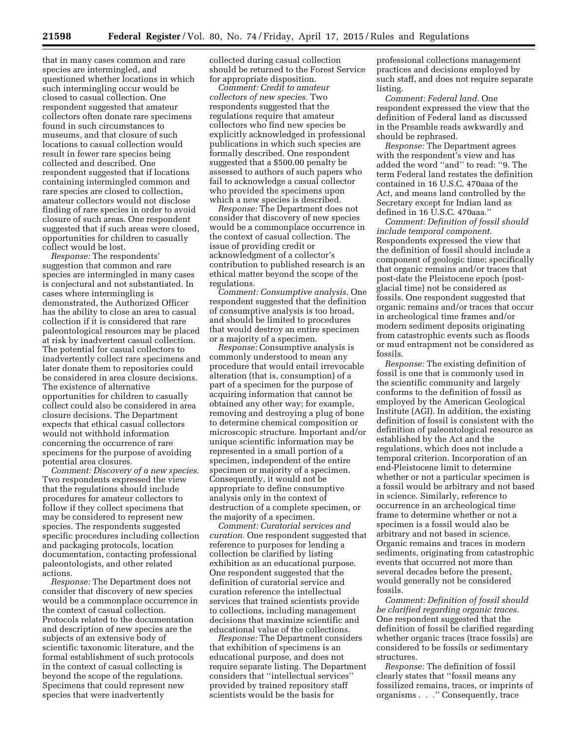that in many cases common and rare species are intermingled, and questioned whether locations in which such intermingling occur would be closed to casual collection. One respondent suggested that amateur collectors often donate rare specimens found in such circumstances to museums, and that closure of such locations to casual collection would result in fewer rare species being collected and described. One respondent suggested that if locations containing intermingled common and rare species are closed to collection, amateur collectors would not disclose finding of rare species in order to avoid closure of such areas. One respondent suggested that if such areas were closed, opportunities for children to casually collect would be lost.

*Response:* The respondents' suggestion that common and rare species are intermingled in many cases is conjectural and not substantiated. In cases where intermingling is demonstrated, the Authorized Officer has the ability to close an area to casual collection if it is considered that rare paleontological resources may be placed at risk by inadvertent casual collection. The potential for casual collectors to inadvertently collect rare specimens and later donate them to repositories could be considered in area closure decisions. The existence of alternative opportunities for children to casually collect could also be considered in area closure decisions. The Department expects that ethical casual collectors would not withhold information concerning the occurrence of rare specimens for the purpose of avoiding potential area closures.

*Comment: Discovery of a new species.* Two respondents expressed the view that the regulations should include procedures for amateur collectors to follow if they collect specimens that may be considered to represent new species. The respondents suggested specific procedures including collection and packaging protocols, location documentation, contacting professional paleontologists, and other related actions.

*Response:* The Department does not consider that discovery of new species would be a commonplace occurrence in the context of casual collection. Protocols related to the documentation and description of new species are the subjects of an extensive body of scientific taxonomic literature, and the formal establishment of such protocols in the context of casual collecting is beyond the scope of the regulations. Specimens that could represent new species that were inadvertently collected during casual collection should be returned to the Forest Service for appropriate disposition.

*Comment: Credit to amateur collectors of new species.* Two respondents suggested that the regulations require that amateur collectors who find new species be explicitly acknowledged in professional publications in which such species are formally described. One respondent suggested that a $500.00 penalty be assessed to authors of such papers who fail to acknowledge a casual collector who provided the specimens upon which a new species is described.

*Response:* The Department does not consider that discovery of new species would be a commonplace occurrence in the context of casual collection. The issue of providing credit or acknowledgment of a collector's contribution to published research is an ethical matter beyond the scope of the regulations.

*Comment: Consumptive analysis.* One respondent suggested that the definition of consumptive analysis is too broad, and should be limited to procedures that would destroy an entire specimen or a majority of a specimen.

*Response:* Consumptive analysis is commonly understood to mean any procedure that would entail irrevocable alteration (that is, consumption) of a part of a specimen for the purpose of acquiring information that cannot be obtained any other way; for example, removing and destroying a plug of bone to determine chemical composition or microscopic structure. Important and/or unique scientific information may be represented in a small portion of a specimen, independent of the entire specimen or majority of a specimen. Consequently, it would not be appropriate to define consumptive analysis only in the context of destruction of a complete specimen, or the majority of a specimen.

*Comment: Curatorial services and curation.* One respondent suggested that reference to purposes for lending a collection be clarified by listing exhibition as an educational purpose. One respondent suggested that the definition of curatorial service and curation reference the intellectual services that trained scientists provide to collections, including management decisions that maximize scientific and educational value of the collections.

*Response:* The Department considers that exhibition of specimens is an educational purpose, and does not require separate listing. The Department considers that ''intellectual services'' provided by trained repository staff scientists would be the basis for professional collections management practices and decisions employed by such staff, and does not require separate listing.

*Comment: Federal land.* One respondent expressed the view that the definition of Federal land as discussed in the Preamble reads awkwardly and should be rephrased.

*Response:* The Department agrees with the respondent's view and has added the word ''and'' to read: ''9. The term Federal land restates the definition contained in 16 U.S.C. 470aaa of the Act, and means land controlled by the Secretary except for Indian land as defined in 16 U.S.C. 470aaa.''

*Comment: Definition of fossil should include temporal component.* Respondents expressed the view that the definition of fossil should include a component of geologic time; specifically that organic remains and/or traces that post-date the Pleistocene epoch (post-glacial time) not be considered as fossils. One respondent suggested that organic remains and/or traces that occur in archeological time frames and/or modern sediment deposits originating from catastrophic events such as floods or mud entrapment not be considered as fossils.

*Response:* The existing definition of fossil is one that is commonly used in the scientific community and largely conforms to the definition of fossil as employed by the American Geological Institute (AGI). In addition, the existing definition of fossil is consistent with the definition of paleontological resource as established by the Act and the regulations, which does not include a temporal criterion. Incorporation of an end-Pleistocene limit to determine whether or not a particular specimen is a fossil would be arbitrary and not based in science. Similarly, reference to occurrence in an archeological time frame to determine whether or not a specimen is a fossil would also be arbitrary and not based in science. Organic remains and traces in modern sediments, originating from catastrophic events that occurred not more than several decades before the present, would generally not be considered fossils.

*Comment: Definition of fossil should be clarified regarding organic traces.* One respondent suggested that the definition of fossil be clarified regarding whether organic traces (trace fossils) are considered to be fossils or sedimentary structures.

*Response:* The definition of fossil clearly states that ''fossil means any fossilized remains, traces, or imprints of organisms . . .'' Consequently, trace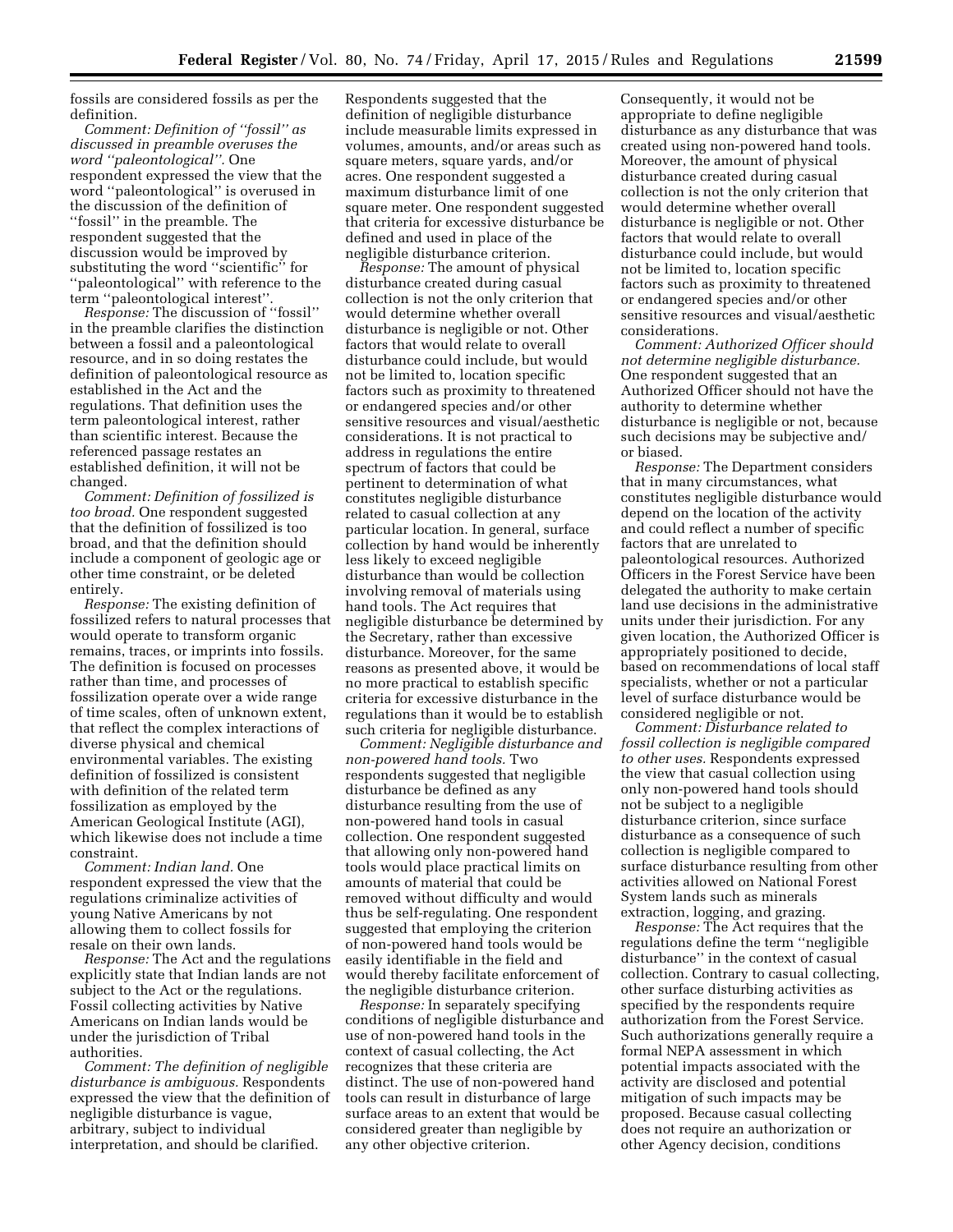fossils are considered fossils as per the definition.

*Comment: Definition of "fossil" as discussed in preamble overuses the word "paleontological".* One respondent expressed the view that the word "paleontological" is overused in the discussion of the definition of "fossil" in the preamble. The respondent suggested that the discussion would be improved by substituting the word "scientific" for "paleontological" with reference to the term "paleontological interest".

*Response:* The discussion of "fossil" in the preamble clarifies the distinction between a fossil and a paleontological resource, and in so doing restates the definition of paleontological resource as established in the Act and the regulations. That definition uses the term paleontological interest, rather than scientific interest. Because the referenced passage restates an established definition, it will not be changed.

*Comment: Definition of fossilized is too broad.* One respondent suggested that the definition of fossilized is too broad, and that the definition should include a component of geologic age or other time constraint, or be deleted entirely.

*Response:* The existing definition of fossilized refers to natural processes that would operate to transform organic remains, traces, or imprints into fossils. The definition is focused on processes rather than time, and processes of fossilization operate over a wide range of time scales, often of unknown extent, that reflect the complex interactions of diverse physical and chemical environmental variables. The existing definition of fossilized is consistent with definition of the related term fossilization as employed by the American Geological Institute (AGI), which likewise does not include a time constraint.

*Comment: Indian land.* One respondent expressed the view that the regulations criminalize activities of young Native Americans by not allowing them to collect fossils for resale on their own lands.

*Response:* The Act and the regulations explicitly state that Indian lands are not subject to the Act or the regulations. Fossil collecting activities by Native Americans on Indian lands would be under the jurisdiction of Tribal authorities.

*Comment: The definition of negligible disturbance is ambiguous.* Respondents expressed the view that the definition of negligible disturbance is vague, arbitrary, subject to individual interpretation, and should be clarified. Respondents suggested that the definition of negligible disturbance include measurable limits expressed in volumes, amounts, and/or areas such as square meters, square yards, and/or acres. One respondent suggested a maximum disturbance limit of one square meter. One respondent suggested that criteria for excessive disturbance be defined and used in place of the negligible disturbance criterion.

*Response:* The amount of physical disturbance created during casual collection is not the only criterion that would determine whether overall disturbance is negligible or not. Other factors that would relate to overall disturbance could include, but would not be limited to, location specific factors such as proximity to threatened or endangered species and/or other sensitive resources and visual/aesthetic considerations. It is not practical to address in regulations the entire spectrum of factors that could be pertinent to determination of what constitutes negligible disturbance related to casual collection at any particular location. In general, surface collection by hand would be inherently less likely to exceed negligible disturbance than would be collection involving removal of materials using hand tools. The Act requires that negligible disturbance be determined by the Secretary, rather than excessive disturbance. Moreover, for the same reasons as presented above, it would be no more practical to establish specific criteria for excessive disturbance in the regulations than it would be to establish such criteria for negligible disturbance.

*Comment: Negligible disturbance and non-powered hand tools.* Two respondents suggested that negligible disturbance be defined as any disturbance resulting from the use of non-powered hand tools in casual collection. One respondent suggested that allowing only non-powered hand tools would place practical limits on amounts of material that could be removed without difficulty and would thus be self-regulating. One respondent suggested that employing the criterion of non-powered hand tools would be easily identifiable in the field and would thereby facilitate enforcement of the negligible disturbance criterion.

*Response:* In separately specifying conditions of negligible disturbance and use of non-powered hand tools in the context of casual collecting, the Act recognizes that these criteria are distinct. The use of non-powered hand tools can result in disturbance of large surface areas to an extent that would be considered greater than negligible by any other objective criterion. Consequently, it would not be appropriate to define negligible disturbance as any disturbance that was created using non-powered hand tools. Moreover, the amount of physical disturbance created during casual collection is not the only criterion that would determine whether overall disturbance is negligible or not. Other factors that would relate to overall disturbance could include, but would not be limited to, location specific factors such as proximity to threatened or endangered species and/or other sensitive resources and visual/aesthetic considerations.

*Comment: Authorized Officer should not determine negligible disturbance.* One respondent suggested that an Authorized Officer should not have the authority to determine whether disturbance is negligible or not, because such decisions may be subjective and/or biased.

*Response:* The Department considers that in many circumstances, what constitutes negligible disturbance would depend on the location of the activity and could reflect a number of specific factors that are unrelated to paleontological resources. Authorized Officers in the Forest Service have been delegated the authority to make certain land use decisions in the administrative units under their jurisdiction. For any given location, the Authorized Officer is appropriately positioned to decide, based on recommendations of local staff specialists, whether or not a particular level of surface disturbance would be considered negligible or not.

*Comment: Disturbance related to fossil collection is negligible compared to other uses.* Respondents expressed the view that casual collection using only non-powered hand tools should not be subject to a negligible disturbance criterion, since surface disturbance as a consequence of such collection is negligible compared to surface disturbance resulting from other activities allowed on National Forest System lands such as minerals extraction, logging, and grazing.

*Response:* The Act requires that the regulations define the term "negligible disturbance" in the context of casual collection. Contrary to casual collecting, other surface disturbing activities as specified by the respondents require authorization from the Forest Service. Such authorizations generally require a formal NEPA assessment in which potential impacts associated with the activity are disclosed and potential mitigation of such impacts may be proposed. Because casual collecting does not require an authorization or other Agency decision, conditions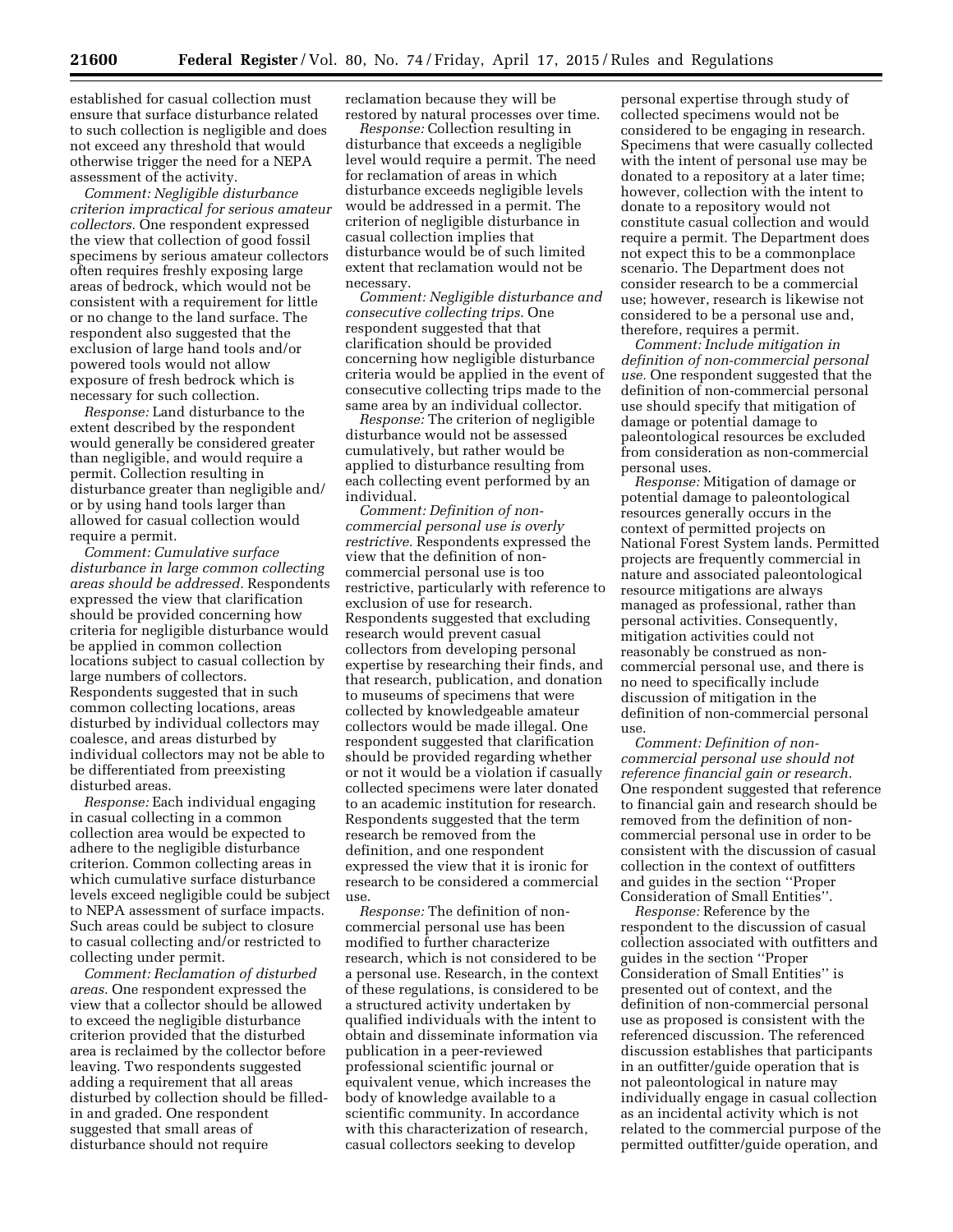established for casual collection must ensure that surface disturbance related to such collection is negligible and does not exceed any threshold that would otherwise trigger the need for a NEPA assessment of the activity.

*Comment: Negligible disturbance criterion impractical for serious amateur collectors.* One respondent expressed the view that collection of good fossil specimens by serious amateur collectors often requires freshly exposing large areas of bedrock, which would not be consistent with a requirement for little or no change to the land surface. The respondent also suggested that the exclusion of large hand tools and/or powered tools would not allow exposure of fresh bedrock which is necessary for such collection.

*Response:* Land disturbance to the extent described by the respondent would generally be considered greater than negligible, and would require a permit. Collection resulting in disturbance greater than negligible and/or by using hand tools larger than allowed for casual collection would require a permit.

*Comment: Cumulative surface disturbance in large common collecting areas should be addressed.* Respondents expressed the view that clarification should be provided concerning how criteria for negligible disturbance would be applied in common collection locations subject to casual collection by large numbers of collectors. Respondents suggested that in such common collecting locations, areas disturbed by individual collectors may coalesce, and areas disturbed by individual collectors may not be able to be differentiated from preexisting disturbed areas.

*Response:* Each individual engaging in casual collecting in a common collection area would be expected to adhere to the negligible disturbance criterion. Common collecting areas in which cumulative surface disturbance levels exceed negligible could be subject to NEPA assessment of surface impacts. Such areas could be subject to closure to casual collecting and/or restricted to collecting under permit.

*Comment: Reclamation of disturbed areas.* One respondent expressed the view that a collector should be allowed to exceed the negligible disturbance criterion provided that the disturbed area is reclaimed by the collector before leaving. Two respondents suggested adding a requirement that all areas disturbed by collection should be filled-in and graded. One respondent suggested that small areas of disturbance should not require reclamation because they will be restored by natural processes over time.

*Response:* Collection resulting in disturbance that exceeds a negligible level would require a permit. The need for reclamation of areas in which disturbance exceeds negligible levels would be addressed in a permit. The criterion of negligible disturbance in casual collection implies that disturbance would be of such limited extent that reclamation would not be necessary.

*Comment: Negligible disturbance and consecutive collecting trips.* One respondent suggested that that clarification should be provided concerning how negligible disturbance criteria would be applied in the event of consecutive collecting trips made to the same area by an individual collector.

*Response:* The criterion of negligible disturbance would not be assessed cumulatively, but rather would be applied to disturbance resulting from each collecting event performed by an individual.

*Comment: Definition of non-commercial personal use is overly restrictive.* Respondents expressed the view that the definition of non-commercial personal use is too restrictive, particularly with reference to exclusion of use for research. Respondents suggested that excluding research would prevent casual collectors from developing personal expertise by researching their finds, and that research, publication, and donation to museums of specimens that were collected by knowledgeable amateur collectors would be made illegal. One respondent suggested that clarification should be provided regarding whether or not it would be a violation if casually collected specimens were later donated to an academic institution for research. Respondents suggested that the term research be removed from the definition, and one respondent expressed the view that it is ironic for research to be considered a commercial use.

*Response:* The definition of non-commercial personal use has been modified to further characterize research, which is not considered to be a personal use. Research, in the context of these regulations, is considered to be a structured activity undertaken by qualified individuals with the intent to obtain and disseminate information via publication in a peer-reviewed professional scientific journal or equivalent venue, which increases the body of knowledge available to a scientific community. In accordance with this characterization of research, casual collectors seeking to develop personal expertise through study of collected specimens would not be considered to be engaging in research. Specimens that were casually collected with the intent of personal use may be donated to a repository at a later time; however, collection with the intent to donate to a repository would not constitute casual collection and would require a permit. The Department does not expect this to be a commonplace scenario. The Department does not consider research to be a commercial use; however, research is likewise not considered to be a personal use and, therefore, requires a permit.

*Comment: Include mitigation in definition of non-commercial personal use.* One respondent suggested that the definition of non-commercial personal use should specify that mitigation of damage or potential damage to paleontological resources be excluded from consideration as non-commercial personal uses.

*Response:* Mitigation of damage or potential damage to paleontological resources generally occurs in the context of permitted projects on National Forest System lands. Permitted projects are frequently commercial in nature and associated paleontological resource mitigations are always managed as professional, rather than personal activities. Consequently, mitigation activities could not reasonably be construed as non-commercial personal use, and there is no need to specifically include discussion of mitigation in the definition of non-commercial personal use.

*Comment: Definition of non-commercial personal use should not reference financial gain or research.* One respondent suggested that reference to financial gain and research should be removed from the definition of non-commercial personal use in order to be consistent with the discussion of casual collection in the context of outfitters and guides in the section "Proper Consideration of Small Entities".

*Response:* Reference by the respondent to the discussion of casual collection associated with outfitters and guides in the section "Proper Consideration of Small Entities" is presented out of context, and the definition of non-commercial personal use as proposed is consistent with the referenced discussion. The referenced discussion establishes that participants in an outfitter/guide operation that is not paleontological in nature may individually engage in casual collection as an incidental activity which is not related to the commercial purpose of the permitted outfitter/guide operation, and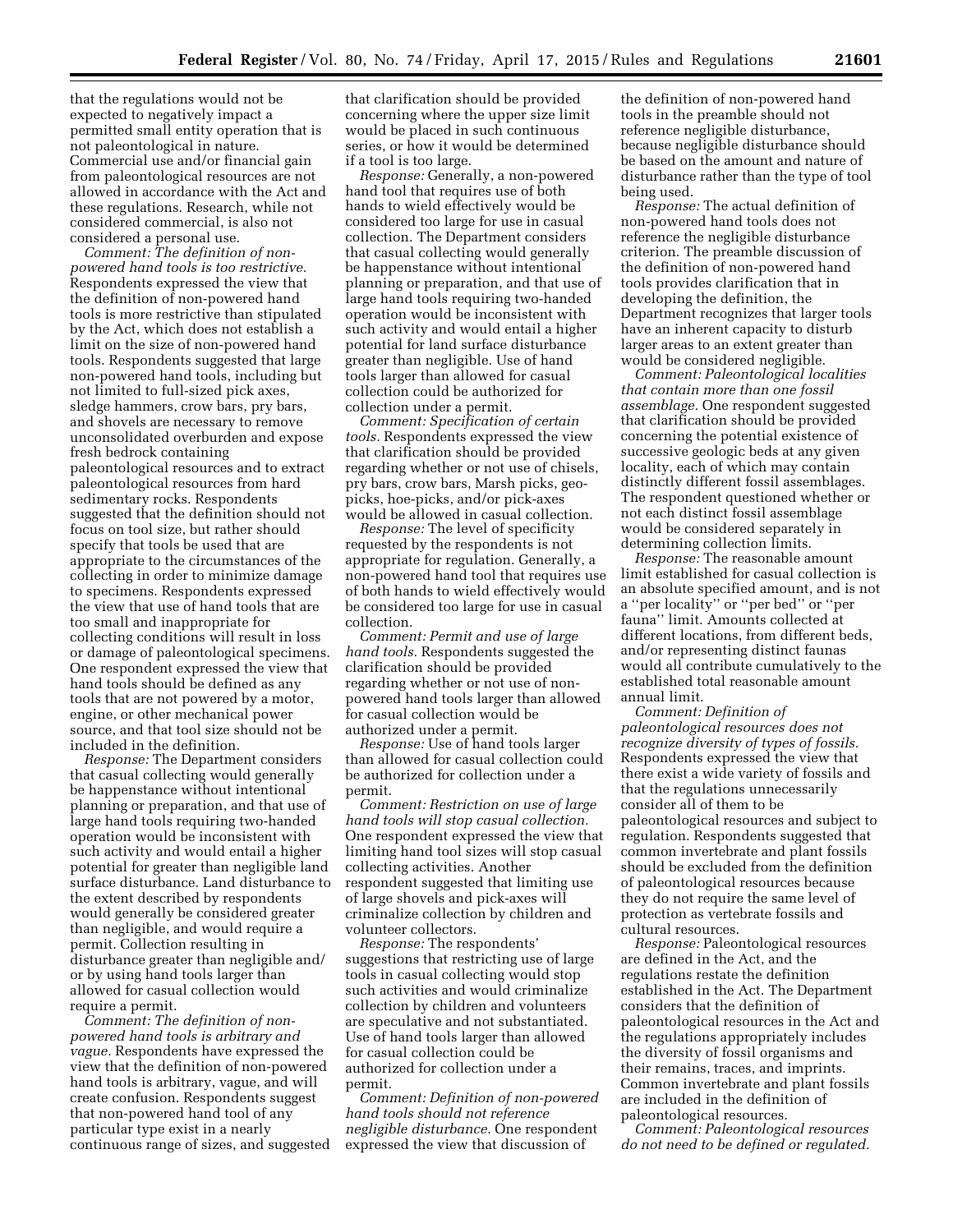that the regulations would not be expected to negatively impact a permitted small entity operation that is not paleontological in nature. Commercial use and/or financial gain from paleontological resources are not allowed in accordance with the Act and these regulations. Research, while not considered commercial, is also not considered a personal use.

*Comment: The definition of non-powered hand tools is too restrictive.* Respondents expressed the view that the definition of non-powered hand tools is more restrictive than stipulated by the Act, which does not establish a limit on the size of non-powered hand tools. Respondents suggested that large non-powered hand tools, including but not limited to full-sized pick axes, sledge hammers, crow bars, pry bars, and shovels are necessary to remove unconsolidated overburden and expose fresh bedrock containing paleontological resources and to extract paleontological resources from hard sedimentary rocks. Respondents suggested that the definition should not focus on tool size, but rather should specify that tools be used that are appropriate to the circumstances of the collecting in order to minimize damage to specimens. Respondents expressed the view that use of hand tools that are too small and inappropriate for collecting conditions will result in loss or damage of paleontological specimens. One respondent expressed the view that hand tools should be defined as any tools that are not powered by a motor, engine, or other mechanical power source, and that tool size should not be included in the definition.

*Response:* The Department considers that casual collecting would generally be happenstance without intentional planning or preparation, and that use of large hand tools requiring two-handed operation would be inconsistent with such activity and would entail a higher potential for greater than negligible land surface disturbance. Land disturbance to the extent described by respondents would generally be considered greater than negligible, and would require a permit. Collection resulting in disturbance greater than negligible and/or by using hand tools larger than allowed for casual collection would require a permit.

*Comment: The definition of non-powered hand tools is arbitrary and vague.* Respondents have expressed the view that the definition of non-powered hand tools is arbitrary, vague, and will create confusion. Respondents suggest that non-powered hand tool of any particular type exist in a nearly continuous range of sizes, and suggested that clarification should be provided concerning where the upper size limit would be placed in such continuous series, or how it would be determined if a tool is too large.

*Response:* Generally, a non-powered hand tool that requires use of both hands to wield effectively would be considered too large for use in casual collection. The Department considers that casual collecting would generally be happenstance without intentional planning or preparation, and that use of large hand tools requiring two-handed operation would be inconsistent with such activity and would entail a higher potential for land surface disturbance greater than negligible. Use of hand tools larger than allowed for casual collection could be authorized for collection under a permit.

*Comment: Specification of certain tools.* Respondents expressed the view that clarification should be provided regarding whether or not use of chisels, pry bars, crow bars, Marsh picks, geo-picks, hoe-picks, and/or pick-axes would be allowed in casual collection.

*Response:* The level of specificity requested by the respondents is not appropriate for regulation. Generally, a non-powered hand tool that requires use of both hands to wield effectively would be considered too large for use in casual collection.

*Comment: Permit and use of large hand tools.* Respondents suggested the clarification should be provided regarding whether or not use of non-powered hand tools larger than allowed for casual collection would be authorized under a permit.

*Response:* Use of hand tools larger than allowed for casual collection could be authorized for collection under a permit.

*Comment: Restriction on use of large hand tools will stop casual collection.* One respondent expressed the view that limiting hand tool sizes will stop casual collecting activities. Another respondent suggested that limiting use of large shovels and pick-axes will criminalize collection by children and volunteer collectors.

*Response:* The respondents' suggestions that restricting use of large tools in casual collecting would stop such activities and would criminalize collection by children and volunteers are speculative and not substantiated. Use of hand tools larger than allowed for casual collection could be authorized for collection under a permit.

*Comment: Definition of non-powered hand tools should not reference negligible disturbance.* One respondent expressed the view that discussion of the definition of non-powered hand tools in the preamble should not reference negligible disturbance, because negligible disturbance should be based on the amount and nature of disturbance rather than the type of tool being used.

*Response:* The actual definition of non-powered hand tools does not reference the negligible disturbance criterion. The preamble discussion of the definition of non-powered hand tools provides clarification that in developing the definition, the Department recognizes that larger tools have an inherent capacity to disturb larger areas to an extent greater than would be considered negligible.

*Comment: Paleontological localities that contain more than one fossil assemblage.* One respondent suggested that clarification should be provided concerning the potential existence of successive geologic beds at any given locality, each of which may contain distinctly different fossil assemblages. The respondent questioned whether or not each distinct fossil assemblage would be considered separately in determining collection limits.

*Response:* The reasonable amount limit established for casual collection is an absolute specified amount, and is not a ''per locality'' or ''per bed'' or ''per fauna'' limit. Amounts collected at different locations, from different beds, and/or representing distinct faunas would all contribute cumulatively to the established total reasonable amount annual limit.

*Comment: Definition of paleontological resources does not recognize diversity of types of fossils.* Respondents expressed the view that there exist a wide variety of fossils and that the regulations unnecessarily consider all of them to be paleontological resources and subject to regulation. Respondents suggested that common invertebrate and plant fossils should be excluded from the definition of paleontological resources because they do not require the same level of protection as vertebrate fossils and cultural resources.

*Response:* Paleontological resources are defined in the Act, and the regulations restate the definition established in the Act. The Department considers that the definition of paleontological resources in the Act and the regulations appropriately includes the diversity of fossil organisms and their remains, traces, and imprints. Common invertebrate and plant fossils are included in the definition of paleontological resources.

*Comment: Paleontological resources do not need to be defined or regulated.*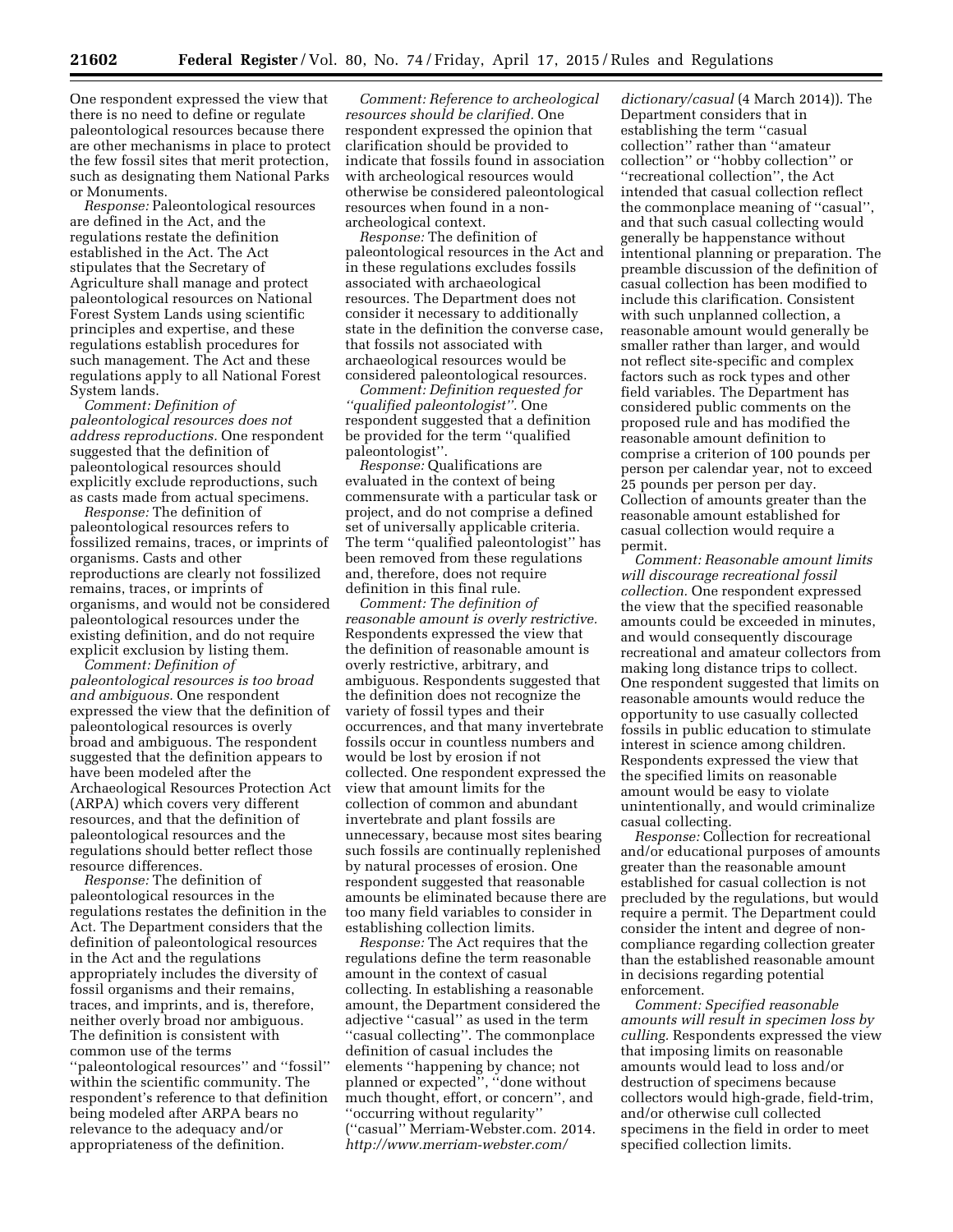One respondent expressed the view that there is no need to define or regulate paleontological resources because there are other mechanisms in place to protect the few fossil sites that merit protection, such as designating them National Parks or Monuments.

*Response:* Paleontological resources are defined in the Act, and the regulations restate the definition established in the Act. The Act stipulates that the Secretary of Agriculture shall manage and protect paleontological resources on National Forest System Lands using scientific principles and expertise, and these regulations establish procedures for such management. The Act and these regulations apply to all National Forest System lands.

*Comment: Definition of paleontological resources does not address reproductions.* One respondent suggested that the definition of paleontological resources should explicitly exclude reproductions, such as casts made from actual specimens.

*Response:* The definition of paleontological resources refers to fossilized remains, traces, or imprints of organisms. Casts and other reproductions are clearly not fossilized remains, traces, or imprints of organisms, and would not be considered paleontological resources under the existing definition, and do not require explicit exclusion by listing them.

*Comment: Definition of paleontological resources is too broad and ambiguous.* One respondent expressed the view that the definition of paleontological resources is overly broad and ambiguous. The respondent suggested that the definition appears to have been modeled after the Archaeological Resources Protection Act (ARPA) which covers very different resources, and that the definition of paleontological resources and the regulations should better reflect those resource differences.

*Response:* The definition of paleontological resources in the regulations restates the definition in the Act. The Department considers that the definition of paleontological resources in the Act and the regulations appropriately includes the diversity of fossil organisms and their remains, traces, and imprints, and is, therefore, neither overly broad nor ambiguous. The definition is consistent with common use of the terms ''paleontological resources'' and ''fossil'' within the scientific community. The respondent's reference to that definition being modeled after ARPA bears no relevance to the adequacy and/or appropriateness of the definition.

*Comment: Reference to archeological resources should be clarified.* One respondent expressed the opinion that clarification should be provided to indicate that fossils found in association with archeological resources would otherwise be considered paleontological resources when found in a non-archeological context.

*Response:* The definition of paleontological resources in the Act and in these regulations excludes fossils associated with archaeological resources. The Department does not consider it necessary to additionally state in the definition the converse case, that fossils not associated with archaeological resources would be considered paleontological resources.

*Comment: Definition requested for ''qualified paleontologist''.* One respondent suggested that a definition be provided for the term ''qualified paleontologist''.

*Response:* Qualifications are evaluated in the context of being commensurate with a particular task or project, and do not comprise a defined set of universally applicable criteria. The term ''qualified paleontologist'' has been removed from these regulations and, therefore, does not require definition in this final rule.

*Comment: The definition of reasonable amount is overly restrictive.* Respondents expressed the view that the definition of reasonable amount is overly restrictive, arbitrary, and ambiguous. Respondents suggested that the definition does not recognize the variety of fossil types and their occurrences, and that many invertebrate fossils occur in countless numbers and would be lost by erosion if not collected. One respondent expressed the view that amount limits for the collection of common and abundant invertebrate and plant fossils are unnecessary, because most sites bearing such fossils are continually replenished by natural processes of erosion. One respondent suggested that reasonable amounts be eliminated because there are too many field variables to consider in establishing collection limits.

*Response:* The Act requires that the regulations define the term reasonable amount in the context of casual collecting. In establishing a reasonable amount, the Department considered the adjective ''casual'' as used in the term ''casual collecting''. The commonplace definition of casual includes the elements ''happening by chance; not planned or expected'', ''done without much thought, effort, or concern'', and ''occurring without regularity'' (''casual'' Merriam-Webster.com. 2014. *http://www.merriam-webster.com/dictionary/casual* (4 March 2014)). The Department considers that in establishing the term ''casual collection'' rather than ''amateur collection'' or ''hobby collection'' or ''recreational collection'', the Act intended that casual collection reflect the commonplace meaning of ''casual'', and that such casual collecting would generally be happenstance without intentional planning or preparation. The preamble discussion of the definition of casual collection has been modified to include this clarification. Consistent with such unplanned collection, a reasonable amount would generally be smaller rather than larger, and would not reflect site-specific and complex factors such as rock types and other field variables. The Department has considered public comments on the proposed rule and has modified the reasonable amount definition to comprise a criterion of 100 pounds per person per calendar year, not to exceed 25 pounds per person per day. Collection of amounts greater than the reasonable amount established for casual collection would require a permit.

*Comment: Reasonable amount limits will discourage recreational fossil collection.* One respondent expressed the view that the specified reasonable amounts could be exceeded in minutes, and would consequently discourage recreational and amateur collectors from making long distance trips to collect. One respondent suggested that limits on reasonable amounts would reduce the opportunity to use casually collected fossils in public education to stimulate interest in science among children. Respondents expressed the view that the specified limits on reasonable amount would be easy to violate unintentionally, and would criminalize casual collecting.

*Response:* Collection for recreational and/or educational purposes of amounts greater than the reasonable amount established for casual collection is not precluded by the regulations, but would require a permit. The Department could consider the intent and degree of non-compliance regarding collection greater than the established reasonable amount in decisions regarding potential enforcement.

*Comment: Specified reasonable amounts will result in specimen loss by culling.* Respondents expressed the view that imposing limits on reasonable amounts would lead to loss and/or destruction of specimens because collectors would high-grade, field-trim, and/or otherwise cull collected specimens in the field in order to meet specified collection limits.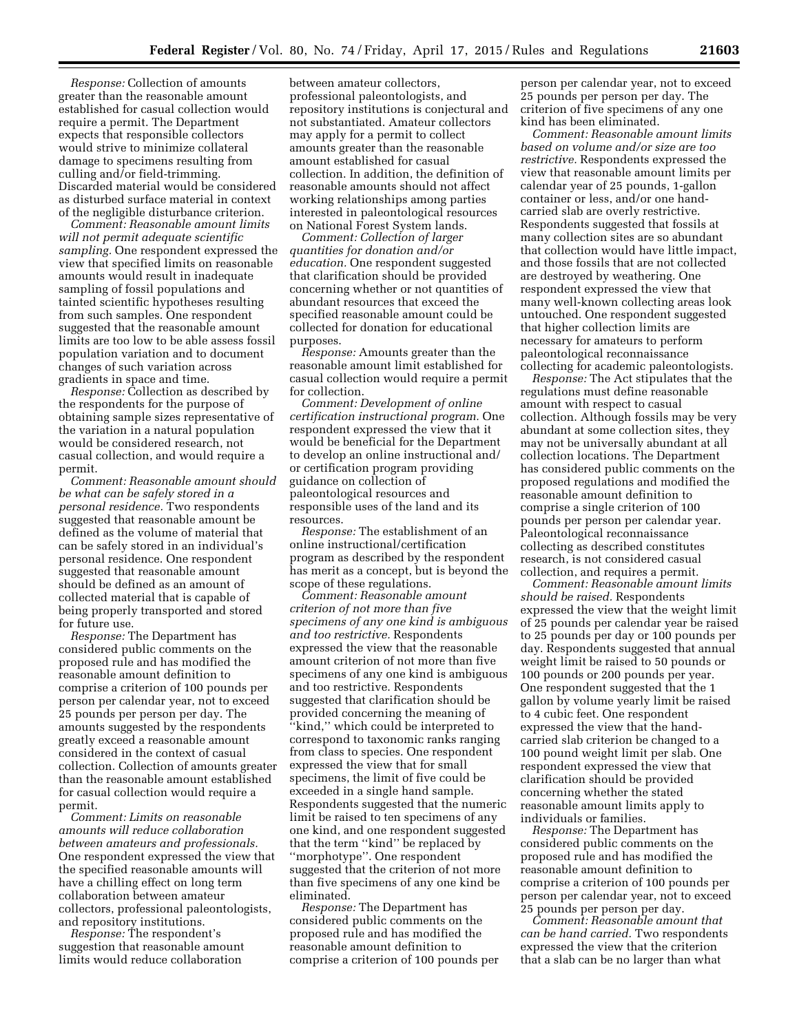*Response:* Collection of amounts greater than the reasonable amount established for casual collection would require a permit. The Department expects that responsible collectors would strive to minimize collateral damage to specimens resulting from culling and/or field-trimming. Discarded material would be considered as disturbed surface material in context of the negligible disturbance criterion.

*Comment: Reasonable amount limits will not permit adequate scientific sampling.* One respondent expressed the view that specified limits on reasonable amounts would result in inadequate sampling of fossil populations and tainted scientific hypotheses resulting from such samples. One respondent suggested that the reasonable amount limits are too low to be able assess fossil population variation and to document changes of such variation across gradients in space and time.

*Response:* Collection as described by the respondents for the purpose of obtaining sample sizes representative of the variation in a natural population would be considered research, not casual collection, and would require a permit.

*Comment: Reasonable amount should be what can be safely stored in a personal residence.* Two respondents suggested that reasonable amount be defined as the volume of material that can be safely stored in an individual's personal residence. One respondent suggested that reasonable amount should be defined as an amount of collected material that is capable of being properly transported and stored for future use.

*Response:* The Department has considered public comments on the proposed rule and has modified the reasonable amount definition to comprise a criterion of 100 pounds per person per calendar year, not to exceed 25 pounds per person per day. The amounts suggested by the respondents greatly exceed a reasonable amount considered in the context of casual collection. Collection of amounts greater than the reasonable amount established for casual collection would require a permit.

*Comment: Limits on reasonable amounts will reduce collaboration between amateurs and professionals.* One respondent expressed the view that the specified reasonable amounts will have a chilling effect on long term collaboration between amateur collectors, professional paleontologists, and repository institutions.

*Response:* The respondent's suggestion that reasonable amount limits would reduce collaboration between amateur collectors, professional paleontologists, and repository institutions is conjectural and not substantiated. Amateur collectors may apply for a permit to collect amounts greater than the reasonable amount established for casual collection. In addition, the definition of reasonable amounts should not affect working relationships among parties interested in paleontological resources on National Forest System lands.

*Comment: Collection of larger quantities for donation and/or education.* One respondent suggested that clarification should be provided concerning whether or not quantities of abundant resources that exceed the specified reasonable amount could be collected for donation for educational purposes.

*Response:* Amounts greater than the reasonable amount limit established for casual collection would require a permit for collection.

*Comment: Development of online certification instructional program.* One respondent expressed the view that it would be beneficial for the Department to develop an online instructional and/or certification program providing guidance on collection of paleontological resources and responsible uses of the land and its resources.

*Response:* The establishment of an online instructional/certification program as described by the respondent has merit as a concept, but is beyond the scope of these regulations.

*Comment: Reasonable amount criterion of not more than five specimens of any one kind is ambiguous and too restrictive.* Respondents expressed the view that the reasonable amount criterion of not more than five specimens of any one kind is ambiguous and too restrictive. Respondents suggested that clarification should be provided concerning the meaning of "kind," which could be interpreted to correspond to taxonomic ranks ranging from class to species. One respondent expressed the view that for small specimens, the limit of five could be exceeded in a single hand sample. Respondents suggested that the numeric limit be raised to ten specimens of any one kind, and one respondent suggested that the term "kind" be replaced by "morphotype". One respondent suggested that the criterion of not more than five specimens of any one kind be eliminated.

*Response:* The Department has considered public comments on the proposed rule and has modified the reasonable amount definition to comprise a criterion of 100 pounds per person per calendar year, not to exceed 25 pounds per person per day. The criterion of five specimens of any one kind has been eliminated.

*Comment: Reasonable amount limits based on volume and/or size are too restrictive.* Respondents expressed the view that reasonable amount limits per calendar year of 25 pounds, 1-gallon container or less, and/or one hand-carried slab are overly restrictive. Respondents suggested that fossils at many collection sites are so abundant that collection would have little impact, and those fossils that are not collected are destroyed by weathering. One respondent expressed the view that many well-known collecting areas look untouched. One respondent suggested that higher collection limits are necessary for amateurs to perform paleontological reconnaissance collecting for academic paleontologists.

*Response:* The Act stipulates that the regulations must define reasonable amount with respect to casual collection. Although fossils may be very abundant at some collection sites, they may not be universally abundant at all collection locations. The Department has considered public comments on the proposed regulations and modified the reasonable amount definition to comprise a single criterion of 100 pounds per person per calendar year. Paleontological reconnaissance collecting as described constitutes research, is not considered casual collection, and requires a permit.

*Comment: Reasonable amount limits should be raised.* Respondents expressed the view that the weight limit of 25 pounds per calendar year be raised to 25 pounds per day or 100 pounds per day. Respondents suggested that annual weight limit be raised to 50 pounds or 100 pounds or 200 pounds per year. One respondent suggested that the 1 gallon by volume yearly limit be raised to 4 cubic feet. One respondent expressed the view that the hand-carried slab criterion be changed to a 100 pound weight limit per slab. One respondent expressed the view that clarification should be provided concerning whether the stated reasonable amount limits apply to individuals or families.

*Response:* The Department has considered public comments on the proposed rule and has modified the reasonable amount definition to comprise a criterion of 100 pounds per person per calendar year, not to exceed 25 pounds per person per day.

*Comment: Reasonable amount that can be hand carried.* Two respondents expressed the view that the criterion that a slab can be no larger than what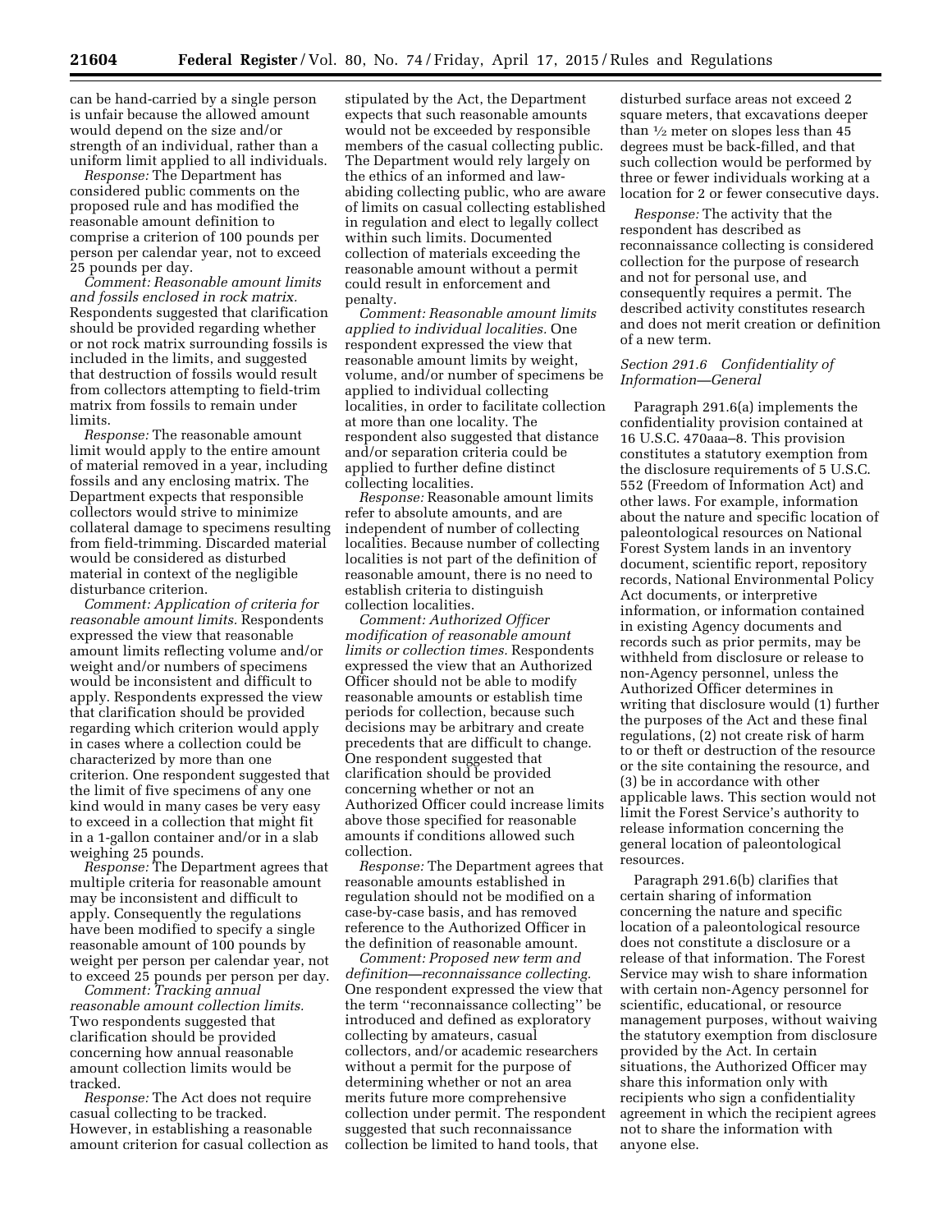can be hand-carried by a single person is unfair because the allowed amount would depend on the size and/or strength of an individual, rather than a uniform limit applied to all individuals.

*Response:* The Department has considered public comments on the proposed rule and has modified the reasonable amount definition to comprise a criterion of 100 pounds per person per calendar year, not to exceed 25 pounds per day.

*Comment: Reasonable amount limits and fossils enclosed in rock matrix.* Respondents suggested that clarification should be provided regarding whether or not rock matrix surrounding fossils is included in the limits, and suggested that destruction of fossils would result from collectors attempting to field-trim matrix from fossils to remain under limits.

*Response:* The reasonable amount limit would apply to the entire amount of material removed in a year, including fossils and any enclosing matrix. The Department expects that responsible collectors would strive to minimize collateral damage to specimens resulting from field-trimming. Discarded material would be considered as disturbed material in context of the negligible disturbance criterion.

*Comment: Application of criteria for reasonable amount limits.* Respondents expressed the view that reasonable amount limits reflecting volume and/or weight and/or numbers of specimens would be inconsistent and difficult to apply. Respondents expressed the view that clarification should be provided regarding which criterion would apply in cases where a collection could be characterized by more than one criterion. One respondent suggested that the limit of five specimens of any one kind would in many cases be very easy to exceed in a collection that might fit in a 1-gallon container and/or in a slab weighing 25 pounds.

*Response:* The Department agrees that multiple criteria for reasonable amount may be inconsistent and difficult to apply. Consequently the regulations have been modified to specify a single reasonable amount of 100 pounds by weight per person per calendar year, not to exceed 25 pounds per person per day.

*Comment: Tracking annual reasonable amount collection limits.* Two respondents suggested that clarification should be provided concerning how annual reasonable amount collection limits would be tracked.

*Response:* The Act does not require casual collecting to be tracked. However, in establishing a reasonable amount criterion for casual collection as stipulated by the Act, the Department expects that such reasonable amounts would not be exceeded by responsible members of the casual collecting public. The Department would rely largely on the ethics of an informed and law-abiding collecting public, who are aware of limits on casual collecting established in regulation and elect to legally collect within such limits. Documented collection of materials exceeding the reasonable amount without a permit could result in enforcement and penalty.

*Comment: Reasonable amount limits applied to individual localities.* One respondent expressed the view that reasonable amount limits by weight, volume, and/or number of specimens be applied to individual collecting localities, in order to facilitate collection at more than one locality. The respondent also suggested that distance and/or separation criteria could be applied to further define distinct collecting localities.

*Response:* Reasonable amount limits refer to absolute amounts, and are independent of number of collecting localities. Because number of collecting localities is not part of the definition of reasonable amount, there is no need to establish criteria to distinguish collection localities.

*Comment: Authorized Officer modification of reasonable amount limits or collection times.* Respondents expressed the view that an Authorized Officer should not be able to modify reasonable amounts or establish time periods for collection, because such decisions may be arbitrary and create precedents that are difficult to change. One respondent suggested that clarification should be provided concerning whether or not an Authorized Officer could increase limits above those specified for reasonable amounts if conditions allowed such collection.

*Response:* The Department agrees that reasonable amounts established in regulation should not be modified on a case-by-case basis, and has removed reference to the Authorized Officer in the definition of reasonable amount.

*Comment: Proposed new term and definition—reconnaissance collecting.* One respondent expressed the view that the term ''reconnaissance collecting'' be introduced and defined as exploratory collecting by amateurs, casual collectors, and/or academic researchers without a permit for the purpose of determining whether or not an area merits future more comprehensive collection under permit. The respondent suggested that such reconnaissance collection be limited to hand tools, that disturbed surface areas not exceed 2 square meters, that excavations deeper than ½ meter on slopes less than 45 degrees must be back-filled, and that such collection would be performed by three or fewer individuals working at a location for 2 or fewer consecutive days.

*Response:* The activity that the respondent has described as reconnaissance collecting is considered collection for the purpose of research and not for personal use, and consequently requires a permit. The described activity constitutes research and does not merit creation or definition of a new term.

### *Section 291.6 Confidentiality of Information—General*

Paragraph 291.6(a) implements the confidentiality provision contained at 16 U.S.C. 470aaa–8. This provision constitutes a statutory exemption from the disclosure requirements of 5 U.S.C. 552 (Freedom of Information Act) and other laws. For example, information about the nature and specific location of paleontological resources on National Forest System lands in an inventory document, scientific report, repository records, National Environmental Policy Act documents, or interpretive information, or information contained in existing Agency documents and records such as prior permits, may be withheld from disclosure or release to non-Agency personnel, unless the Authorized Officer determines in writing that disclosure would (1) further the purposes of the Act and these final regulations, (2) not create risk of harm to or theft or destruction of the resource or the site containing the resource, and (3) be in accordance with other applicable laws. This section would not limit the Forest Service's authority to release information concerning the general location of paleontological resources.

Paragraph 291.6(b) clarifies that certain sharing of information concerning the nature and specific location of a paleontological resource does not constitute a disclosure or a release of that information. The Forest Service may wish to share information with certain non-Agency personnel for scientific, educational, or resource management purposes, without waiving the statutory exemption from disclosure provided by the Act. In certain situations, the Authorized Officer may share this information only with recipients who sign a confidentiality agreement in which the recipient agrees not to share the information with anyone else.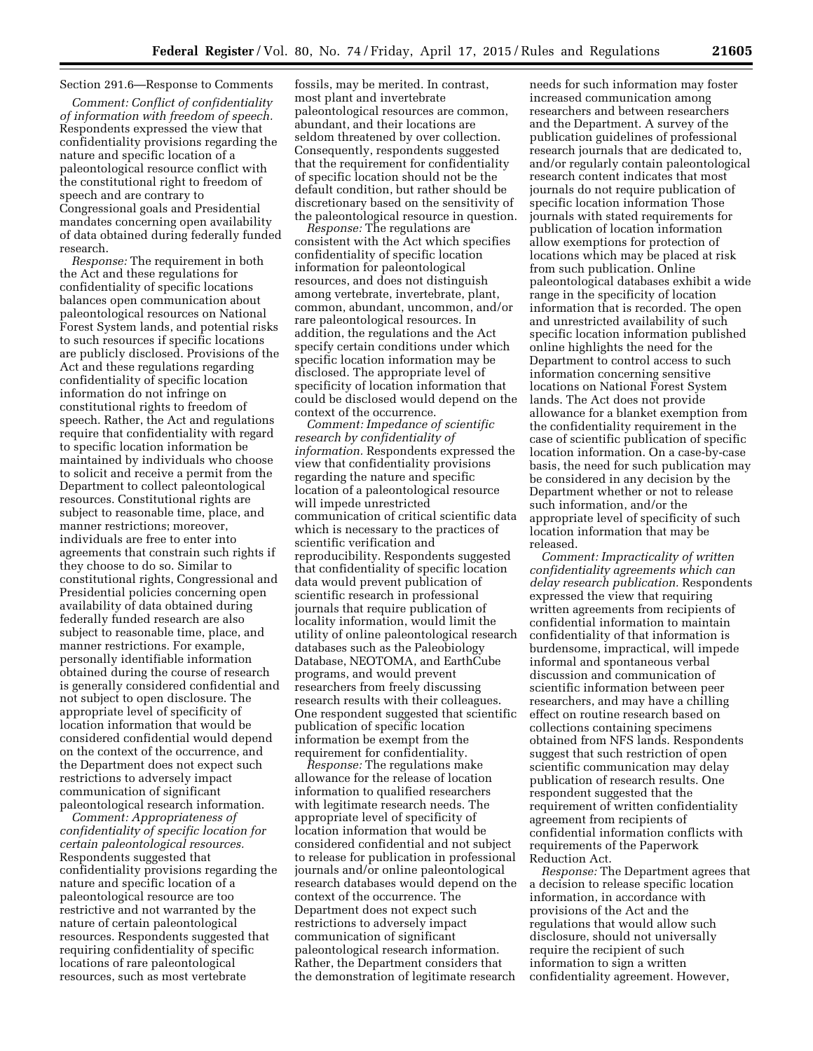Section 291.6—Response to Comments

*Comment: Conflict of confidentiality of information with freedom of speech.* Respondents expressed the view that confidentiality provisions regarding the nature and specific location of a paleontological resource conflict with the constitutional right to freedom of speech and are contrary to Congressional goals and Presidential mandates concerning open availability of data obtained during federally funded research.

*Response:* The requirement in both the Act and these regulations for confidentiality of specific locations balances open communication about paleontological resources on National Forest System lands, and potential risks to such resources if specific locations are publicly disclosed. Provisions of the Act and these regulations regarding confidentiality of specific location information do not infringe on constitutional rights to freedom of speech. Rather, the Act and regulations require that confidentiality with regard to specific location information be maintained by individuals who choose to solicit and receive a permit from the Department to collect paleontological resources. Constitutional rights are subject to reasonable time, place, and manner restrictions; moreover, individuals are free to enter into agreements that constrain such rights if they choose to do so. Similar to constitutional rights, Congressional and Presidential policies concerning open availability of data obtained during federally funded research are also subject to reasonable time, place, and manner restrictions. For example, personally identifiable information obtained during the course of research is generally considered confidential and not subject to open disclosure. The appropriate level of specificity of location information that would be considered confidential would depend on the context of the occurrence, and the Department does not expect such restrictions to adversely impact communication of significant paleontological research information.

*Comment: Appropriateness of confidentiality of specific location for certain paleontological resources.* Respondents suggested that confidentiality provisions regarding the nature and specific location of a paleontological resource are too restrictive and not warranted by the nature of certain paleontological resources. Respondents suggested that requiring confidentiality of specific locations of rare paleontological resources, such as most vertebrate fossils, may be merited. In contrast, most plant and invertebrate paleontological resources are common, abundant, and their locations are seldom threatened by over collection. Consequently, respondents suggested that the requirement for confidentiality of specific location should not be the default condition, but rather should be discretionary based on the sensitivity of the paleontological resource in question.

*Response:* The regulations are consistent with the Act which specifies confidentiality of specific location information for paleontological resources, and does not distinguish among vertebrate, invertebrate, plant, common, abundant, uncommon, and/or rare paleontological resources. In addition, the regulations and the Act specify certain conditions under which specific location information may be disclosed. The appropriate level of specificity of location information that could be disclosed would depend on the context of the occurrence.

*Comment: Impedance of scientific research by confidentiality of information.* Respondents expressed the view that confidentiality provisions regarding the nature and specific location of a paleontological resource will impede unrestricted communication of critical scientific data which is necessary to the practices of scientific verification and reproducibility. Respondents suggested that confidentiality of specific location data would prevent publication of scientific research in professional journals that require publication of locality information, would limit the utility of online paleontological research databases such as the Paleobiology Database, NEOTOMA, and EarthCube programs, and would prevent researchers from freely discussing research results with their colleagues. One respondent suggested that scientific publication of specific location information be exempt from the requirement for confidentiality.

*Response:* The regulations make allowance for the release of location information to qualified researchers with legitimate research needs. The appropriate level of specificity of location information that would be considered confidential and not subject to release for publication in professional journals and/or online paleontological research databases would depend on the context of the occurrence. The Department does not expect such restrictions to adversely impact communication of significant paleontological research information. Rather, the Department considers that the demonstration of legitimate research needs for such information may foster increased communication among researchers and between researchers and the Department. A survey of the publication guidelines of professional research journals that are dedicated to, and/or regularly contain paleontological research content indicates that most journals do not require publication of specific location information Those journals with stated requirements for publication of location information allow exemptions for protection of locations which may be placed at risk from such publication. Online paleontological databases exhibit a wide range in the specificity of location information that is recorded. The open and unrestricted availability of such specific location information published online highlights the need for the Department to control access to such information concerning sensitive locations on National Forest System lands. The Act does not provide allowance for a blanket exemption from the confidentiality requirement in the case of scientific publication of specific location information. On a case-by-case basis, the need for such publication may be considered in any decision by the Department whether or not to release such information, and/or the appropriate level of specificity of such location information that may be released.

*Comment: Impracticality of written confidentiality agreements which can delay research publication.* Respondents expressed the view that requiring written agreements from recipients of confidential information to maintain confidentiality of that information is burdensome, impractical, will impede informal and spontaneous verbal discussion and communication of scientific information between peer researchers, and may have a chilling effect on routine research based on collections containing specimens obtained from NFS lands. Respondents suggest that such restriction of open scientific communication may delay publication of research results. One respondent suggested that the requirement of written confidentiality agreement from recipients of confidential information conflicts with requirements of the Paperwork Reduction Act.

*Response:* The Department agrees that a decision to release specific location information, in accordance with provisions of the Act and the regulations that would allow such disclosure, should not universally require the recipient of such information to sign a written confidentiality agreement. However,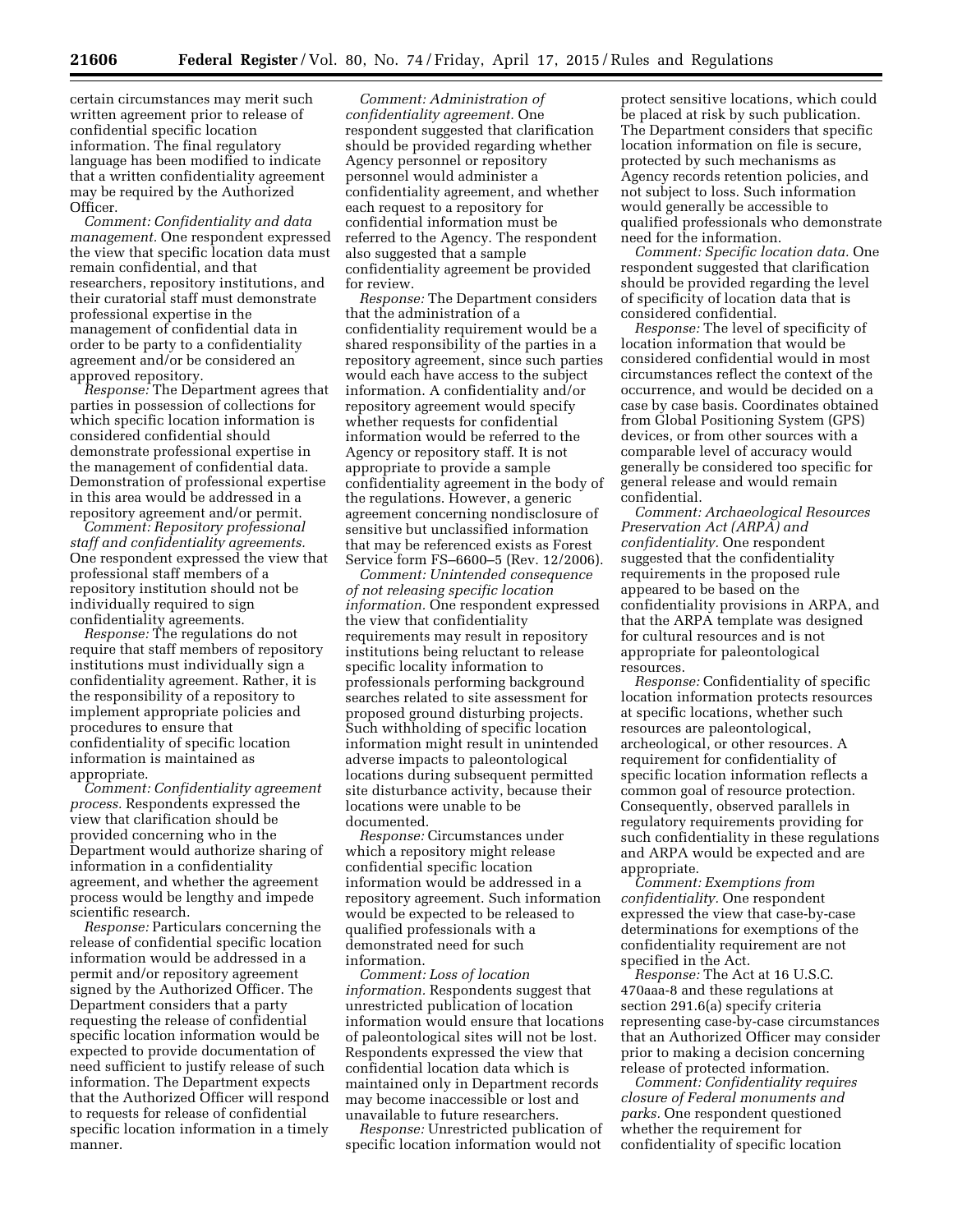certain circumstances may merit such written agreement prior to release of confidential specific location information. The final regulatory language has been modified to indicate that a written confidentiality agreement may be required by the Authorized Officer.

*Comment: Confidentiality and data management.* One respondent expressed the view that specific location data must remain confidential, and that researchers, repository institutions, and their curatorial staff must demonstrate professional expertise in the management of confidential data in order to be party to a confidentiality agreement and/or be considered an approved repository.

*Response:* The Department agrees that parties in possession of collections for which specific location information is considered confidential should demonstrate professional expertise in the management of confidential data. Demonstration of professional expertise in this area would be addressed in a repository agreement and/or permit.

*Comment: Repository professional staff and confidentiality agreements.* One respondent expressed the view that professional staff members of a repository institution should not be individually required to sign confidentiality agreements.

*Response:* The regulations do not require that staff members of repository institutions must individually sign a confidentiality agreement. Rather, it is the responsibility of a repository to implement appropriate policies and procedures to ensure that confidentiality of specific location information is maintained as appropriate.

*Comment: Confidentiality agreement process.* Respondents expressed the view that clarification should be provided concerning who in the Department would authorize sharing of information in a confidentiality agreement, and whether the agreement process would be lengthy and impede scientific research.

*Response:* Particulars concerning the release of confidential specific location information would be addressed in a permit and/or repository agreement signed by the Authorized Officer. The Department considers that a party requesting the release of confidential specific location information would be expected to provide documentation of need sufficient to justify release of such information. The Department expects that the Authorized Officer will respond to requests for release of confidential specific location information in a timely manner.

*Comment: Administration of confidentiality agreement.* One respondent suggested that clarification should be provided regarding whether Agency personnel or repository personnel would administer a confidentiality agreement, and whether each request to a repository for confidential information must be referred to the Agency. The respondent also suggested that a sample confidentiality agreement be provided for review.

*Response:* The Department considers that the administration of a confidentiality requirement would be a shared responsibility of the parties in a repository agreement, since such parties would each have access to the subject information. A confidentiality and/or repository agreement would specify whether requests for confidential information would be referred to the Agency or repository staff. It is not appropriate to provide a sample confidentiality agreement in the body of the regulations. However, a generic agreement concerning nondisclosure of sensitive but unclassified information that may be referenced exists as Forest Service form FS–6600–5 (Rev. 12/2006).

*Comment: Unintended consequence of not releasing specific location information.* One respondent expressed the view that confidentiality requirements may result in repository institutions being reluctant to release specific locality information to professionals performing background searches related to site assessment for proposed ground disturbing projects. Such withholding of specific location information might result in unintended adverse impacts to paleontological locations during subsequent permitted site disturbance activity, because their locations were unable to be documented.

*Response:* Circumstances under which a repository might release confidential specific location information would be addressed in a repository agreement. Such information would be expected to be released to qualified professionals with a demonstrated need for such information.

*Comment: Loss of location information.* Respondents suggest that unrestricted publication of location information would ensure that locations of paleontological sites will not be lost. Respondents expressed the view that confidential location data which is maintained only in Department records may become inaccessible or lost and unavailable to future researchers.

*Response:* Unrestricted publication of specific location information would not protect sensitive locations, which could be placed at risk by such publication. The Department considers that specific location information on file is secure, protected by such mechanisms as Agency records retention policies, and not subject to loss. Such information would generally be accessible to qualified professionals who demonstrate need for the information.

*Comment: Specific location data.* One respondent suggested that clarification should be provided regarding the level of specificity of location data that is considered confidential.

*Response:* The level of specificity of location information that would be considered confidential would in most circumstances reflect the context of the occurrence, and would be decided on a case by case basis. Coordinates obtained from Global Positioning System (GPS) devices, or from other sources with a comparable level of accuracy would generally be considered too specific for general release and would remain confidential.

*Comment: Archaeological Resources Preservation Act (ARPA) and confidentiality.* One respondent suggested that the confidentiality requirements in the proposed rule appeared to be based on the confidentiality provisions in ARPA, and that the ARPA template was designed for cultural resources and is not appropriate for paleontological resources.

*Response:* Confidentiality of specific location information protects resources at specific locations, whether such resources are paleontological, archeological, or other resources. A requirement for confidentiality of specific location information reflects a common goal of resource protection. Consequently, observed parallels in regulatory requirements providing for such confidentiality in these regulations and ARPA would be expected and are appropriate.

*Comment: Exemptions from confidentiality.* One respondent expressed the view that case-by-case determinations for exemptions of the confidentiality requirement are not specified in the Act.

*Response:* The Act at 16 U.S.C. 470aaa-8 and these regulations at section 291.6(a) specify criteria representing case-by-case circumstances that an Authorized Officer may consider prior to making a decision concerning release of protected information.

*Comment: Confidentiality requires closure of Federal monuments and parks.* One respondent questioned whether the requirement for confidentiality of specific location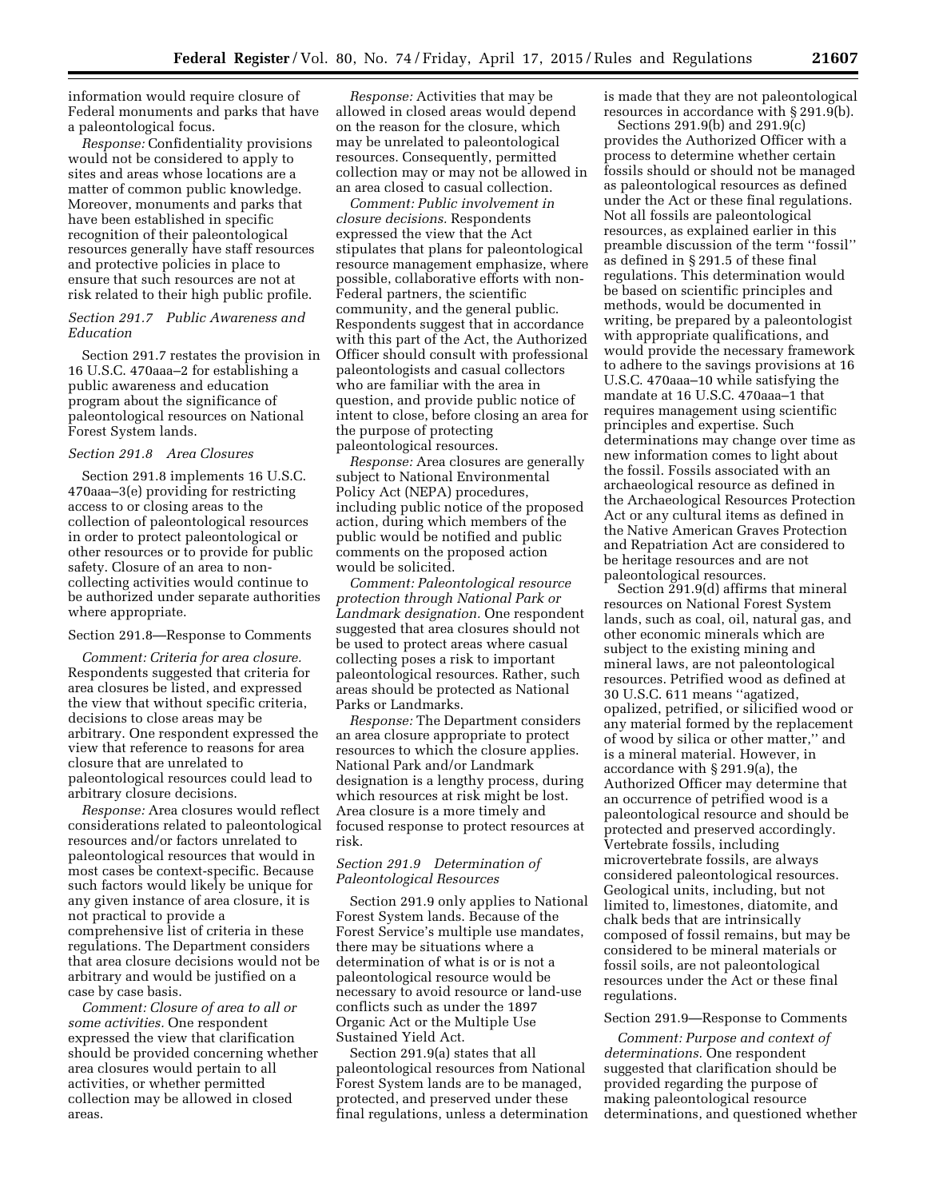information would require closure of Federal monuments and parks that have a paleontological focus.

*Response:* Confidentiality provisions would not be considered to apply to sites and areas whose locations are a matter of common public knowledge. Moreover, monuments and parks that have been established in specific recognition of their paleontological resources generally have staff resources and protective policies in place to ensure that such resources are not at risk related to their high public profile.

### *Section 291.7 Public Awareness and Education*

Section 291.7 restates the provision in 16 U.S.C. 470aaa–2 for establishing a public awareness and education program about the significance of paleontological resources on National Forest System lands.

### *Section 291.8 Area Closures*

Section 291.8 implements 16 U.S.C. 470aaa–3(e) providing for restricting access to or closing areas to the collection of paleontological resources in order to protect paleontological or other resources or to provide for public safety. Closure of an area to non-collecting activities would continue to be authorized under separate authorities where appropriate.

### Section 291.8—Response to Comments

*Comment: Criteria for area closure.* Respondents suggested that criteria for area closures be listed, and expressed the view that without specific criteria, decisions to close areas may be arbitrary. One respondent expressed the view that reference to reasons for area closure that are unrelated to paleontological resources could lead to arbitrary closure decisions.

*Response:* Area closures would reflect considerations related to paleontological resources and/or factors unrelated to paleontological resources that would in most cases be context-specific. Because such factors would likely be unique for any given instance of area closure, it is not practical to provide a comprehensive list of criteria in these regulations. The Department considers that area closure decisions would not be arbitrary and would be justified on a case by case basis.

*Comment: Closure of area to all or some activities.* One respondent expressed the view that clarification should be provided concerning whether area closures would pertain to all activities, or whether permitted collection may be allowed in closed areas.

*Response:* Activities that may be allowed in closed areas would depend on the reason for the closure, which may be unrelated to paleontological resources. Consequently, permitted collection may or may not be allowed in an area closed to casual collection.

*Comment: Public involvement in closure decisions.* Respondents expressed the view that the Act stipulates that plans for paleontological resource management emphasize, where possible, collaborative efforts with non-Federal partners, the scientific community, and the general public. Respondents suggest that in accordance with this part of the Act, the Authorized Officer should consult with professional paleontologists and casual collectors who are familiar with the area in question, and provide public notice of intent to close, before closing an area for the purpose of protecting paleontological resources.

*Response:* Area closures are generally subject to National Environmental Policy Act (NEPA) procedures, including public notice of the proposed action, during which members of the public would be notified and public comments on the proposed action would be solicited.

*Comment: Paleontological resource protection through National Park or Landmark designation.* One respondent suggested that area closures should not be used to protect areas where casual collecting poses a risk to important paleontological resources. Rather, such areas should be protected as National Parks or Landmarks.

*Response:* The Department considers an area closure appropriate to protect resources to which the closure applies. National Park or Landmark designation is a lengthy process, during which resources at risk might be lost. Area closure is a more timely and focused response to protect resources at risk.

### *Section 291.9 Determination of Paleontological Resources*

Section 291.9 only applies to National Forest System lands. Because of the Forest Service's multiple use mandates, there may be situations where a determination of what is or is not a paleontological resource would be necessary to avoid resource or land-use conflicts such as under the 1897 Organic Act or the Multiple Use Sustained Yield Act.

Section 291.9(a) states that all paleontological resources from National Forest System lands are to be managed, protected, and preserved under these final regulations, unless a determination is made that they are not paleontological resources in accordance with § 291.9(b).

Sections 291.9(b) and 291.9(c) provides the Authorized Officer with a process to determine whether certain fossils should or should not be managed as paleontological resources as defined under the Act or these final regulations. Not all fossils are paleontological resources, as explained earlier in this preamble discussion of the term ''fossil'' as defined in § 291.5 of these final regulations. This determination would be based on scientific principles and methods, would be documented in writing, be prepared by a paleontologist with appropriate qualifications, and would provide the necessary framework to adhere to the savings provisions at 16 U.S.C. 470aaa–10 while satisfying the mandate at 16 U.S.C. 470aaa–1 that requires management using scientific principles and expertise. Such determinations may change over time as new information comes to light about the fossil. Fossils associated with an archaeological resource as defined in the Archaeological Resources Protection Act or any cultural items as defined in the Native American Graves Protection and Repatriation Act are considered to be heritage resources and are not paleontological resources.

Section 291.9(d) affirms that mineral resources on National Forest System lands, such as coal, oil, natural gas, and other economic minerals which are subject to the existing mining and mineral laws, are not paleontological resources. Petrified wood as defined at 30 U.S.C. 611 means ''agatized, opalized, petrified, or silicified wood or any material formed by the replacement of wood by silica or other matter,'' and is a mineral material. However, in accordance with § 291.9(a), the Authorized Officer may determine that an occurrence of petrified wood is a paleontological resource and should be protected and preserved accordingly. Vertebrate fossils, including microvertebrate fossils, are always considered paleontological resources. Geological units, including, but not limited to, limestones, diatomite, and chalk beds that are intrinsically composed of fossil remains, but may be considered to be mineral materials or fossil soils, are not paleontological resources under the Act or these final regulations.

### Section 291.9—Response to Comments

*Comment: Purpose and context of determinations.* One respondent suggested that clarification should be provided regarding the purpose of making paleontological resource determinations, and questioned whether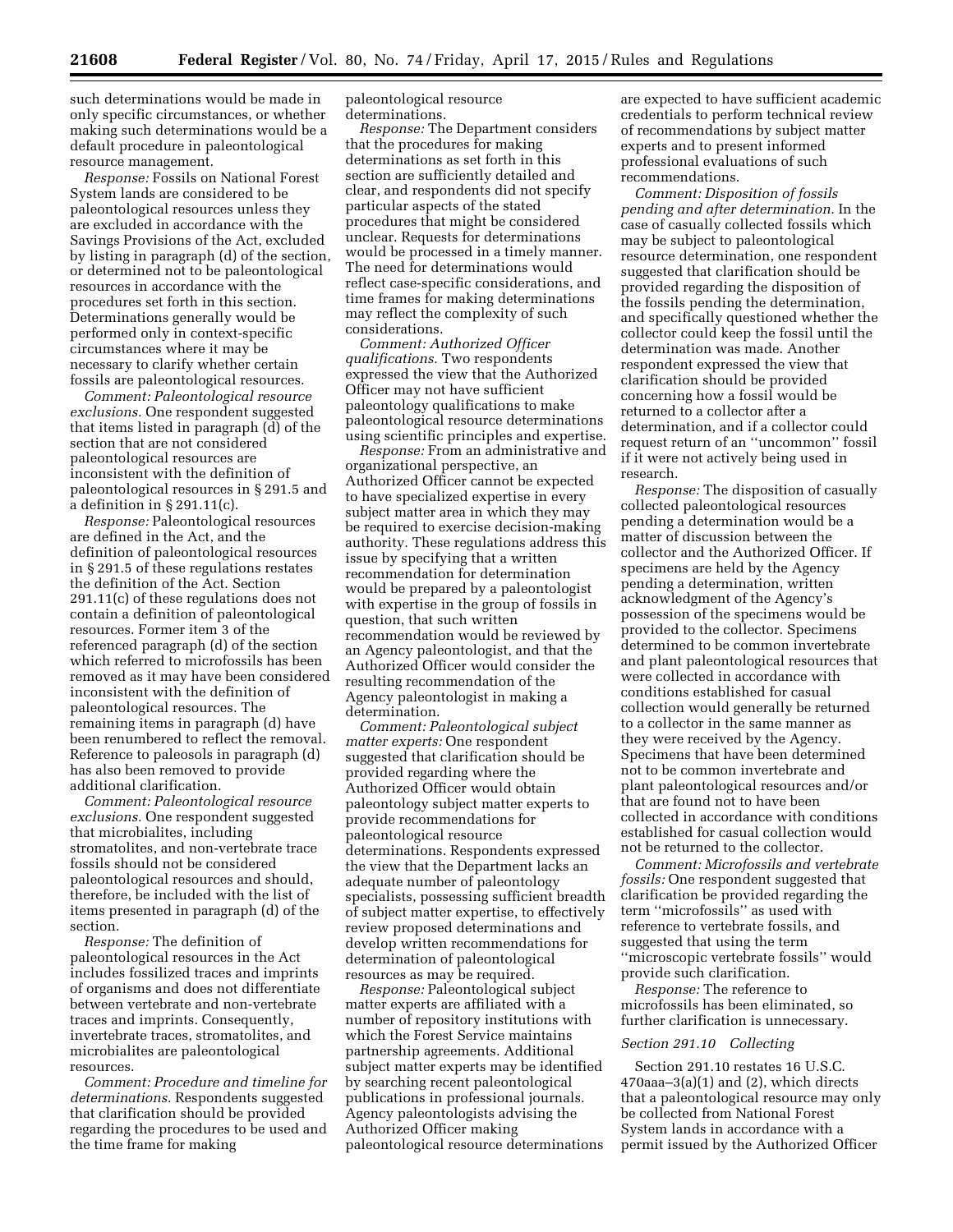such determinations would be made in only specific circumstances, or whether making such determinations would be a default procedure in paleontological resource management.

*Response:* Fossils on National Forest System lands are considered to be paleontological resources unless they are excluded in accordance with the Savings Provisions of the Act, excluded by listing in paragraph (d) of the section, or determined not to be paleontological resources in accordance with the procedures set forth in this section. Determinations generally would be performed only in context-specific circumstances where it may be necessary to clarify whether certain fossils are paleontological resources.

*Comment: Paleontological resource exclusions.* One respondent suggested that items listed in paragraph (d) of the section that are not considered paleontological resources are inconsistent with the definition of paleontological resources in § 291.5 and a definition in § 291.11(c).

*Response:* Paleontological resources are defined in the Act, and the definition of paleontological resources in § 291.5 of these regulations restates the definition of the Act. Section 291.11(c) of these regulations does not contain a definition of paleontological resources. Former item 3 of the referenced paragraph (d) of the section which referred to microfossils has been removed as it may have been considered inconsistent with the definition of paleontological resources. The remaining items in paragraph (d) have been renumbered to reflect the removal. Reference to paleosols in paragraph (d) has also been removed to provide additional clarification.

*Comment: Paleontological resource exclusions.* One respondent suggested that microbialites, including stromatolites, and non-vertebrate trace fossils should not be considered paleontological resources and should, therefore, be included with the list of items presented in paragraph (d) of the section.

*Response:* The definition of paleontological resources in the Act includes fossilized traces and imprints of organisms and does not differentiate between vertebrate and non-vertebrate traces and imprints. Consequently, invertebrate traces, stromatolites, and microbialites are paleontological resources.

*Comment: Procedure and timeline for determinations.* Respondents suggested that clarification should be provided regarding the procedures to be used and the time frame for making paleontological resource determinations.

*Response:* The Department considers that the procedures for making determinations as set forth in this section are sufficiently detailed and clear, and respondents did not specify particular aspects of the stated procedures that might be considered unclear. Requests for determinations would be processed in a timely manner. The need for determinations would reflect case-specific considerations, and time frames for making determinations may reflect the complexity of such considerations.

*Comment: Authorized Officer qualifications.* Two respondents expressed the view that the Authorized Officer may not have sufficient paleontology qualifications to make paleontological resource determinations using scientific principles and expertise.

*Response:* From an administrative and organizational perspective, an Authorized Officer cannot be expected to have specialized expertise in every subject matter area in which they may be required to exercise decision-making authority. These regulations address this issue by specifying that a written recommendation for determination would be prepared by a paleontologist with expertise in the group of fossils in question, that such written recommendation would be reviewed by an Agency paleontologist, and that the Authorized Officer would consider the resulting recommendation of the Agency paleontologist in making a determination.

*Comment: Paleontological subject matter experts:* One respondent suggested that clarification should be provided regarding where the Authorized Officer would obtain paleontology subject matter experts to provide recommendations for paleontological resource determinations. Respondents expressed the view that the Department lacks an adequate number of paleontology specialists, possessing sufficient breadth of subject matter expertise, to effectively review proposed determinations and develop written recommendations for determination of paleontological resources as may be required.

*Response:* Paleontological subject matter experts are affiliated with a number of repository institutions with which the Forest Service maintains partnership agreements. Additional subject matter experts may be identified by searching recent paleontological publications in professional journals. Agency paleontologists advising the Authorized Officer making paleontological resource determinations are expected to have sufficient academic credentials to perform technical review of recommendations by subject matter experts and to present informed professional evaluations of such recommendations.

*Comment: Disposition of fossils pending and after determination.* In the case of casually collected fossils which may be subject to paleontological resource determination, one respondent suggested that clarification should be provided regarding the disposition of the fossils pending the determination, and specifically questioned whether the collector could keep the fossil until the determination was made. Another respondent expressed the view that clarification should be provided concerning how a fossil would be returned to a collector after a determination, and if a collector could request return of an ''uncommon'' fossil if it were not actively being used in research.

*Response:* The disposition of casually collected paleontological resources pending a determination would be a matter of discussion between the collector and the Authorized Officer. If specimens are held by the Agency pending a determination, written acknowledgment of the Agency's possession of the specimens would be provided to the collector. Specimens determined to be common invertebrate and plant paleontological resources that were collected in accordance with conditions established for casual collection would generally be returned to a collector in the same manner as they were received by the Agency. Specimens that have been determined not to be common invertebrate and plant paleontological resources and/or that are found not to have been collected in accordance with conditions established for casual collection would not be returned to the collector.

*Comment: Microfossils and vertebrate fossils:* One respondent suggested that clarification be provided regarding the term ''microfossils'' as used with reference to vertebrate fossils, and suggested that using the term ''microscopic vertebrate fossils'' would provide such clarification.

*Response:* The reference to microfossils has been eliminated, so further clarification is unnecessary.

*Section 291.10 Collecting*

Section 291.10 restates 16 U.S.C. 470aaa–3(a)(1) and (2), which directs that a paleontological resource may only be collected from National Forest System lands in accordance with a permit issued by the Authorized Officer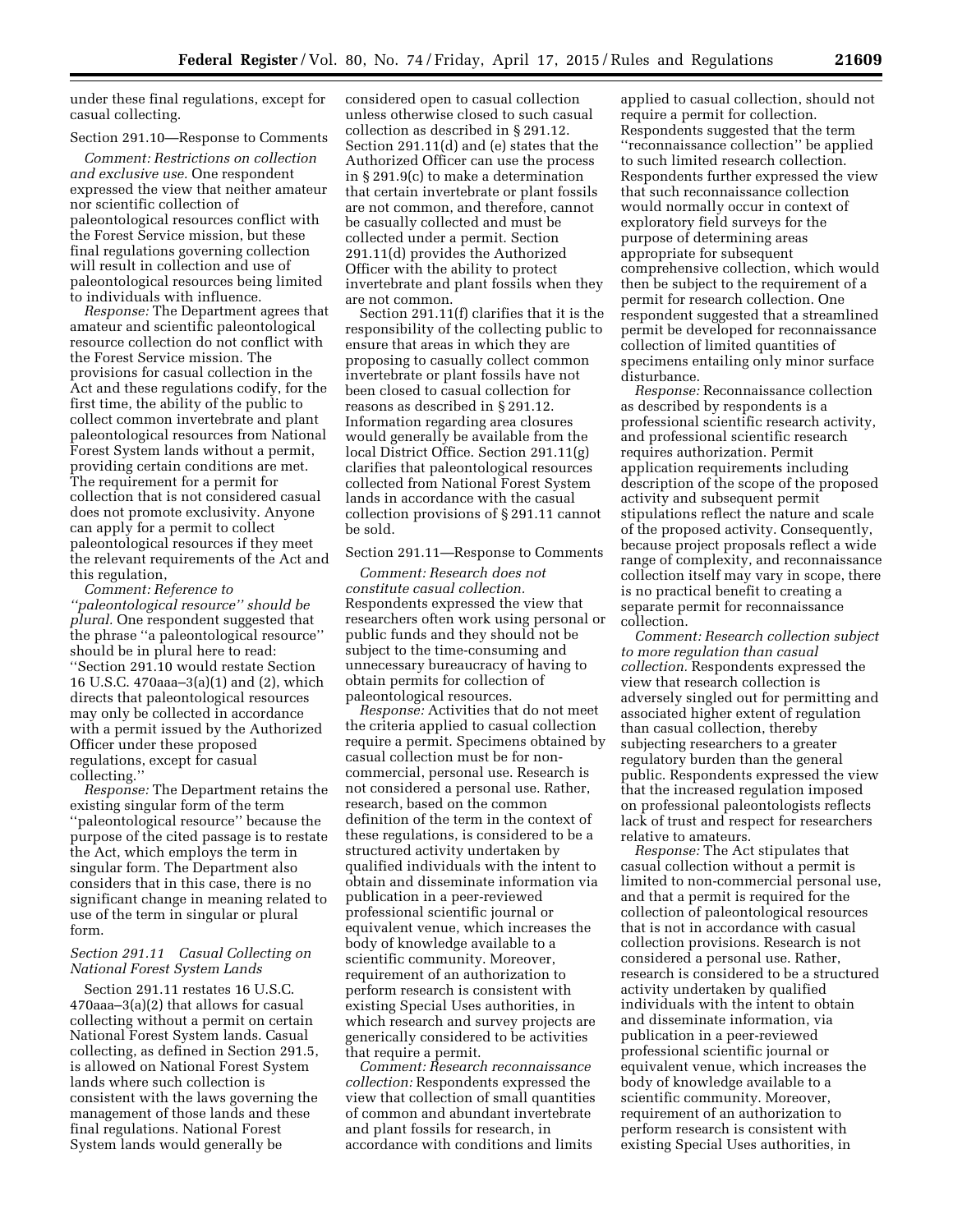under these final regulations, except for casual collecting.

Section 291.10—Response to Comments

*Comment: Restrictions on collection and exclusive use.* One respondent expressed the view that neither amateur nor scientific collection of paleontological resources conflict with the Forest Service mission, but these final regulations governing collection will result in collection and use of paleontological resources being limited to individuals with influence.

*Response:* The Department agrees that amateur and scientific paleontological resource collection do not conflict with the Forest Service mission. The provisions for casual collection in the Act and these regulations codify, for the first time, the ability of the public to collect common invertebrate and plant paleontological resources from National Forest System lands without a permit, providing certain conditions are met. The requirement for a permit for collection that is not considered casual does not promote exclusivity. Anyone can apply for a permit to collect paleontological resources if they meet the relevant requirements of the Act and this regulation,

*Comment: Reference to ''paleontological resource'' should be plural.* One respondent suggested that the phrase ''a paleontological resource'' should be in plural here to read: ''Section 291.10 would restate Section 16 U.S.C. 470aaa–3(a)(1) and (2), which directs that paleontological resources may only be collected in accordance with a permit issued by the Authorized Officer under these proposed regulations, except for casual collecting.''

*Response:* The Department retains the existing singular form of the term ''paleontological resource'' because the purpose of the cited passage is to restate the Act, which employs the term in singular form. The Department also considers that in this case, there is no significant change in meaning related to use of the term in singular or plural form.

### *Section 291.11 Casual Collecting on National Forest System Lands*

Section 291.11 restates 16 U.S.C. 470aaa–3(a)(2) that allows for casual collecting without a permit on certain National Forest System lands. Casual collecting, as defined in Section 291.5, is allowed on National Forest System lands where such collection is consistent with the laws governing the management of those lands and these final regulations. National Forest System lands would generally be considered open to casual collection unless otherwise closed to such casual collection as described in § 291.12. Section 291.11(d) and (e) states that the Authorized Officer can use the process in § 291.9(c) to make a determination that certain invertebrate or plant fossils are not common, and therefore, cannot be casually collected and must be collected under a permit. Section 291.11(d) provides the Authorized Officer with the ability to protect invertebrate and plant fossils when they are not common.

Section 291.11(f) clarifies that it is the responsibility of the collecting public to ensure that areas in which they are proposing to casually collect common invertebrate or plant fossils have not been closed to casual collection for reasons as described in § 291.12. Information regarding area closures would generally be available from the local District Office. Section 291.11(g) clarifies that paleontological resources collected from National Forest System lands in accordance with the casual collection provisions of § 291.11 cannot be sold.

Section 291.11—Response to Comments

*Comment: Research does not constitute casual collection.* Respondents expressed the view that researchers often work using personal or public funds and they should not be subject to the time-consuming and unnecessary bureaucracy of having to obtain permits for collection of paleontological resources.

*Response:* Activities that do not meet the criteria applied to casual collection require a permit. Specimens obtained by casual collection must be for non-commercial, personal use. Research is not considered a personal use. Rather, research, based on the common definition of the term in the context of these regulations, is considered to be a structured activity undertaken by qualified individuals with the intent to obtain and disseminate information via publication in a peer-reviewed professional scientific journal or equivalent venue, which increases the body of knowledge available to a scientific community. Moreover, requirement of an authorization to perform research is consistent with existing Special Uses authorities, in which research and survey projects are generically considered to be activities that require a permit.

*Comment: Research reconnaissance collection:* Respondents expressed the view that collection of small quantities of common and abundant invertebrate and plant fossils for research, in accordance with conditions and limits applied to casual collection, should not require a permit for collection. Respondents suggested that the term ''reconnaissance collection'' be applied to such limited research collection. Respondents further expressed the view that such reconnaissance collection would normally occur in context of exploratory field surveys for the purpose of determining areas appropriate for subsequent comprehensive collection, which would then be subject to the requirement of a permit for research collection. One respondent suggested that a streamlined permit be developed for reconnaissance collection of limited quantities of specimens entailing only minor surface disturbance.

*Response:* Reconnaissance collection as described by respondents is a professional scientific research activity, and professional scientific research requires authorization. Permit application requirements including description of the scope of the proposed activity and subsequent permit stipulations reflect the nature and scale of the proposed activity. Consequently, because project proposals reflect a wide range of complexity, and reconnaissance collection itself may vary in scope, there is no practical benefit to creating a separate permit for reconnaissance collection.

*Comment: Research collection subject to more regulation than casual collection.* Respondents expressed the view that research collection is adversely singled out for permitting and associated higher extent of regulation than casual collection, thereby subjecting researchers to a greater regulatory burden than the general public. Respondents expressed the view that the increased regulation imposed on professional paleontologists reflects lack of trust and respect for researchers relative to amateurs.

*Response:* The Act stipulates that casual collection without a permit is limited to non-commercial personal use, and that a permit is required for the collection of paleontological resources that is not in accordance with casual collection provisions. Research is not considered a personal use. Rather, research is considered to be a structured activity undertaken by qualified individuals with the intent to obtain and disseminate information, via publication in a peer-reviewed professional scientific journal or equivalent venue, which increases the body of knowledge available to a scientific community. Moreover, requirement of an authorization to perform research is consistent with existing Special Uses authorities, in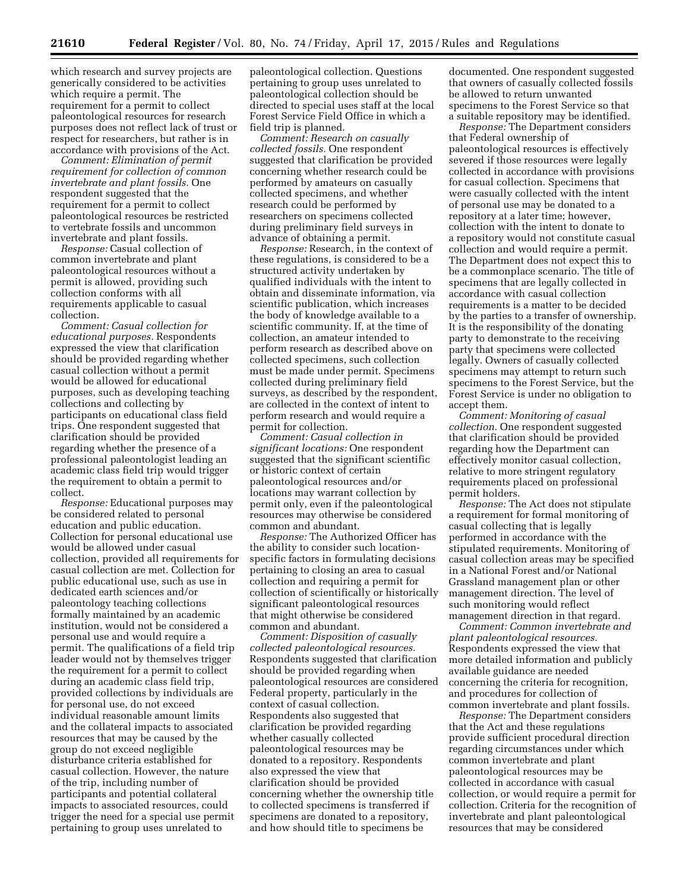which research and survey projects are generically considered to be activities which require a permit. The requirement for a permit to collect paleontological resources for research purposes does not reflect lack of trust or respect for researchers, but rather is in accordance with provisions of the Act.

*Comment: Elimination of permit requirement for collection of common invertebrate and plant fossils.* One respondent suggested that the requirement for a permit to collect paleontological resources be restricted to vertebrate fossils and uncommon invertebrate and plant fossils.

*Response:* Casual collection of common invertebrate and plant paleontological resources without a permit is allowed, providing such collection conforms with all requirements applicable to casual collection.

*Comment: Casual collection for educational purposes.* Respondents expressed the view that clarification should be provided regarding whether casual collection without a permit would be allowed for educational purposes, such as developing teaching collections and collecting by participants on educational class field trips. One respondent suggested that clarification should be provided regarding whether the presence of a professional paleontologist leading an academic class field trip would trigger the requirement to obtain a permit to collect.

*Response:* Educational purposes may be considered related to personal education and public education. Collection for personal educational use would be allowed under casual collection, provided all requirements for casual collection are met. Collection for public educational use, such as use in dedicated earth sciences and/or paleontology teaching collections formally maintained by an academic institution, would not be considered a personal use and would require a permit. The qualifications of a field trip leader would not by themselves trigger the requirement for a permit to collect during an academic class field trip, provided collections by individuals are for personal use, do not exceed individual reasonable amount limits and the collateral impacts to associated resources that may be caused by the group do not exceed negligible disturbance criteria established for casual collection. However, the nature of the trip, including number of participants and potential collateral impacts to associated resources, could trigger the need for a special use permit pertaining to group uses unrelated to paleontological collection. Questions pertaining to group uses unrelated to paleontological collection should be directed to special uses staff at the local Forest Service Field Office in which a field trip is planned.

*Comment: Research on casually collected fossils.* One respondent suggested that clarification be provided concerning whether research could be performed by amateurs on casually collected specimens, and whether research could be performed by researchers on specimens collected during preliminary field surveys in advance of obtaining a permit.

*Response:* Research, in the context of these regulations, is considered to be a structured activity undertaken by qualified individuals with the intent to obtain and disseminate information, via scientific publication, which increases the body of knowledge available to a scientific community. If, at the time of collection, an amateur intended to perform research as described above on collected specimens, such collection must be made under permit. Specimens collected during preliminary field surveys, as described by the respondent, are collected in the context of intent to perform research and would require a permit for collection.

*Comment: Casual collection in significant locations:* One respondent suggested that the significant scientific or historic context of certain paleontological resources and/or locations may warrant collection by permit only, even if the paleontological resources may otherwise be considered common and abundant.

*Response:* The Authorized Officer has the ability to consider such location-specific factors in formulating decisions pertaining to closing an area to casual collection and requiring a permit for collection of scientifically or historically significant paleontological resources that might otherwise be considered common and abundant.

*Comment: Disposition of casually collected paleontological resources.* Respondents suggested that clarification should be provided regarding when paleontological resources are considered Federal property, particularly in the context of casual collection. Respondents also suggested that clarification be provided regarding whether casually collected paleontological resources may be donated to a repository. Respondents also expressed the view that clarification should be provided concerning whether the ownership title to collected specimens is transferred if specimens are donated to a repository, and how should title to specimens be documented. One respondent suggested that owners of casually collected fossils be allowed to return unwanted specimens to the Forest Service so that a suitable repository may be identified.

*Response:* The Department considers that Federal ownership of paleontological resources is effectively severed if those resources were legally collected in accordance with provisions for casual collection. Specimens that were casually collected with the intent of personal use may be donated to a repository at a later time; however, collection with the intent to donate to a repository would not constitute casual collection and would require a permit. The Department does not expect this to be a commonplace scenario. The title of specimens that are legally collected in accordance with casual collection requirements is a matter to be decided by the parties to a transfer of ownership. It is the responsibility of the donating party to demonstrate to the receiving party that specimens were collected legally. Owners of casually collected specimens may attempt to return such specimens to the Forest Service, but the Forest Service is under no obligation to accept them.

*Comment: Monitoring of casual collection.* One respondent suggested that clarification should be provided regarding how the Department can effectively monitor casual collection, relative to more stringent regulatory requirements placed on professional permit holders.

*Response:* The Act does not stipulate a requirement for formal monitoring of casual collecting that is legally performed in accordance with the stipulated requirements. Monitoring of casual collection areas may be specified in a National Forest and/or National Grassland management plan or other management direction. The level of such monitoring would reflect management direction in that regard.

*Comment: Common invertebrate and plant paleontological resources.* Respondents expressed the view that more detailed information and publicly available guidance are needed concerning the criteria for recognition, and procedures for collection of common invertebrate and plant fossils.

*Response:* The Department considers that the Act and these regulations provide sufficient procedural direction regarding circumstances under which common invertebrate and plant paleontological resources may be collected in accordance with casual collection, or would require a permit for collection. Criteria for the recognition of invertebrate and plant paleontological resources that may be considered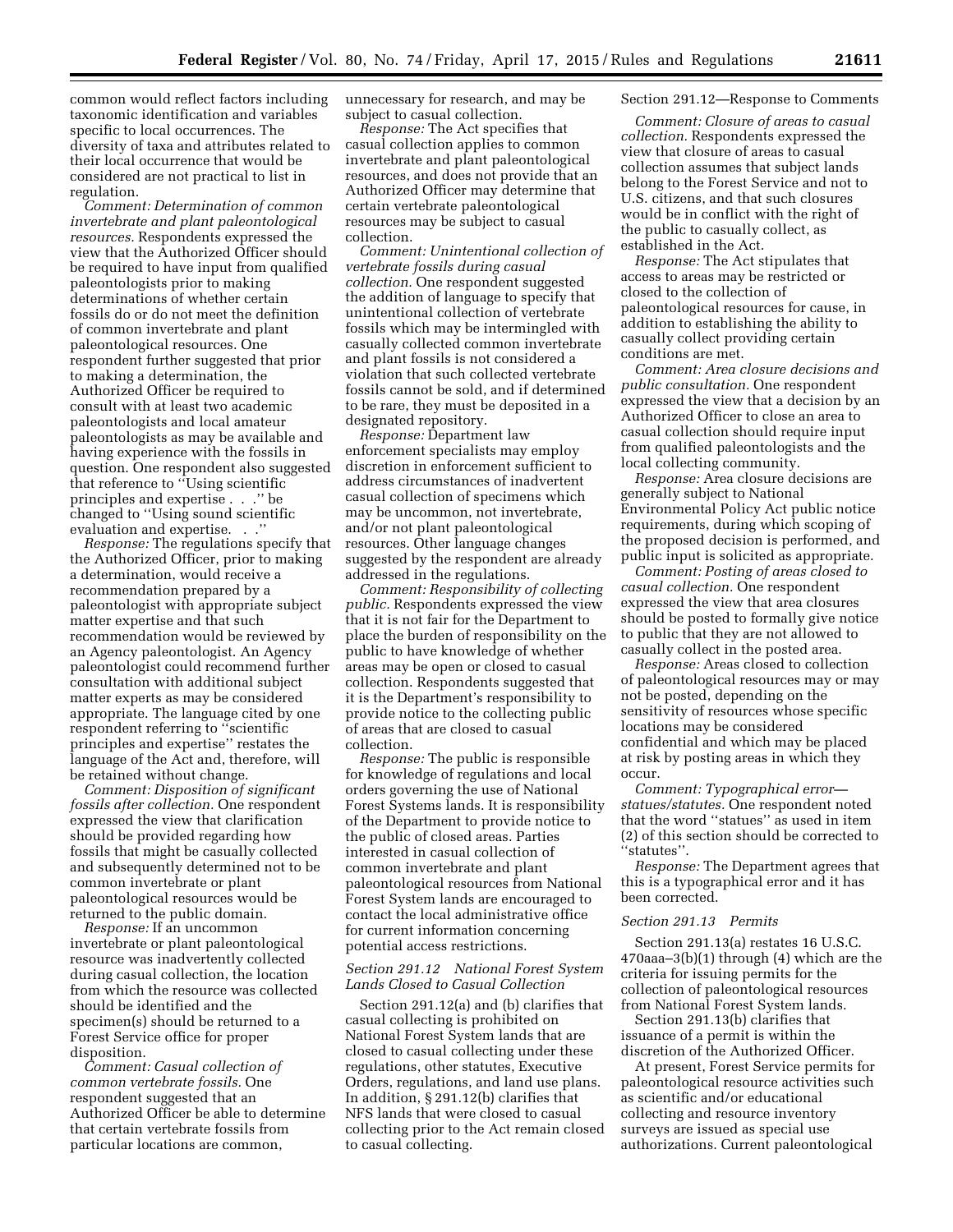common would reflect factors including taxonomic identification and variables specific to local occurrences. The diversity of taxa and attributes related to their local occurrence that would be considered are not practical to list in regulation.

*Comment: Determination of common invertebrate and plant paleontological resources.* Respondents expressed the view that the Authorized Officer should be required to have input from qualified paleontologists prior to making determinations of whether certain fossils do or do not meet the definition of common invertebrate and plant paleontological resources. One respondent further suggested that prior to making a determination, the Authorized Officer be required to consult with at least two academic paleontologists and local amateur paleontologists as may be available and having experience with the fossils in question. One respondent also suggested that reference to ''Using scientific principles and expertise . . .'' be changed to ''Using sound scientific evaluation and expertise. . .''

*Response:* The regulations specify that the Authorized Officer, prior to making a determination, would receive a recommendation prepared by a paleontologist with appropriate subject matter expertise and that such recommendation would be reviewed by an Agency paleontologist. An Agency paleontologist could recommend further consultation with additional subject matter experts as may be considered appropriate. The language cited by one respondent referring to ''scientific principles and expertise'' restates the language of the Act and, therefore, will be retained without change.

*Comment: Disposition of significant fossils after collection.* One respondent expressed the view that clarification should be provided regarding how fossils that might be casually collected and subsequently determined not to be common invertebrate or plant paleontological resources would be returned to the public domain.

*Response:* If an uncommon invertebrate or plant paleontological resource was inadvertently collected during casual collection, the location from which the resource was collected should be identified and the specimen(s) should be returned to a Forest Service office for proper disposition.

*Comment: Casual collection of common vertebrate fossils.* One respondent suggested that an Authorized Officer be able to determine that certain vertebrate fossils from particular locations are common, unnecessary for research, and may be subject to casual collection.

*Response:* The Act specifies that casual collection applies to common invertebrate and plant paleontological resources, and does not provide that an Authorized Officer may determine that certain vertebrate paleontological resources may be subject to casual collection.

*Comment: Unintentional collection of vertebrate fossils during casual collection.* One respondent suggested the addition of language to specify that unintentional collection of vertebrate fossils which may be intermingled with casually collected common invertebrate and plant fossils is not considered a violation that such collected vertebrate fossils cannot be sold, and if determined to be rare, they must be deposited in a designated repository.

*Response:* Department law enforcement specialists may employ discretion in enforcement sufficient to address circumstances of inadvertent casual collection of specimens which may be uncommon, not invertebrate, and/or not plant paleontological resources. Other language changes suggested by the respondent are already addressed in the regulations.

*Comment: Responsibility of collecting public.* Respondents expressed the view that it is not fair for the Department to place the burden of responsibility on the public to have knowledge of whether areas may be open or closed to casual collection. Respondents suggested that it is the Department's responsibility to provide notice to the collecting public of areas that are closed to casual collection.

*Response:* The public is responsible for knowledge of regulations and local orders governing the use of National Forest Systems lands. It is responsibility of the Department to provide notice to the public of closed areas. Parties interested in casual collection of common invertebrate and plant paleontological resources from National Forest System lands are encouraged to contact the local administrative office for current information concerning potential access restrictions.

### *Section 291.12 National Forest System Lands Closed to Casual Collection*

Section 291.12(a) and (b) clarifies that casual collecting is prohibited on National Forest System lands that are closed to casual collecting under these regulations, other statutes, Executive Orders, regulations, and land use plans. In addition, § 291.12(b) clarifies that NFS lands that were closed to casual collecting prior to the Act remain closed to casual collecting.

Section 291.12—Response to Comments

*Comment: Closure of areas to casual collection.* Respondents expressed the view that closure of areas to casual collection assumes that subject lands belong to the Forest Service and not to U.S. citizens, and that such closures would be in conflict with the right of the public to casually collect, as established in the Act.

*Response:* The Act stipulates that access to areas may be restricted or closed to the collection of paleontological resources for cause, in addition to establishing the ability to casually collect providing certain conditions are met.

*Comment: Area closure decisions and public consultation.* One respondent expressed the view that a decision by an Authorized Officer to close an area to casual collection should require input from qualified paleontologists and the local collecting community.

*Response:* Area closure decisions are generally subject to National Environmental Policy Act public notice requirements, during which scoping of the proposed decision is performed, and public input is solicited as appropriate.

*Comment: Posting of areas closed to casual collection.* One respondent expressed the view that area closures should be posted to formally give notice to public that they are not allowed to casually collect in the posted area.

*Response:* Areas closed to collection of paleontological resources may or may not be posted, depending on the sensitivity of resources whose specific locations may be considered confidential and which may be placed at risk by posting areas in which they occur.

*Comment: Typographical error—statues/statutes.* One respondent noted that the word ''statues'' as used in item (2) of this section should be corrected to ''statutes''.

*Response:* The Department agrees that this is a typographical error and it has been corrected.

### *Section 291.13 Permits*

Section 291.13(a) restates 16 U.S.C. 470aaa–3(b)(1) through (4) which are the criteria for issuing permits for the collection of paleontological resources from National Forest System lands.

Section 291.13(b) clarifies that issuance of a permit is within the discretion of the Authorized Officer.

At present, Forest Service permits for paleontological resource activities such as scientific and/or educational collecting and resource inventory surveys are issued as special use authorizations. Current paleontological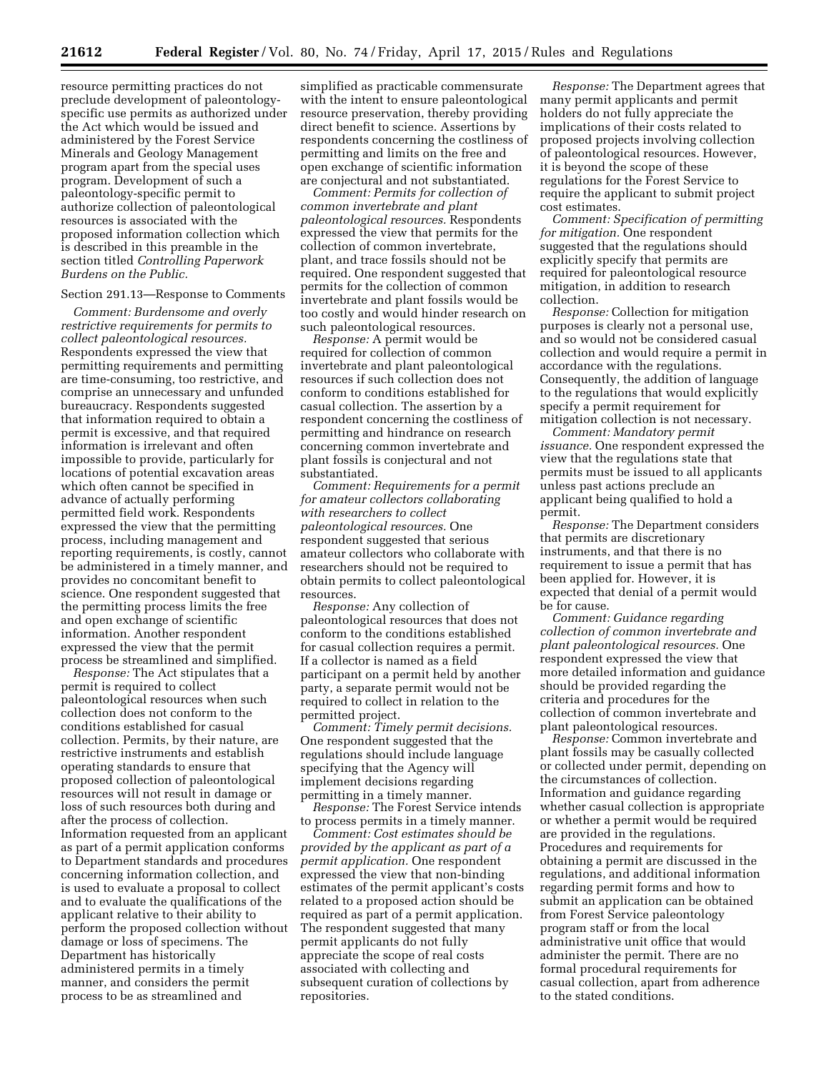resource permitting practices do not preclude development of paleontology-specific use permits as authorized under the Act which would be issued and administered by the Forest Service Minerals and Geology Management program apart from the special uses program. Development of such a paleontology-specific permit to authorize collection of paleontological resources is associated with the proposed information collection which is described in this preamble in the section titled *Controlling Paperwork Burdens on the Public.*

Section 291.13—Response to Comments

*Comment: Burdensome and overly restrictive requirements for permits to collect paleontological resources.* Respondents expressed the view that permitting requirements and permitting are time-consuming, too restrictive, and comprise an unnecessary and unfunded bureaucracy. Respondents suggested that information required to obtain a permit is excessive, and that required information is irrelevant and often impossible to provide, particularly for locations of potential excavation areas which often cannot be specified in advance of actually performing permitted field work. Respondents expressed the view that the permitting process, including management and reporting requirements, is costly, cannot be administered in a timely manner, and provides no concomitant benefit to science. One respondent suggested that the permitting process limits the free and open exchange of scientific information. Another respondent expressed the view that the permit process be streamlined and simplified.

*Response:* The Act stipulates that a permit is required to collect paleontological resources when such collection does not conform to the conditions established for casual collection. Permits, by their nature, are restrictive instruments and establish operating standards to ensure that proposed collection of paleontological resources will not result in damage or loss of such resources both during and after the process of collection. Information requested from an applicant as part of a permit application conforms to Department standards and procedures concerning information collection, and is used to evaluate a proposal to collect and to evaluate the qualifications of the applicant relative to their ability to perform the proposed collection without damage or loss of specimens. The Department has historically administered permits in a timely manner, and considers the permit process to be as streamlined and simplified as practicable commensurate with the intent to ensure paleontological resource preservation, thereby providing direct benefit to science. Assertions by respondents concerning the costliness of permitting and limits on the free and open exchange of scientific information are conjectural and not substantiated.

*Comment: Permits for collection of common invertebrate and plant paleontological resources.* Respondents expressed the view that permits for the collection of common invertebrate, plant, and trace fossils should not be required. One respondent suggested that permits for the collection of common invertebrate and plant fossils would be too costly and would hinder research on such paleontological resources.

*Response:* A permit would be required for collection of common invertebrate and plant paleontological resources if such collection does not conform to conditions established for casual collection. The assertion by a respondent concerning the costliness of permitting and hindrance on research concerning common invertebrate and plant fossils is conjectural and not substantiated.

*Comment: Requirements for a permit for amateur collectors collaborating with researchers to collect paleontological resources.* One respondent suggested that serious amateur collectors who collaborate with researchers should not be required to obtain permits to collect paleontological resources.

*Response:* Any collection of paleontological resources that does not conform to the conditions established for casual collection requires a permit. If a collector is named as a field participant on a permit held by another party, a separate permit would not be required to collect in relation to the permitted project.

*Comment: Timely permit decisions.* One respondent suggested that the regulations should include language specifying that the Agency will implement decisions regarding permitting in a timely manner.

*Response:* The Forest Service intends to process permits in a timely manner.

*Comment: Cost estimates should be provided by the applicant as part of a permit application.* One respondent expressed the view that non-binding estimates of the permit applicant's costs related to a proposed action should be required as part of a permit application. The respondent suggested that many permit applicants do not fully appreciate the scope of real costs associated with collecting and subsequent curation of collections by repositories.

*Response:* The Department agrees that many permit applicants and permit holders do not fully appreciate the implications of their costs related to proposed projects involving collection of paleontological resources. However, it is beyond the scope of these regulations for the Forest Service to require the applicant to submit project cost estimates.

*Comment: Specification of permitting for mitigation.* One respondent suggested that the regulations should explicitly specify that permits are required for paleontological resource mitigation, in addition to research collection.

*Response:* Collection for mitigation purposes is clearly not a personal use, and so would not be considered casual collection and would require a permit in accordance with the regulations. Consequently, the addition of language to the regulations that would explicitly specify a permit requirement for mitigation collection is not necessary.

*Comment: Mandatory permit issuance.* One respondent expressed the view that the regulations state that permits must be issued to all applicants unless past actions preclude an applicant being qualified to hold a permit.

*Response:* The Department considers that permits are discretionary instruments, and that there is no requirement to issue a permit that has been applied for. However, it is expected that denial of a permit would be for cause.

*Comment: Guidance regarding collection of common invertebrate and plant paleontological resources.* One respondent expressed the view that more detailed information and guidance should be provided regarding the criteria and procedures for the collection of common invertebrate and plant paleontological resources.

*Response:* Common invertebrate and plant fossils may be casually collected or collected under permit, depending on the circumstances of collection. Information and guidance regarding whether casual collection is appropriate or whether a permit would be required are provided in the regulations. Procedures and requirements for obtaining a permit are discussed in the regulations, and additional information regarding permit forms and how to submit an application can be obtained from Forest Service paleontology program staff or from the local administrative unit office that would administer the permit. There are no formal procedural requirements for casual collection, apart from adherence to the stated conditions.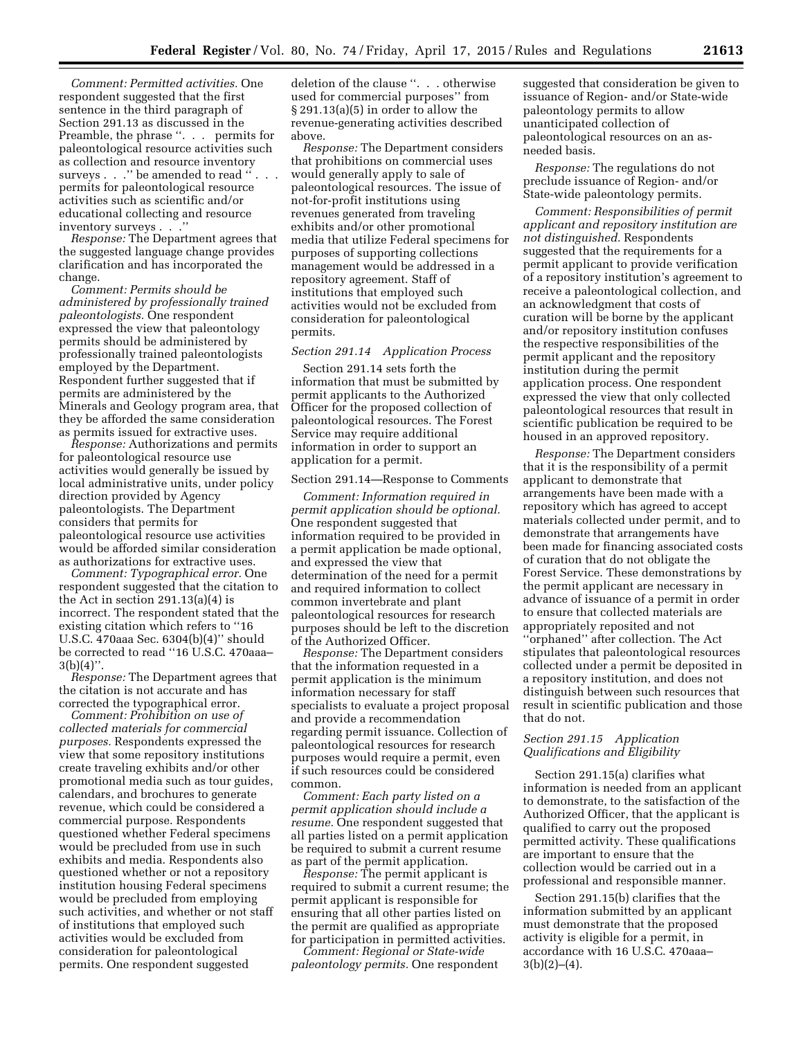*Comment: Permitted activities.* One respondent suggested that the first sentence in the third paragraph of Section 291.13 as discussed in the Preamble, the phrase ''. . . permits for paleontological resource activities such as collection and resource inventory surveys . . .'' be amended to read '' . . . permits for paleontological resource activities such as scientific and/or educational collecting and resource inventory surveys . . .''

*Response:* The Department agrees that the suggested language change provides clarification and has incorporated the change.

*Comment: Permits should be administered by professionally trained paleontologists.* One respondent expressed the view that paleontology permits should be administered by professionally trained paleontologists employed by the Department. Respondent further suggested that if permits are administered by the Minerals and Geology program area, that they be afforded the same consideration as permits issued for extractive uses.

*Response:* Authorizations and permits for paleontological resource use activities would generally be issued by local administrative units, under policy direction provided by Agency paleontologists. The Department considers that permits for paleontological resource use activities would be afforded similar consideration as authorizations for extractive uses.

*Comment: Typographical error.* One respondent suggested that the citation to the Act in section 291.13(a)(4) is incorrect. The respondent stated that the existing citation which refers to ''16 U.S.C. 470aaa Sec. 6304(b)(4)'' should be corrected to read ''16 U.S.C. 470aaa–3(b)(4)''.

*Response:* The Department agrees that the citation is not accurate and has corrected the typographical error.

*Comment: Prohibition on use of collected materials for commercial purposes.* Respondents expressed the view that some repository institutions create traveling exhibits and/or other promotional media such as tour guides, calendars, and brochures to generate revenue, which could be considered a commercial purpose. Respondents questioned whether Federal specimens would be precluded from use in such exhibits and media. Respondents also questioned whether or not a repository institution housing Federal specimens would be precluded from employing such activities, and whether or not staff of institutions that employed such activities would be excluded from consideration for paleontological permits. One respondent suggested deletion of the clause ''. . . otherwise used for commercial purposes'' from § 291.13(a)(5) in order to allow the revenue-generating activities described above.

*Response:* The Department considers that prohibitions on commercial uses would generally apply to sale of paleontological resources. The issue of not-for-profit institutions using revenues generated from traveling exhibits and/or other promotional media that utilize Federal specimens for purposes of supporting collections management would be addressed in a repository agreement. Staff of institutions that employed such activities would not be excluded from consideration for paleontological permits.

*Section 291.14 Application Process*

Section 291.14 sets forth the information that must be submitted by permit applicants to the Authorized Officer for the proposed collection of paleontological resources. The Forest Service may require additional information in order to support an application for a permit.

Section 291.14—Response to Comments

*Comment: Information required in permit application should be optional.* One respondent suggested that information required to be provided in a permit application be made optional, and expressed the view that determination of the need for a permit and required information to collect common invertebrate and plant paleontological resources for research purposes should be left to the discretion of the Authorized Officer.

*Response:* The Department considers that the information requested in a permit application is the minimum information necessary for staff specialists to evaluate a project proposal and provide a recommendation regarding permit issuance. Collection of paleontological resources for research purposes would require a permit, even if such resources could be considered common.

*Comment: Each party listed on a permit application should include a resume.* One respondent suggested that all parties listed on a permit application be required to submit a current resume as part of the permit application.

*Response:* The permit applicant is required to submit a current resume; the permit applicant is responsible for ensuring that all other parties listed on the permit are qualified as appropriate for participation in permitted activities.

*Comment: Regional or State-wide paleontology permits.* One respondent suggested that consideration be given to issuance of Region- and/or State-wide paleontology permits to allow unanticipated collection of paleontological resources on an as-needed basis.

*Response:* The regulations do not preclude issuance of Region- and/or State-wide paleontology permits.

*Comment: Responsibilities of permit applicant and repository institution are not distinguished.* Respondents suggested that the requirements for a permit applicant to provide verification of a repository institution's agreement to receive a paleontological collection, and an acknowledgment that costs of curation will be borne by the applicant and/or repository institution confuses the respective responsibilities of the permit applicant and the repository institution during the permit application process. One respondent expressed the view that only collected paleontological resources that result in scientific publication be required to be housed in an approved repository.

*Response:* The Department considers that it is the responsibility of a permit applicant to demonstrate that arrangements have been made with a repository which has agreed to accept materials collected under permit, and to demonstrate that arrangements have been made for financing associated costs of curation that do not obligate the Forest Service. These demonstrations by the permit applicant are necessary in advance of issuance of a permit in order to ensure that collected materials are appropriately reposited and not ''orphaned'' after collection. The Act stipulates that paleontological resources collected under a permit be deposited in a repository institution, and does not distinguish between such resources that result in scientific publication and those that do not.

*Section 291.15 Application Qualifications and Eligibility*

Section 291.15(a) clarifies what information is needed from an applicant to demonstrate, to the satisfaction of the Authorized Officer, that the applicant is qualified to carry out the proposed permitted activity. These qualifications are important to ensure that the collection would be carried out in a professional and responsible manner.

Section 291.15(b) clarifies that the information submitted by an applicant must demonstrate that the proposed activity is eligible for a permit, in accordance with 16 U.S.C. 470aaa–3(b)(2)–(4).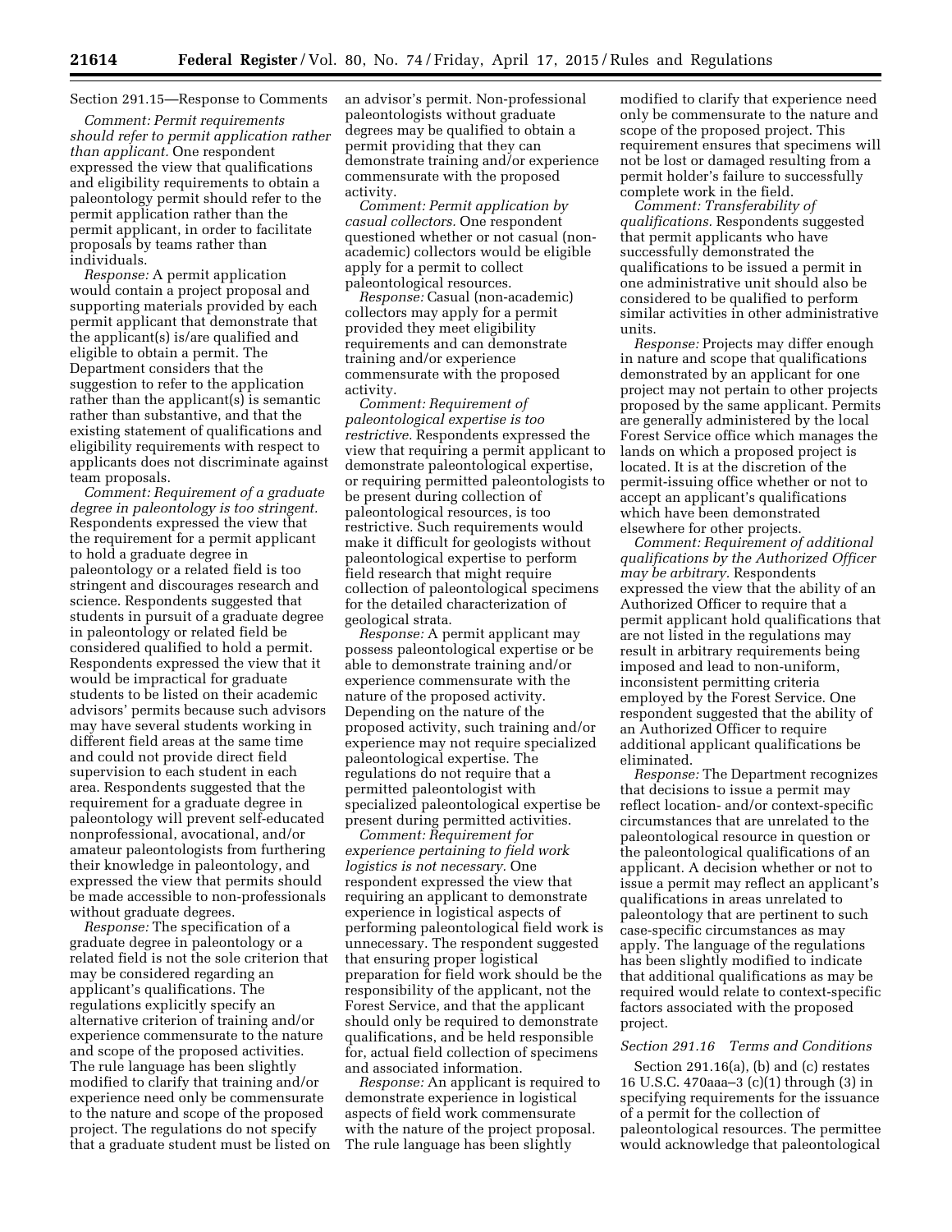Section 291.15—Response to Comments

*Comment: Permit requirements should refer to permit application rather than applicant.* One respondent expressed the view that qualifications and eligibility requirements to obtain a paleontology permit should refer to the permit application rather than the permit applicant, in order to facilitate proposals by teams rather than individuals.

*Response:* A permit application would contain a project proposal and supporting materials provided by each permit applicant that demonstrate that the applicant(s) is/are qualified and eligible to obtain a permit. The Department considers that the suggestion to refer to the application rather than the applicant(s) is semantic rather than substantive, and that the existing statement of qualifications and eligibility requirements with respect to applicants does not discriminate against team proposals.

*Comment: Requirement of a graduate degree in paleontology is too stringent.* Respondents expressed the view that the requirement for a permit applicant to hold a graduate degree in paleontology or a related field is too stringent and discourages research and science. Respondents suggested that students in pursuit of a graduate degree in paleontology or related field be considered qualified to hold a permit. Respondents expressed the view that it would be impractical for graduate students to be listed on their academic advisors' permits because such advisors may have several students working in different field areas at the same time and could not provide direct field supervision to each student in each area. Respondents suggested that the requirement for a graduate degree in paleontology will prevent self-educated nonprofessional, avocational, and/or amateur paleontologists from furthering their knowledge in paleontology, and expressed the view that permits should be made accessible to non-professionals without graduate degrees.

*Response:* The specification of a graduate degree in paleontology or a related field is not the sole criterion that may be considered regarding an applicant's qualifications. The regulations explicitly specify an alternative criterion of training and/or experience commensurate to the nature and scope of the proposed activities. The rule language has been slightly modified to clarify that training and/or experience need only be commensurate to the nature and scope of the proposed project. The regulations do not specify that a graduate student must be listed on an advisor's permit. Non-professional paleontologists without graduate degrees may be qualified to obtain a permit providing that they can demonstrate training and/or experience commensurate with the proposed activity.

*Comment: Permit application by casual collectors.* One respondent questioned whether or not casual (non-academic) collectors would be eligible apply for a permit to collect paleontological resources.

*Response:* Casual (non-academic) collectors may apply for a permit provided they meet eligibility requirements and can demonstrate training and/or experience commensurate with the proposed activity.

*Comment: Requirement of paleontological expertise is too restrictive.* Respondents expressed the view that requiring a permit applicant to demonstrate paleontological expertise, or requiring permitted paleontologists to be present during collection of paleontological resources, is too restrictive. Such requirements would make it difficult for geologists without paleontological expertise to perform field research that might require collection of paleontological specimens for the detailed characterization of geological strata.

*Response:* A permit applicant may possess paleontological expertise or be able to demonstrate training and/or experience commensurate with the nature of the proposed activity. Depending on the nature of the proposed activity, such training and/or experience may not require specialized paleontological expertise. The regulations do not require that a permitted paleontologist with specialized paleontological expertise be present during permitted activities.

*Comment: Requirement for experience pertaining to field work logistics is not necessary.* One respondent expressed the view that requiring an applicant to demonstrate experience in logistical aspects of performing paleontological field work is unnecessary. The respondent suggested that ensuring proper logistical preparation for field work should be the responsibility of the applicant, not the Forest Service, and that the applicant should only be required to demonstrate qualifications, and be held responsible for, actual field collection of specimens and associated information.

*Response:* An applicant is required to demonstrate experience in logistical aspects of field work commensurate with the nature of the project proposal. The rule language has been slightly modified to clarify that experience need only be commensurate to the nature and scope of the proposed project. This requirement ensures that specimens will not be lost or damaged resulting from a permit holder's failure to successfully complete work in the field.

*Comment: Transferability of qualifications.* Respondents suggested that permit applicants who have successfully demonstrated the qualifications to be issued a permit in one administrative unit should also be considered to be qualified to perform similar activities in other administrative units.

*Response:* Projects may differ enough in nature and scope that qualifications demonstrated by an applicant for one project may not pertain to other projects proposed by the same applicant. Permits are generally administered by the local Forest Service office which manages the lands on which a proposed project is located. It is at the discretion of the permit-issuing office whether or not to accept an applicant's qualifications which have been demonstrated elsewhere for other projects.

*Comment: Requirement of additional qualifications by the Authorized Officer may be arbitrary.* Respondents expressed the view that the ability of an Authorized Officer to require that a permit applicant hold qualifications that are not listed in the regulations may result in arbitrary requirements being imposed and lead to non-uniform, inconsistent permitting criteria employed by the Forest Service. One respondent suggested that the ability of an Authorized Officer to require additional applicant qualifications be eliminated.

*Response:* The Department recognizes that decisions to issue a permit may reflect location- and/or context-specific circumstances that are unrelated to the paleontological resource in question or the paleontological qualifications of an applicant. A decision whether or not to issue a permit may reflect an applicant's qualifications in areas unrelated to paleontology that are pertinent to such case-specific circumstances as may apply. The language of the regulations has been slightly modified to indicate that additional qualifications as may be required would relate to context-specific factors associated with the proposed project.

*Section 291.16 Terms and Conditions*

Section 291.16(a), (b) and (c) restates 16 U.S.C. 470aaa–3 (c)(1) through (3) in specifying requirements for the issuance of a permit for the collection of paleontological resources. The permittee would acknowledge that paleontological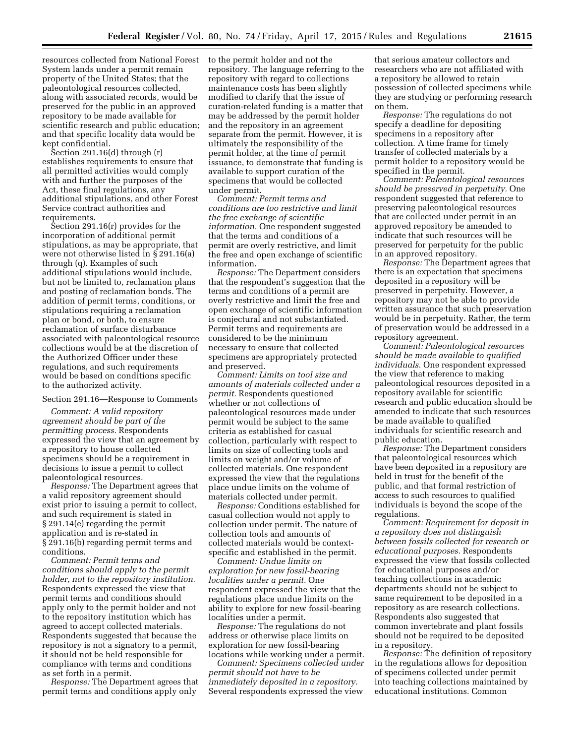resources collected from National Forest System lands under a permit remain property of the United States; that the paleontological resources collected, along with associated records, would be preserved for the public in an approved repository to be made available for scientific research and public education; and that specific locality data would be kept confidential.

Section 291.16(d) through (r) establishes requirements to ensure that all permitted activities would comply with and further the purposes of the Act, these final regulations, any additional stipulations, and other Forest Service contract authorities and requirements.

Section 291.16(r) provides for the incorporation of additional permit stipulations, as may be appropriate, that were not otherwise listed in § 291.16(a) through (q). Examples of such additional stipulations would include, but not be limited to, reclamation plans and posting of reclamation bonds. The addition of permit terms, conditions, or stipulations requiring a reclamation plan or bond, or both, to ensure reclamation of surface disturbance associated with paleontological resource collections would be at the discretion of the Authorized Officer under these regulations, and such requirements would be based on conditions specific to the authorized activity.

Section 291.16—Response to Comments

*Comment: A valid repository agreement should be part of the permitting process.* Respondents expressed the view that an agreement by a repository to house collected specimens should be a requirement in decisions to issue a permit to collect paleontological resources.

*Response:* The Department agrees that a valid repository agreement should exist prior to issuing a permit to collect, and such requirement is stated in § 291.14(e) regarding the permit application and is re-stated in § 291.16(b) regarding permit terms and conditions.

*Comment: Permit terms and conditions should apply to the permit holder, not to the repository institution.* Respondents expressed the view that permit terms and conditions should apply only to the permit holder and not to the repository institution which has agreed to accept collected materials. Respondents suggested that because the repository is not a signatory to a permit, it should not be held responsible for compliance with terms and conditions as set forth in a permit.

*Response:* The Department agrees that permit terms and conditions apply only to the permit holder and not the repository. The language referring to the repository with regard to collections maintenance costs has been slightly modified to clarify that the issue of curation-related funding is a matter that may be addressed by the permit holder and the repository in an agreement separate from the permit. However, it is ultimately the responsibility of the permit holder, at the time of permit issuance, to demonstrate that funding is available to support curation of the specimens that would be collected under permit.

*Comment: Permit terms and conditions are too restrictive and limit the free exchange of scientific information.* One respondent suggested that the terms and conditions of a permit are overly restrictive, and limit the free and open exchange of scientific information.

*Response:* The Department considers that the respondent's suggestion that the terms and conditions of a permit are overly restrictive and limit the free and open exchange of scientific information is conjectural and not substantiated. Permit terms and requirements are considered to be the minimum necessary to ensure that collected specimens are appropriately protected and preserved.

*Comment: Limits on tool size and amounts of materials collected under a permit.* Respondents questioned whether or not collections of paleontological resources made under permit would be subject to the same criteria as established for casual collection, particularly with respect to limits on size of collecting tools and limits on weight and/or volume of collected materials. One respondent expressed the view that the regulations place undue limits on the volume of materials collected under permit.

*Response:* Conditions established for casual collection would not apply to collection under permit. The nature of collection tools and amounts of collected materials would be context-specific and established in the permit.

*Comment: Undue limits on exploration for new fossil-bearing localities under a permit.* One respondent expressed the view that the regulations place undue limits on the ability to explore for new fossil-bearing localities under a permit.

*Response:* The regulations do not address or otherwise place limits on exploration for new fossil-bearing locations while working under a permit.

*Comment: Specimens collected under permit should not have to be immediately deposited in a repository.* Several respondents expressed the view that serious amateur collectors and researchers who are not affiliated with a repository be allowed to retain possession of collected specimens while they are studying or performing research on them.

*Response:* The regulations do not specify a deadline for depositing specimens in a repository after collection. A time frame for timely transfer of collected materials by a permit holder to a repository would be specified in the permit.

*Comment: Paleontological resources should be preserved in perpetuity.* One respondent suggested that reference to preserving paleontological resources that are collected under permit in an approved repository be amended to indicate that such resources will be preserved for perpetuity for the public in an approved repository.

*Response:* The Department agrees that there is an expectation that specimens deposited in a repository will be preserved in perpetuity. However, a repository may not be able to provide written assurance that such preservation would be in perpetuity. Rather, the term of preservation would be addressed in a repository agreement.

*Comment: Paleontological resources should be made available to qualified individuals.* One respondent expressed the view that reference to making paleontological resources deposited in a repository available for scientific research and public education should be amended to indicate that such resources be made available to qualified individuals for scientific research and public education.

*Response:* The Department considers that paleontological resources which have been deposited in a repository are held in trust for the benefit of the public, and that formal restriction of access to such resources to qualified individuals is beyond the scope of the regulations.

*Comment: Requirement for deposit in a repository does not distinguish between fossils collected for research or educational purposes.* Respondents expressed the view that fossils collected for educational purposes and/or teaching collections in academic departments should not be subject to same requirement to be deposited in a repository as are research collections. Respondents also suggested that common invertebrate and plant fossils should not be required to be deposited in a repository.

*Response:* The definition of repository in the regulations allows for deposition of specimens collected under permit into teaching collections maintained by educational institutions. Common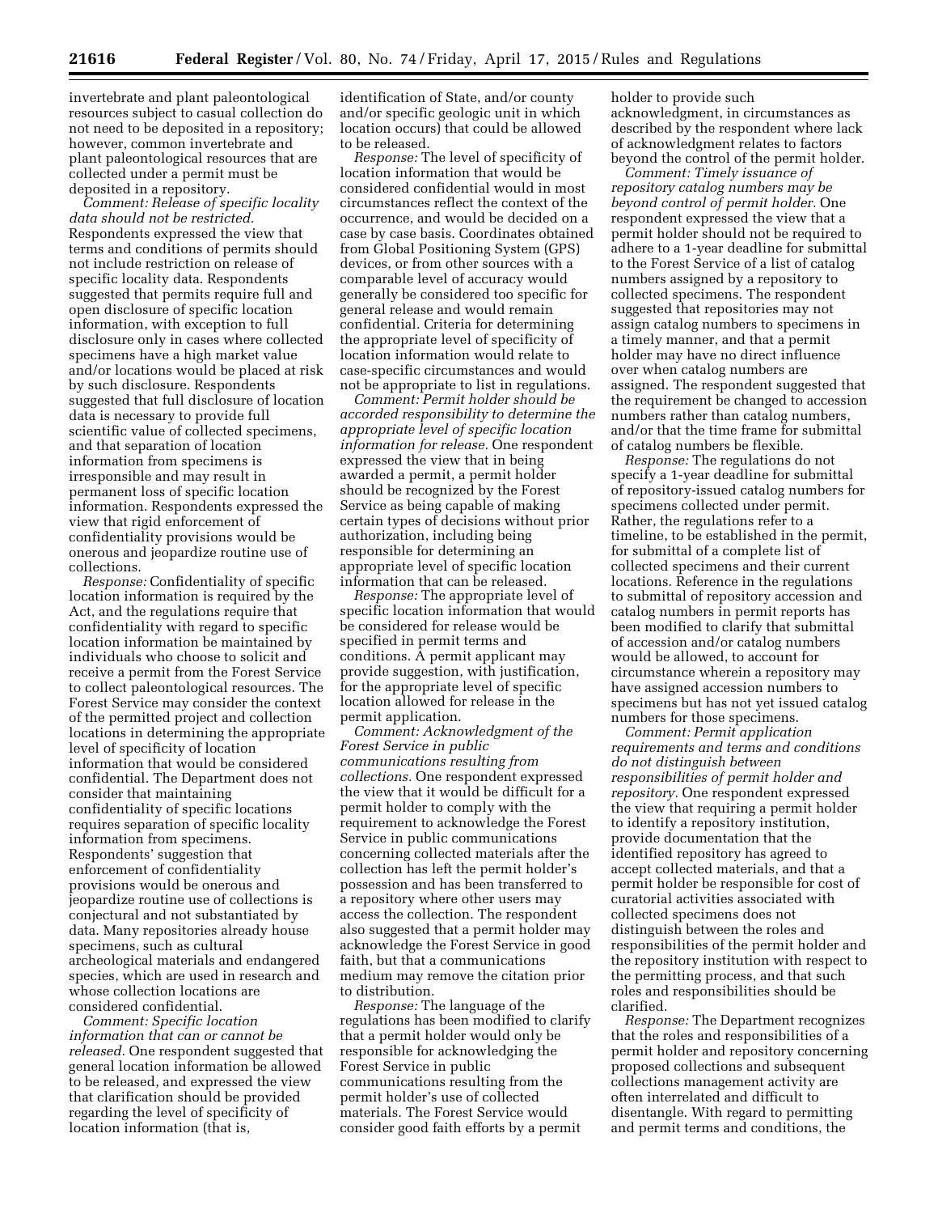invertebrate and plant paleontological resources subject to casual collection do not need to be deposited in a repository; however, common invertebrate and plant paleontological resources that are collected under a permit must be deposited in a repository.

*Comment: Release of specific locality data should not be restricted.* Respondents expressed the view that terms and conditions of permits should not include restriction on release of specific locality data. Respondents suggested that permits require full and open disclosure of specific location information, with exception to full disclosure only in cases where collected specimens have a high market value and/or locations would be placed at risk by such disclosure. Respondents suggested that full disclosure of location data is necessary to provide full scientific value of collected specimens, and that separation of location information from specimens is irresponsible and may result in permanent loss of specific location information. Respondents expressed the view that rigid enforcement of confidentiality provisions would be onerous and jeopardize routine use of collections.

*Response:* Confidentiality of specific location information is required by the Act, and the regulations require that confidentiality with regard to specific location information be maintained by individuals who choose to solicit and receive a permit from the Forest Service to collect paleontological resources. The Forest Service may consider the context of the permitted project and collection locations in determining the appropriate level of specificity of location information that would be considered confidential. The Department does not consider that maintaining confidentiality of specific locations requires separation of specific locality information from specimens. Respondents' suggestion that enforcement of confidentiality provisions would be onerous and jeopardize routine use of collections is conjectural and not substantiated by data. Many repositories already house specimens, such as cultural archeological materials and endangered species, which are used in research and whose collection locations are considered confidential.

*Comment: Specific location information that can or cannot be released.* One respondent suggested that general location information be allowed to be released, and expressed the view that clarification should be provided regarding the level of specificity of location information (that is, identification of State, and/or county and/or specific geologic unit in which location occurs) that could be allowed to be released.

*Response:* The level of specificity of location information that would be considered confidential would in most circumstances reflect the context of the occurrence, and would be decided on a case by case basis. Coordinates obtained from Global Positioning System (GPS) devices, or from other sources with a comparable level of accuracy would generally be considered too specific for general release and would remain confidential. Criteria for determining the appropriate level of specificity of location information would relate to case-specific circumstances and would not be appropriate to list in regulations.

*Comment: Permit holder should be accorded responsibility to determine the appropriate level of specific location information for release.* One respondent expressed the view that in being awarded a permit, a permit holder should be recognized by the Forest Service as being capable of making certain types of decisions without prior authorization, including being responsible for determining an appropriate level of specific location information that can be released.

*Response:* The appropriate level of specific location information that would be considered for release would be specified in permit terms and conditions. A permit applicant may provide suggestion, with justification, for the appropriate level of specific location allowed for release in the permit application.

*Comment: Acknowledgment of the Forest Service in public communications resulting from collections.* One respondent expressed the view that it would be difficult for a permit holder to comply with the requirement to acknowledge the Forest Service in public communications concerning collected materials after the collection has left the permit holder's possession and has been transferred to a repository where other users may access the collection. The respondent also suggested that a permit holder may acknowledge the Forest Service in good faith, but that a communications medium may remove the citation prior to distribution.

*Response:* The language of the regulations has been modified to clarify that a permit holder would only be responsible for acknowledging the Forest Service in public communications resulting from the permit holder's use of collected materials. The Forest Service would consider good faith efforts by a permit holder to provide such acknowledgment, in circumstances as described by the respondent where lack of acknowledgment relates to factors beyond the control of the permit holder.

*Comment: Timely issuance of repository catalog numbers may be beyond control of permit holder.* One respondent expressed the view that a permit holder should not be required to adhere to a 1-year deadline for submittal to the Forest Service of a list of catalog numbers assigned by a repository to collected specimens. The respondent suggested that repositories may not assign catalog numbers to specimens in a timely manner, and that a permit holder may have no direct influence over when catalog numbers are assigned. The respondent suggested that the requirement be changed to accession numbers rather than catalog numbers, and/or that the time frame for submittal of catalog numbers be flexible.

*Response:* The regulations do not specify a 1-year deadline for submittal of repository-issued catalog numbers for specimens collected under permit. Rather, the regulations refer to a timeline, to be established in the permit, for submittal of a complete list of collected specimens and their current locations. Reference in the regulations to submittal of repository accession and catalog numbers in permit reports has been modified to clarify that submittal of accession and/or catalog numbers would be allowed, to account for circumstance wherein a repository may have assigned accession numbers to specimens but has not yet issued catalog numbers for those specimens.

*Comment: Permit application requirements and terms and conditions do not distinguish between responsibilities of permit holder and repository.* One respondent expressed the view that requiring a permit holder to identify a repository institution, provide documentation that the identified repository has agreed to accept collected materials, and that a permit holder be responsible for cost of curatorial activities associated with collected specimens does not distinguish between the roles and responsibilities of the permit holder and the repository institution with respect to the permitting process, and that such roles and responsibilities should be clarified.

*Response:* The Department recognizes that the roles and responsibilities of a permit holder and repository concerning proposed collections and subsequent collections management activity are often interrelated and difficult to disentangle. With regard to permitting and permit terms and conditions, the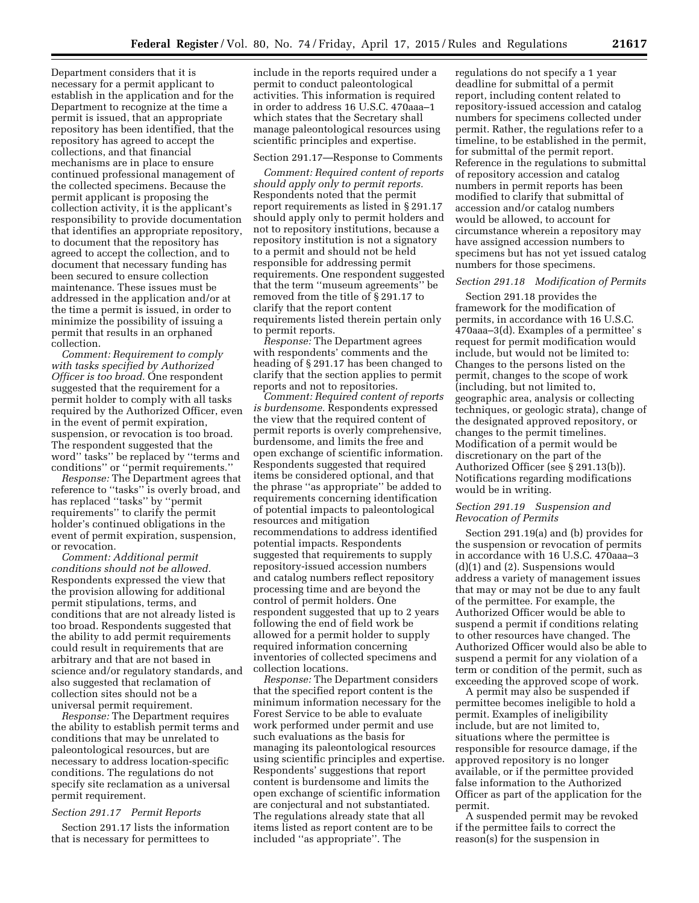Department considers that it is necessary for a permit applicant to establish in the application and for the Department to recognize at the time a permit is issued, that an appropriate repository has been identified, that the repository has agreed to accept the collections, and that financial mechanisms are in place to ensure continued professional management of the collected specimens. Because the permit applicant is proposing the collection activity, it is the applicant's responsibility to provide documentation that identifies an appropriate repository, to document that the repository has agreed to accept the collection, and to document that necessary funding has been secured to ensure collection maintenance. These issues must be addressed in the application and/or at the time a permit is issued, in order to minimize the possibility of issuing a permit that results in an orphaned collection.

*Comment: Requirement to comply with tasks specified by Authorized Officer is too broad.* One respondent suggested that the requirement for a permit holder to comply with all tasks required by the Authorized Officer, even in the event of permit expiration, suspension, or revocation is too broad. The respondent suggested that the word'' tasks'' be replaced by ''terms and conditions'' or ''permit requirements.''

*Response:* The Department agrees that reference to ''tasks'' is overly broad, and has replaced ''tasks'' by ''permit requirements'' to clarify the permit holder's continued obligations in the event of permit expiration, suspension, or revocation.

*Comment: Additional permit conditions should not be allowed.* Respondents expressed the view that the provision allowing for additional permit stipulations, terms, and conditions that are not already listed is too broad. Respondents suggested that the ability to add permit requirements could result in requirements that are arbitrary and that are not based in science and/or regulatory standards, and also suggested that reclamation of collection sites should not be a universal permit requirement.

*Response:* The Department requires the ability to establish permit terms and conditions that may be unrelated to paleontological resources, but are necessary to address location-specific conditions. The regulations do not specify site reclamation as a universal permit requirement.

*Section 291.17 Permit Reports*

Section 291.17 lists the information that is necessary for permittees to include in the reports required under a permit to conduct paleontological activities. This information is required in order to address 16 U.S.C. 470aaa–1 which states that the Secretary shall manage paleontological resources using scientific principles and expertise.

Section 291.17—Response to Comments

*Comment: Required content of reports should apply only to permit reports.* Respondents noted that the permit report requirements as listed in § 291.17 should apply only to permit holders and not to repository institutions, because a repository institution is not a signatory to a permit and should not be held responsible for addressing permit requirements. One respondent suggested that the term ''museum agreements'' be removed from the title of § 291.17 to clarify that the report content requirements listed therein pertain only to permit reports.

*Response:* The Department agrees with respondents' comments and the heading of § 291.17 has been changed to clarify that the section applies to permit reports and not to repositories.

*Comment: Required content of reports is burdensome.* Respondents expressed the view that the required content of permit reports is overly comprehensive, burdensome, and limits the free and open exchange of scientific information. Respondents suggested that required items be considered optional, and that the phrase ''as appropriate'' be added to requirements concerning identification of potential impacts to paleontological resources and mitigation recommendations to address identified potential impacts. Respondents suggested that requirements to supply repository-issued accession numbers and catalog numbers reflect repository processing time and are beyond the control of permit holders. One respondent suggested that up to 2 years following the end of field work be allowed for a permit holder to supply required information concerning inventories of collected specimens and collection locations.

*Response:* The Department considers that the specified report content is the minimum information necessary for the Forest Service to be able to evaluate work performed under permit and use such evaluations as the basis for managing its paleontological resources using scientific principles and expertise. Respondents' suggestions that report content is burdensome and limits the open exchange of scientific information are conjectural and not substantiated. The regulations already state that all items listed as report content are to be included ''as appropriate''. The regulations do not specify a 1 year deadline for submittal of a permit report, including content related to repository-issued accession and catalog numbers for specimens collected under permit. Rather, the regulations refer to a timeline, to be established in the permit, for submittal of the permit report. Reference in the regulations to submittal of repository accession and catalog numbers in permit reports has been modified to clarify that submittal of accession and/or catalog numbers would be allowed, to account for circumstance wherein a repository may have assigned accession numbers to specimens but has not yet issued catalog numbers for those specimens.

*Section 291.18 Modification of Permits*

Section 291.18 provides the framework for the modification of permits, in accordance with 16 U.S.C. 470aaa–3(d). Examples of a permittee' s request for permit modification would include, but would not be limited to: Changes to the persons listed on the permit, changes to the scope of work (including, but not limited to, geographic area, analysis or collecting techniques, or geologic strata), change of the designated approved repository, or changes to the permit timelines. Modification of a permit would be discretionary on the part of the Authorized Officer (see § 291.13(b)). Notifications regarding modifications would be in writing.

*Section 291.19 Suspension and Revocation of Permits*

Section 291.19(a) and (b) provides for the suspension or revocation of permits in accordance with 16 U.S.C. 470aaa–3 (d)(1) and (2). Suspensions would address a variety of management issues that may or may not be due to any fault of the permittee. For example, the Authorized Officer would be able to suspend a permit if conditions relating to other resources have changed. The Authorized Officer would also be able to suspend a permit for any violation of a term or condition of the permit, such as exceeding the approved scope of work.

A permit may also be suspended if permittee becomes ineligible to hold a permit. Examples of ineligibility include, but are not limited to, situations where the permittee is responsible for resource damage, if the approved repository is no longer available, or if the permittee provided false information to the Authorized Officer as part of the application for the permit.

A suspended permit may be revoked if the permittee fails to correct the reason(s) for the suspension in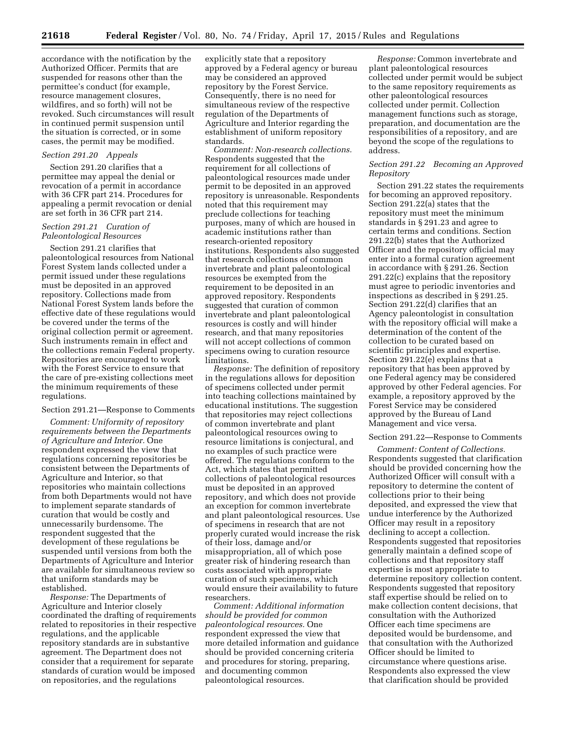accordance with the notification by the Authorized Officer. Permits that are suspended for reasons other than the permittee's conduct (for example, resource management closures, wildfires, and so forth) will not be revoked. Such circumstances will result in continued permit suspension until the situation is corrected, or in some cases, the permit may be modified.

*Section 291.20 Appeals*

Section 291.20 clarifies that a permittee may appeal the denial or revocation of a permit in accordance with 36 CFR part 214. Procedures for appealing a permit revocation or denial are set forth in 36 CFR part 214.

*Section 291.21 Curation of Paleontological Resources*

Section 291.21 clarifies that paleontological resources from National Forest System lands collected under a permit issued under these regulations must be deposited in an approved repository. Collections made from National Forest System lands before the effective date of these regulations would be covered under the terms of the original collection permit or agreement. Such instruments remain in effect and the collections remain Federal property. Repositories are encouraged to work with the Forest Service to ensure that the care of pre-existing collections meet the minimum requirements of these regulations.

Section 291.21—Response to Comments

*Comment: Uniformity of repository requirements between the Departments of Agriculture and Interior.* One respondent expressed the view that regulations concerning repositories be consistent between the Departments of Agriculture and Interior, so that repositories who maintain collections from both Departments would not have to implement separate standards of curation that would be costly and unnecessarily burdensome. The respondent suggested that the development of these regulations be suspended until versions from both the Departments of Agriculture and Interior are available for simultaneous review so that uniform standards may be established.

*Response:* The Departments of Agriculture and Interior closely coordinated the drafting of requirements related to repositories in their respective regulations, and the applicable repository standards are in substantive agreement. The Department does not consider that a requirement for separate standards of curation would be imposed on repositories, and the regulations explicitly state that a repository approved by a Federal agency or bureau may be considered an approved repository by the Forest Service. Consequently, there is no need for simultaneous review of the respective regulation of the Departments of Agriculture and Interior regarding the establishment of uniform repository standards.

*Comment: Non-research collections.* Respondents suggested that the requirement for all collections of paleontological resources made under permit to be deposited in an approved repository is unreasonable. Respondents noted that this requirement may preclude collections for teaching purposes, many of which are housed in academic institutions rather than research-oriented repository institutions. Respondents also suggested that research collections of common invertebrate and plant paleontological resources be exempted from the requirement to be deposited in an approved repository. Respondents suggested that curation of common invertebrate and plant paleontological resources is costly and will hinder research, and that many repositories will not accept collections of common specimens owing to curation resource limitations.

*Response:* The definition of repository in the regulations allows for deposition of specimens collected under permit into teaching collections maintained by educational institutions. The suggestion that repositories may reject collections of common invertebrate and plant paleontological resources owing to resource limitations is conjectural, and no examples of such practice were offered. The regulations conform to the Act, which states that permitted collections of paleontological resources must be deposited in an approved repository, and which does not provide an exception for common invertebrate and plant paleontological resources. Use of specimens in research that are not properly curated would increase the risk of their loss, damage and/or misappropriation, all of which pose greater risk of hindering research than costs associated with appropriate curation of such specimens, which would ensure their availability to future researchers.

*Comment: Additional information should be provided for common paleontological resources.* One respondent expressed the view that more detailed information and guidance should be provided concerning criteria and procedures for storing, preparing, and documenting common paleontological resources.

*Response:* Common invertebrate and plant paleontological resources collected under permit would be subject to the same repository requirements as other paleontological resources collected under permit. Collection management functions such as storage, preparation, and documentation are the responsibilities of a repository, and are beyond the scope of the regulations to address.

*Section 291.22 Becoming an Approved Repository*

Section 291.22 states the requirements for becoming an approved repository. Section 291.22(a) states that the repository must meet the minimum standards in § 291.23 and agree to certain terms and conditions. Section 291.22(b) states that the Authorized Officer and the repository official may enter into a formal curation agreement in accordance with § 291.26. Section 291.22(c) explains that the repository must agree to periodic inventories and inspections as described in § 291.25. Section 291.22(d) clarifies that an Agency paleontologist in consultation with the repository official will make a determination of the content of the collection to be curated based on scientific principles and expertise. Section 291.22(e) explains that a repository that has been approved by one Federal agency may be considered approved by other Federal agencies. For example, a repository approved by the Forest Service may be considered approved by the Bureau of Land Management and vice versa.

Section 291.22—Response to Comments

*Comment: Content of Collections.* Respondents suggested that clarification should be provided concerning how the Authorized Officer will consult with a repository to determine the content of collections prior to their being deposited, and expressed the view that undue interference by the Authorized Officer may result in a repository declining to accept a collection. Respondents suggested that repositories generally maintain a defined scope of collections and that repository staff expertise is most appropriate to determine repository collection content. Respondents suggested that repository staff expertise should be relied on to make collection content decisions, that consultation with the Authorized Officer each time specimens are deposited would be burdensome, and that consultation with the Authorized Officer should be limited to circumstance where questions arise. Respondents also expressed the view that clarification should be provided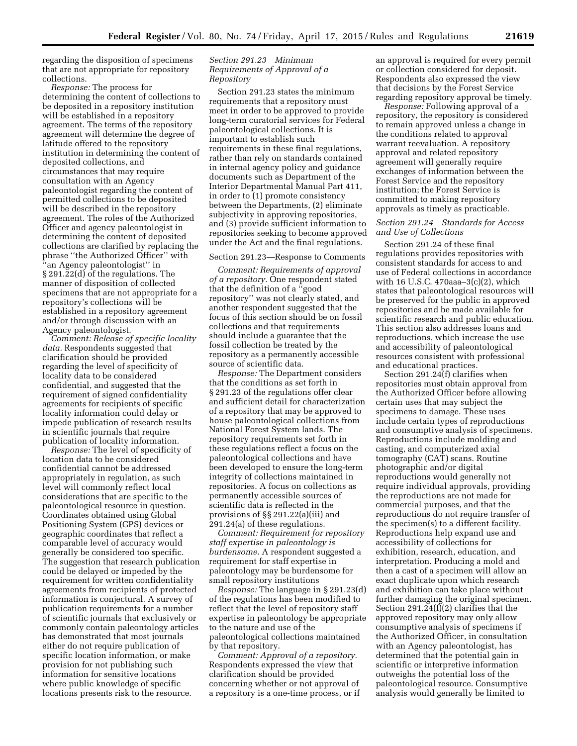regarding the disposition of specimens that are not appropriate for repository collections.

*Response:* The process for determining the content of collections to be deposited in a repository institution will be established in a repository agreement. The terms of the repository agreement will determine the degree of latitude offered to the repository institution in determining the content of deposited collections, and circumstances that may require consultation with an Agency paleontologist regarding the content of permitted collections to be deposited will be described in the repository agreement. The roles of the Authorized Officer and agency paleontologist in determining the content of deposited collections are clarified by replacing the phrase ''the Authorized Officer'' with ''an Agency paleontologist'' in § 291.22(d) of the regulations. The manner of disposition of collected specimens that are not appropriate for a repository's collections will be established in a repository agreement and/or through discussion with an Agency paleontologist.

*Comment: Release of specific locality data.* Respondents suggested that clarification should be provided regarding the level of specificity of locality data to be considered confidential, and suggested that the requirement of signed confidentiality agreements for recipients of specific locality information could delay or impede publication of research results in scientific journals that require publication of locality information.

*Response:* The level of specificity of location data to be considered confidential cannot be addressed appropriately in regulation, as such level will commonly reflect local considerations that are specific to the paleontological resource in question. Coordinates obtained using Global Positioning System (GPS) devices or geographic coordinates that reflect a comparable level of accuracy would generally be considered too specific. The suggestion that research publication could be delayed or impeded by the requirement for written confidentiality agreements from recipients of protected information is conjectural. A survey of publication requirements for a number of scientific journals that exclusively or commonly contain paleontology articles has demonstrated that most journals either do not require publication of specific location information, or make provision for not publishing such information for sensitive locations where public knowledge of specific locations presents risk to the resource.

### *Section 291.23 Minimum Requirements of Approval of a Repository*

Section 291.23 states the minimum requirements that a repository must meet in order to be approved to provide long-term curatorial services for Federal paleontological collections. It is important to establish such requirements in these final regulations, rather than rely on standards contained in internal agency policy and guidance documents such as Department of the Interior Departmental Manual Part 411, in order to (1) promote consistency between the Departments, (2) eliminate subjectivity in approving repositories, and (3) provide sufficient information to repositories seeking to become approved under the Act and the final regulations.

### Section 291.23—Response to Comments

*Comment: Requirements of approval of a repository.* One respondent stated that the definition of a ''good repository'' was not clearly stated, and another respondent suggested that the focus of this section should be on fossil collections and that requirements should include a guarantee that the fossil collection be treated by the repository as a permanently accessible source of scientific data.

*Response:* The Department considers that the conditions as set forth in § 291.23 of the regulations offer clear and sufficient detail for characterization of a repository that may be approved to house paleontological collections from National Forest System lands. The repository requirements set forth in these regulations reflect a focus on the paleontological collections and have been developed to ensure the long-term integrity of collections maintained in repositories. A focus on collections as permanently accessible sources of scientific data is reflected in the provisions of §§ 291.22(a)(iii) and 291.24(a) of these regulations.

*Comment: Requirement for repository staff expertise in paleontology is burdensome.* A respondent suggested a requirement for staff expertise in paleontology may be burdensome for small repository institutions

*Response:* The language in § 291.23(d) of the regulations has been modified to reflect that the level of repository staff expertise in paleontology be appropriate to the nature and use of the paleontological collections maintained by that repository.

*Comment: Approval of a repository.* Respondents expressed the view that clarification should be provided concerning whether or not approval of a repository is a one-time process, or if an approval is required for every permit or collection considered for deposit. Respondents also expressed the view that decisions by the Forest Service regarding repository approval be timely.

*Response:* Following approval of a repository, the repository is considered to remain approved unless a change in the conditions related to approval warrant reevaluation. A repository approval and related repository agreement will generally require exchanges of information between the Forest Service and the repository institution; the Forest Service is committed to making repository approvals as timely as practicable.

### *Section 291.24 Standards for Access and Use of Collections*

Section 291.24 of these final regulations provides repositories with consistent standards for access to and use of Federal collections in accordance with 16 U.S.C. 470aaa–3(c)(2), which states that paleontological resources will be preserved for the public in approved repositories and be made available for scientific research and public education. This section also addresses loans and reproductions, which increase the use and accessibility of paleontological resources consistent with professional and educational practices.

Section 291.24(f) clarifies when repositories must obtain approval from the Authorized Officer before allowing certain uses that may subject the specimens to damage. These uses include certain types of reproductions and consumptive analysis of specimens. Reproductions include molding and casting, and computerized axial tomography (CAT) scans. Routine photographic and/or digital reproductions would generally not require individual approvals, providing the reproductions are not made for commercial purposes, and that the reproductions do not require transfer of the specimen(s) to a different facility. Reproductions help expand use and accessibility of collections for exhibition, research, education, and interpretation. Producing a mold and then a cast of a specimen will allow an exact duplicate upon which research and exhibition can take place without further damaging the original specimen. Section 291.24(f)(2) clarifies that the approved repository may only allow consumptive analysis of specimens if the Authorized Officer, in consultation with an Agency paleontologist, has determined that the potential gain in scientific or interpretive information outweighs the potential loss of the paleontological resource. Consumptive analysis would generally be limited to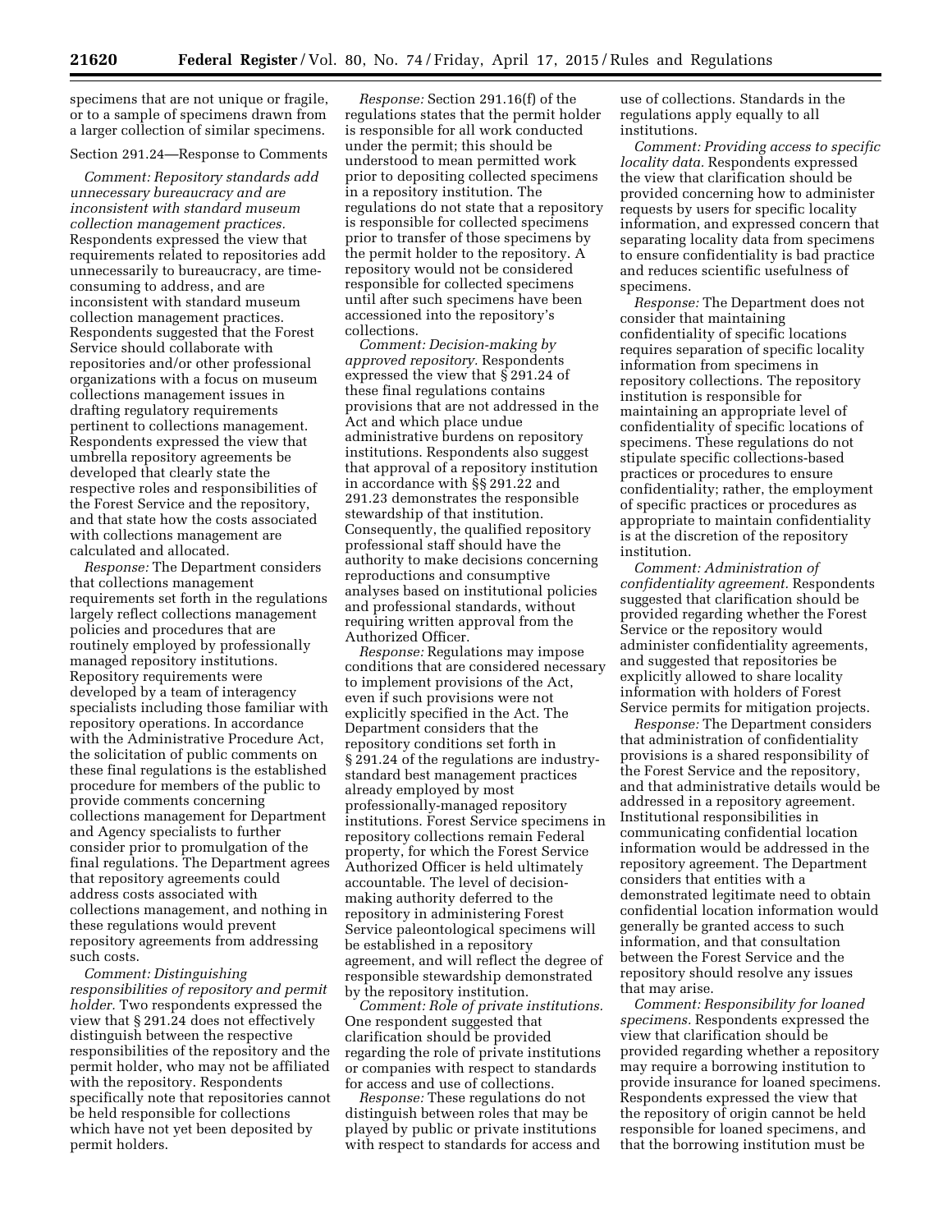specimens that are not unique or fragile, or to a sample of specimens drawn from a larger collection of similar specimens.

Section 291.24—Response to Comments

*Comment: Repository standards add unnecessary bureaucracy and are inconsistent with standard museum collection management practices.* Respondents expressed the view that requirements related to repositories add unnecessarily to bureaucracy, are time-consuming to address, and are inconsistent with standard museum collection management practices. Respondents suggested that the Forest Service should collaborate with repositories and/or other professional organizations with a focus on museum collections management issues in drafting regulatory requirements pertinent to collections management. Respondents expressed the view that umbrella repository agreements be developed that clearly state the respective roles and responsibilities of the Forest Service and the repository, and that state how the costs associated with collections management are calculated and allocated.

*Response:* The Department considers that collections management requirements set forth in the regulations largely reflect collections management policies and procedures that are routinely employed by professionally managed repository institutions. Repository requirements were developed by a team of interagency specialists including those familiar with repository operations. In accordance with the Administrative Procedure Act, the solicitation of public comments on these final regulations is the established procedure for members of the public to provide comments concerning collections management for Department and Agency specialists to further consider prior to promulgation of the final regulations. The Department agrees that repository agreements could address costs associated with collections management, and nothing in these regulations would prevent repository agreements from addressing such costs.

*Comment: Distinguishing responsibilities of repository and permit holder.* Two respondents expressed the view that § 291.24 does not effectively distinguish between the respective responsibilities of the repository and the permit holder, who may not be affiliated with the repository. Respondents specifically note that repositories cannot be held responsible for collections which have not yet been deposited by permit holders.

*Response:* Section 291.16(f) of the regulations states that the permit holder is responsible for all work conducted under the permit; this should be understood to mean permitted work prior to depositing collected specimens in a repository institution. The regulations do not state that a repository is responsible for collected specimens prior to transfer of those specimens by the permit holder to the repository. A repository would not be considered responsible for collected specimens until after such specimens have been accessioned into the repository's collections.

*Comment: Decision-making by approved repository.* Respondents expressed the view that § 291.24 of these final regulations contains provisions that are not addressed in the Act and which place undue administrative burdens on repository institutions. Respondents also suggest that approval of a repository institution in accordance with §§ 291.22 and 291.23 demonstrates the responsible stewardship of that institution. Consequently, the qualified repository professional staff should have the authority to make decisions concerning reproductions and consumptive analyses based on institutional policies and professional standards, without requiring written approval from the Authorized Officer.

*Response:* Regulations may impose conditions that are considered necessary to implement provisions of the Act, even if such provisions were not explicitly specified in the Act. The Department considers that the repository conditions set forth in § 291.24 of the regulations are industry-standard best management practices already employed by most professionally-managed repository institutions. Forest Service specimens in repository collections remain Federal property, for which the Forest Service Authorized Officer is held ultimately accountable. The level of decision-making authority deferred to the repository in administering Forest Service paleontological specimens will be established in a repository agreement, and will reflect the degree of responsible stewardship demonstrated by the repository institution.

*Comment: Role of private institutions.* One respondent suggested that clarification should be provided regarding the role of private institutions or companies with respect to standards for access and use of collections.

*Response:* These regulations do not distinguish between roles that may be played by public or private institutions with respect to standards for access and use of collections. Standards in the regulations apply equally to all institutions.

*Comment: Providing access to specific locality data.* Respondents expressed the view that clarification should be provided concerning how to administer requests by users for specific locality information, and expressed concern that separating locality data from specimens to ensure confidentiality is bad practice and reduces scientific usefulness of specimens.

*Response:* The Department does not consider that maintaining confidentiality of specific locations requires separation of specific locality information from specimens in repository collections. The repository institution is responsible for maintaining an appropriate level of confidentiality of specific locations of specimens. These regulations do not stipulate specific collections-based practices or procedures to ensure confidentiality; rather, the employment of specific practices or procedures as appropriate to maintain confidentiality is at the discretion of the repository institution.

*Comment: Administration of confidentiality agreement.* Respondents suggested that clarification should be provided regarding whether the Forest Service or the repository would administer confidentiality agreements, and suggested that repositories be explicitly allowed to share locality information with holders of Forest Service permits for mitigation projects.

*Response:* The Department considers that administration of confidentiality provisions is a shared responsibility of the Forest Service and the repository, and that administrative details would be addressed in a repository agreement. Institutional responsibilities in communicating confidential location information would be addressed in the repository agreement. The Department considers that entities with a demonstrated legitimate need to obtain confidential location information would generally be granted access to such information, and that consultation between the Forest Service and the repository should resolve any issues that may arise.

*Comment: Responsibility for loaned specimens.* Respondents expressed the view that clarification should be provided regarding whether a repository may require a borrowing institution to provide insurance for loaned specimens. Respondents expressed the view that the repository of origin cannot be held responsible for loaned specimens, and that the borrowing institution must be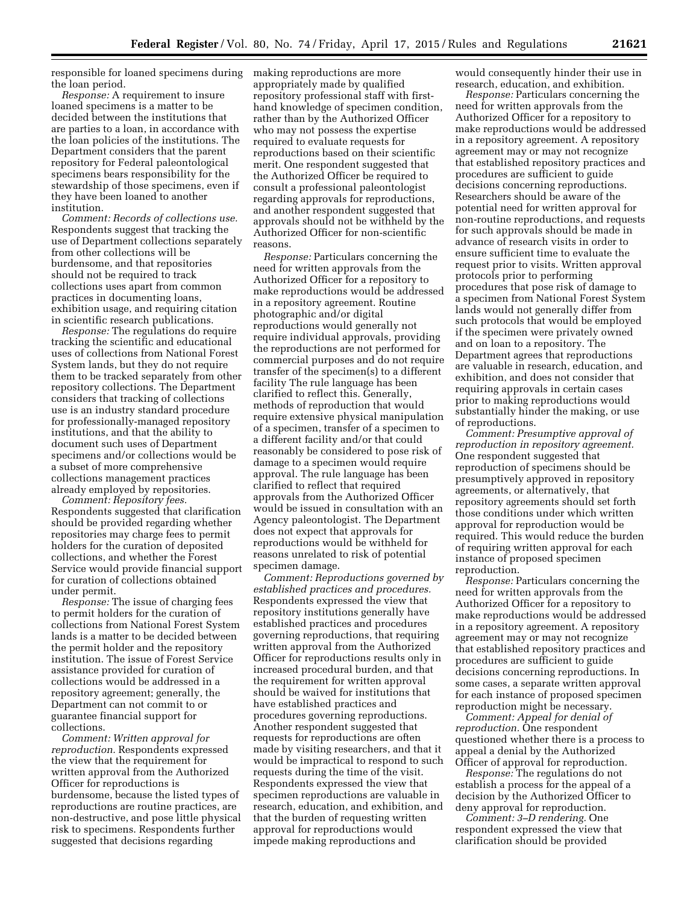responsible for loaned specimens during the loan period.

*Response:* A requirement to insure loaned specimens is a matter to be decided between the institutions that are parties to a loan, in accordance with the loan policies of the institutions. The Department considers that the parent repository for Federal paleontological specimens bears responsibility for the stewardship of those specimens, even if they have been loaned to another institution.

*Comment: Records of collections use.* Respondents suggest that tracking the use of Department collections separately from other collections will be burdensome, and that repositories should not be required to track collections uses apart from common practices in documenting loans, exhibition usage, and requiring citation in scientific research publications.

*Response:* The regulations do require tracking the scientific and educational uses of collections from National Forest System lands, but they do not require them to be tracked separately from other repository collections. The Department considers that tracking of collections use is an industry standard procedure for professionally-managed repository institutions, and that the ability to document such uses of Department specimens and/or collections would be a subset of more comprehensive collections management practices already employed by repositories.

*Comment: Repository fees.* Respondents suggested that clarification should be provided regarding whether repositories may charge fees to permit holders for the curation of deposited collections, and whether the Forest Service would provide financial support for curation of collections obtained under permit.

*Response:* The issue of charging fees to permit holders for the curation of collections from National Forest System lands is a matter to be decided between the permit holder and the repository institution. The issue of Forest Service assistance provided for curation of collections would be addressed in a repository agreement; generally, the Department can not commit to or guarantee financial support for collections.

*Comment: Written approval for reproduction.* Respondents expressed the view that the requirement for written approval from the Authorized Officer for reproductions is burdensome, because the listed types of reproductions are routine practices, are non-destructive, and pose little physical risk to specimens. Respondents further suggested that decisions regarding making reproductions are more appropriately made by qualified repository professional staff with first-hand knowledge of specimen condition, rather than by the Authorized Officer who may not possess the expertise required to evaluate requests for reproductions based on their scientific merit. One respondent suggested that the Authorized Officer be required to consult a professional paleontologist regarding approvals for reproductions, and another respondent suggested that approvals should not be withheld by the Authorized Officer for non-scientific reasons.

*Response:* Particulars concerning the need for written approvals from the Authorized Officer for a repository to make reproductions would be addressed in a repository agreement. Routine photographic and/or digital reproductions would generally not require individual approvals, providing the reproductions are not performed for commercial purposes and do not require transfer of the specimen(s) to a different facility The rule language has been clarified to reflect this. Generally, methods of reproduction that would require extensive physical manipulation of a specimen, transfer of a specimen to a different facility and/or that could reasonably be considered to pose risk of damage to a specimen would require approval. The rule language has been clarified to reflect that required approvals from the Authorized Officer would be issued in consultation with an Agency paleontologist. The Department does not expect that approvals for reproductions would be withheld for reasons unrelated to risk of potential specimen damage.

*Comment: Reproductions governed by established practices and procedures.* Respondents expressed the view that repository institutions generally have established practices and procedures governing reproductions, that requiring written approval from the Authorized Officer for reproductions results only in increased procedural burden, and that the requirement for written approval should be waived for institutions that have established practices and procedures governing reproductions. Another respondent suggested that requests for reproductions are often made by visiting researchers, and that it would be impractical to respond to such requests during the time of the visit. Respondents expressed the view that specimen reproductions are valuable in research, education, and exhibition, and that the burden of requesting written approval for reproductions would impede making reproductions and would consequently hinder their use in research, education, and exhibition.

*Response:* Particulars concerning the need for written approvals from the Authorized Officer for a repository to make reproductions would be addressed in a repository agreement. A repository agreement may or may not recognize that established repository practices and procedures are sufficient to guide decisions concerning reproductions. Researchers should be aware of the potential need for written approval for non-routine reproductions, and requests for such approvals should be made in advance of research visits in order to ensure sufficient time to evaluate the request prior to visits. Written approval protocols prior to performing procedures that pose risk of damage to a specimen from National Forest System lands would not generally differ from such protocols that would be employed if the specimen were privately owned and on loan to a repository. The Department agrees that reproductions are valuable in research, education, and exhibition, and does not consider that requiring approvals in certain cases prior to making reproductions would substantially hinder the making, or use of reproductions.

*Comment: Presumptive approval of reproduction in repository agreement.* One respondent suggested that reproduction of specimens should be presumptively approved in repository agreements, or alternatively, that repository agreements should set forth those conditions under which written approval for reproduction would be required. This would reduce the burden of requiring written approval for each instance of proposed specimen reproduction.

*Response:* Particulars concerning the need for written approvals from the Authorized Officer for a repository to make reproductions would be addressed in a repository agreement. A repository agreement may or may not recognize that established repository practices and procedures are sufficient to guide decisions concerning reproductions. In some cases, a separate written approval for each instance of proposed specimen reproduction might be necessary.

*Comment: Appeal for denial of reproduction.* One respondent questioned whether there is a process to appeal a denial by the Authorized Officer of approval for reproduction.

*Response:* The regulations do not establish a process for the appeal of a decision by the Authorized Officer to deny approval for reproduction.

*Comment: 3–D rendering.* One respondent expressed the view that clarification should be provided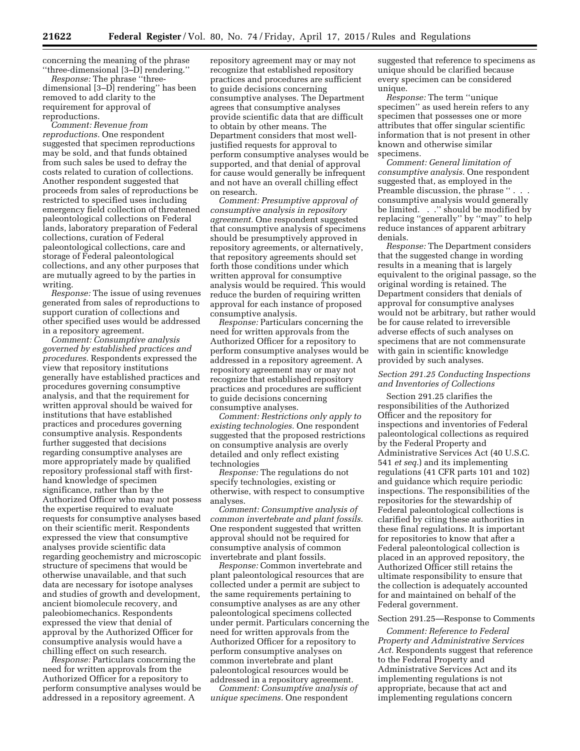concerning the meaning of the phrase "three-dimensional [3–D] rendering."

*Response:* The phrase "three-dimensional [3–D] rendering" has been removed to add clarity to the requirement for approval of reproductions.

*Comment: Revenue from reproductions.* One respondent suggested that specimen reproductions may be sold, and that funds obtained from such sales be used to defray the costs related to curation of collections. Another respondent suggested that proceeds from sales of reproductions be restricted to specified uses including emergency field collection of threatened paleontological collections on Federal lands, laboratory preparation of Federal collections, curation of Federal paleontological collections, care and storage of Federal paleontological collections, and any other purposes that are mutually agreed to by the parties in writing.

*Response:* The issue of using revenues generated from sales of reproductions to support curation of collections and other specified uses would be addressed in a repository agreement.

*Comment: Consumptive analysis governed by established practices and procedures.* Respondents expressed the view that repository institutions generally have established practices and procedures governing consumptive analysis, and that the requirement for written approval should be waived for institutions that have established practices and procedures governing consumptive analysis. Respondents further suggested that decisions regarding consumptive analyses are more appropriately made by qualified repository professional staff with first-hand knowledge of specimen significance, rather than by the Authorized Officer who may not possess the expertise required to evaluate requests for consumptive analyses based on their scientific merit. Respondents expressed the view that consumptive analyses provide scientific data regarding geochemistry and microscopic structure of specimens that would be otherwise unavailable, and that such data are necessary for isotope analyses and studies of growth and development, ancient biomolecule recovery, and paleobiomechanics. Respondents expressed the view that denial of approval by the Authorized Officer for consumptive analysis would have a chilling effect on such research.

*Response:* Particulars concerning the need for written approvals from the Authorized Officer for a repository to perform consumptive analyses would be addressed in a repository agreement. A repository agreement may or may not recognize that established repository practices and procedures are sufficient to guide decisions concerning consumptive analyses. The Department agrees that consumptive analyses provide scientific data that are difficult to obtain by other means. The Department considers that most well-justified requests for approval to perform consumptive analyses would be supported, and that denial of approval for cause would generally be infrequent and not have an overall chilling effect on research.

*Comment: Presumptive approval of consumptive analysis in repository agreement.* One respondent suggested that consumptive analysis of specimens should be presumptively approved in repository agreements, or alternatively, that repository agreements should set forth those conditions under which written approval for consumptive analysis would be required. This would reduce the burden of requiring written approval for each instance of proposed consumptive analysis.

*Response:* Particulars concerning the need for written approvals from the Authorized Officer for a repository to perform consumptive analyses would be addressed in a repository agreement. A repository agreement may or may not recognize that established repository practices and procedures are sufficient to guide decisions concerning consumptive analyses.

*Comment: Restrictions only apply to existing technologies.* One respondent suggested that the proposed restrictions on consumptive analysis are overly detailed and only reflect existing technologies

*Response:* The regulations do not specify technologies, existing or otherwise, with respect to consumptive analyses.

*Comment: Consumptive analysis of common invertebrate and plant fossils.* One respondent suggested that written approval should not be required for consumptive analysis of common invertebrate and plant fossils.

*Response:* Common invertebrate and plant paleontological resources that are collected under a permit are subject to the same requirements pertaining to consumptive analyses as are any other paleontological specimens collected under permit. Particulars concerning the need for written approvals from the Authorized Officer for a repository to perform consumptive analyses on common invertebrate and plant paleontological resources would be addressed in a repository agreement.

*Comment: Consumptive analysis of unique specimens.* One respondent suggested that reference to specimens as unique should be clarified because every specimen can be considered unique.

*Response:* The term "unique specimen" as used herein refers to any specimen that possesses one or more attributes that offer singular scientific information that is not present in other known and otherwise similar specimens.

*Comment: General limitation of consumptive analysis.* One respondent suggested that, as employed in the Preamble discussion, the phrase ". . . consumptive analysis would generally be limited. . ." should be modified by replacing "generally" by "may" to help reduce instances of apparent arbitrary denials.

*Response:* The Department considers that the suggested change in wording results in a meaning that is largely equivalent to the original passage, so the original wording is retained. The Department considers that denials of approval for consumptive analyses would not be arbitrary, but rather would be for cause related to irreversible adverse effects of such analyses on specimens that are not commensurate with gain in scientific knowledge provided by such analyses.

### *Section 291.25 Conducting Inspections and Inventories of Collections*

Section 291.25 clarifies the responsibilities of the Authorized Officer and the repository for inspections and inventories of Federal paleontological collections as required by the Federal Property and Administrative Services Act (40 U.S.C. 541 *et seq.*) and its implementing regulations (41 CFR parts 101 and 102) and guidance which require periodic inspections. The responsibilities of the repositories for the stewardship of Federal paleontological collections is clarified by citing these authorities in these final regulations. It is important for repositories to know that after a Federal paleontological collection is placed in an approved repository, the Authorized Officer still retains the ultimate responsibility to ensure that the collection is adequately accounted for and maintained on behalf of the Federal government.

### Section 291.25—Response to Comments

*Comment: Reference to Federal Property and Administrative Services Act.* Respondents suggest that reference to the Federal Property and Administrative Services Act and its implementing regulations is not appropriate, because that act and implementing regulations concern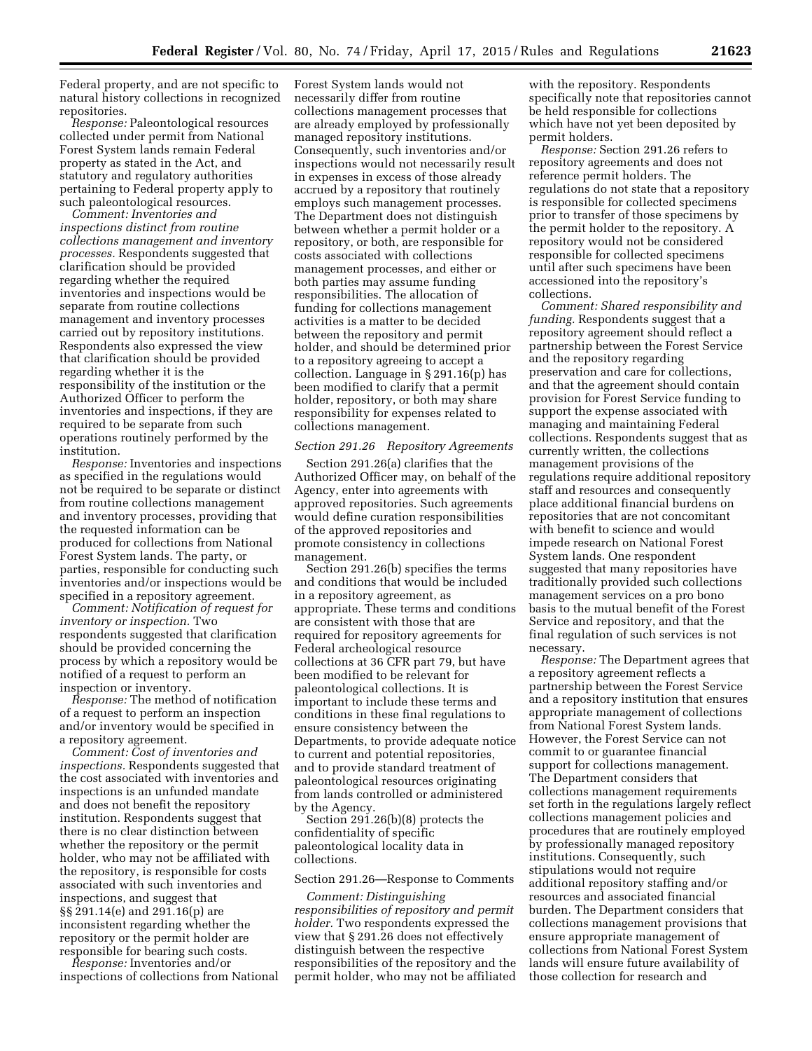Federal property, and are not specific to natural history collections in recognized repositories.

*Response:* Paleontological resources collected under permit from National Forest System lands remain Federal property as stated in the Act, and statutory and regulatory authorities pertaining to Federal property apply to such paleontological resources.

*Comment: Inventories and inspections distinct from routine collections management and inventory processes.* Respondents suggested that clarification should be provided regarding whether the required inventories and inspections would be separate from routine collections management and inventory processes carried out by repository institutions. Respondents also expressed the view that clarification should be provided regarding whether it is the responsibility of the institution or the Authorized Officer to perform the inventories and inspections, if they are required to be separate from such operations routinely performed by the institution.

*Response:* Inventories and inspections as specified in the regulations would not be required to be separate or distinct from routine collections management and inventory processes, providing that the requested information can be produced for collections from National Forest System lands. The party, or parties, responsible for conducting such inventories and/or inspections would be specified in a repository agreement.

*Comment: Notification of request for inventory or inspection.* Two respondents suggested that clarification should be provided concerning the process by which a repository would be notified of a request to perform an inspection or inventory.

*Response:* The method of notification of a request to perform an inspection and/or inventory would be specified in a repository agreement.

*Comment: Cost of inventories and inspections.* Respondents suggested that the cost associated with inventories and inspections is an unfunded mandate and does not benefit the repository institution. Respondents suggest that there is no clear distinction between whether the repository or the permit holder, who may not be affiliated with the repository, is responsible for costs associated with such inventories and inspections, and suggest that §§ 291.14(e) and 291.16(p) are inconsistent regarding whether the repository or the permit holder are responsible for bearing such costs.

*Response:* Inventories and/or inspections of collections from National Forest System lands would not necessarily differ from routine collections management processes that are already employed by professionally managed repository institutions. Consequently, such inventories and/or inspections would not necessarily result in expenses in excess of those already accrued by a repository that routinely employs such management processes. The Department does not distinguish between whether a permit holder or a repository, or both, are responsible for costs associated with collections management processes, and either or both parties may assume funding responsibilities. The allocation of funding for collections management activities is a matter to be decided between the repository and permit holder, and should be determined prior to a repository agreeing to accept a collection. Language in § 291.16(p) has been modified to clarify that a permit holder, repository, or both may share responsibility for expenses related to collections management.

*Section 291.26 Repository Agreements*

Section 291.26(a) clarifies that the Authorized Officer may, on behalf of the Agency, enter into agreements with approved repositories. Such agreements would define curation responsibilities of the approved repositories and promote consistency in collections management.

Section 291.26(b) specifies the terms and conditions that would be included in a repository agreement, as appropriate. These terms and conditions are consistent with those that are required for repository agreements for Federal archeological resource collections at 36 CFR part 79, but have been modified to be relevant for paleontological collections. It is important to include these terms and conditions in these final regulations to ensure consistency between the Departments, to provide adequate notice to current and potential repositories, and to provide standard treatment of paleontological resources originating from lands controlled or administered by the Agency.

Section 291.26(b)(8) protects the confidentiality of specific paleontological locality data in collections.

Section 291.26—Response to Comments

*Comment: Distinguishing responsibilities of repository and permit holder.* Two respondents expressed the view that § 291.26 does not effectively distinguish between the respective responsibilities of the repository and the permit holder, who may not be affiliated with the repository. Respondents specifically note that repositories cannot be held responsible for collections which have not yet been deposited by permit holders.

*Response:* Section 291.26 refers to repository agreements and does not reference permit holders. The regulations do not state that a repository is responsible for collected specimens prior to transfer of those specimens by the permit holder to the repository. A repository would not be considered responsible for collected specimens until after such specimens have been accessioned into the repository's collections.

*Comment: Shared responsibility and funding.* Respondents suggest that a repository agreement should reflect a partnership between the Forest Service and the repository regarding preservation and care for collections, and that the agreement should contain provision for Forest Service funding to support the expense associated with managing and maintaining Federal collections. Respondents suggest that as currently written, the collections management provisions of the regulations require additional repository staff and resources and consequently place additional financial burdens on repositories that are not concomitant with benefit to science and would impede research on National Forest System lands. One respondent suggested that many repositories have traditionally provided such collections management services on a pro bono basis to the mutual benefit of the Forest Service and repository, and that the final regulation of such services is not necessary.

*Response:* The Department agrees that a repository agreement reflects a partnership between the Forest Service and a repository institution that ensures appropriate management of collections from National Forest System lands. However, the Forest Service can not commit to or guarantee financial support for collections management. The Department considers that collections management requirements set forth in the regulations largely reflect collections management policies and procedures that are routinely employed by professionally managed repository institutions. Consequently, such stipulations would not require additional repository staffing and/or resources and associated financial burden. The Department considers that collections management provisions that ensure appropriate management of collections from National Forest System lands will ensure future availability of those collection for research and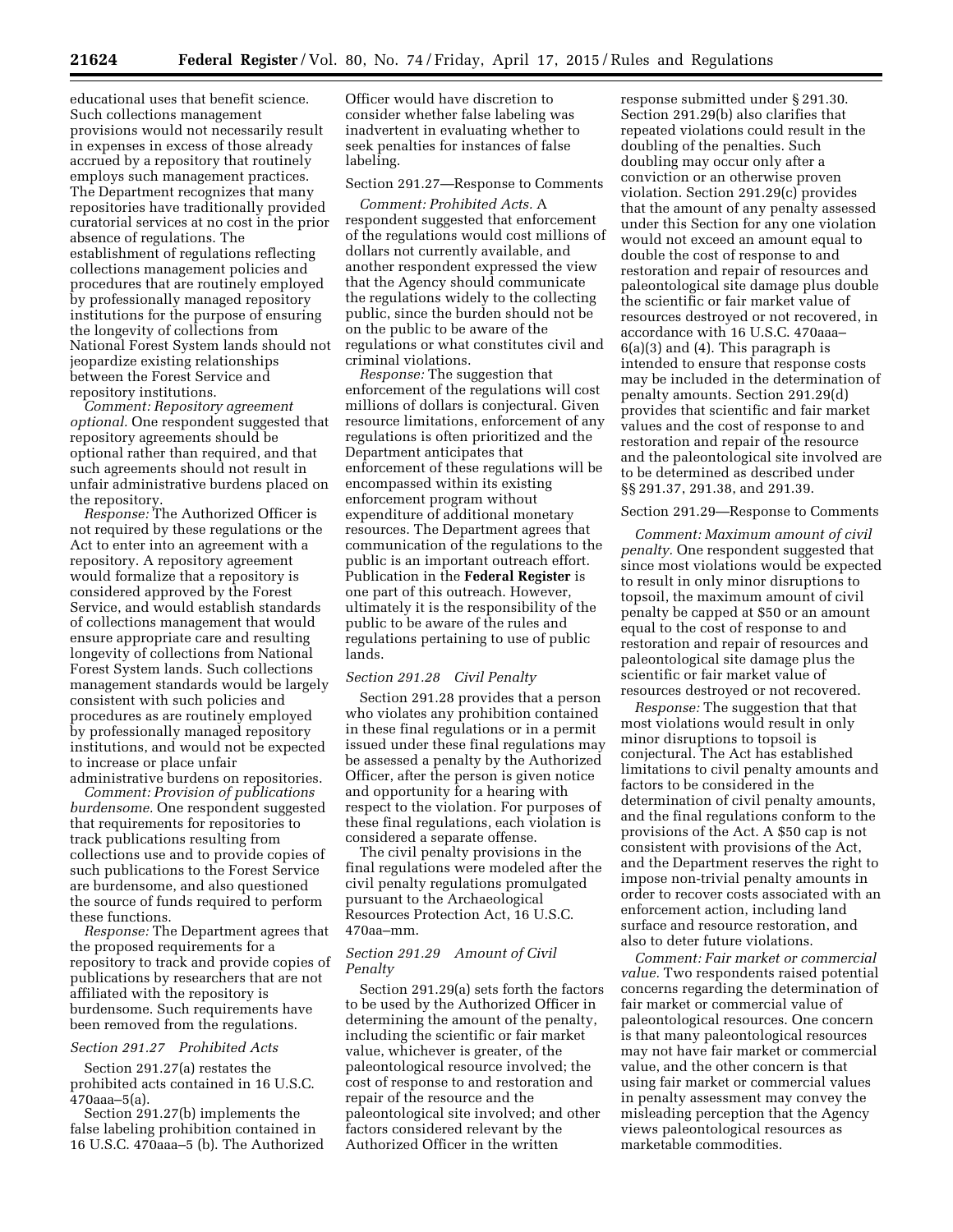educational uses that benefit science. Such collections management provisions would not necessarily result in expenses in excess of those already accrued by a repository that routinely employs such management practices. The Department recognizes that many repositories have traditionally provided curatorial services at no cost in the prior absence of regulations. The establishment of regulations reflecting collections management policies and procedures that are routinely employed by professionally managed repository institutions for the purpose of ensuring the longevity of collections from National Forest System lands should not jeopardize existing relationships between the Forest Service and repository institutions.

*Comment: Repository agreement optional.* One respondent suggested that repository agreements should be optional rather than required, and that such agreements should not result in unfair administrative burdens placed on the repository.

*Response:* The Authorized Officer is not required by these regulations or the Act to enter into an agreement with a repository. A repository agreement would formalize that a repository is considered approved by the Forest Service, and would establish standards of collections management that would ensure appropriate care and resulting longevity of collections from National Forest System lands. Such collections management standards would be largely consistent with such policies and procedures as are routinely employed by professionally managed repository institutions, and would not be expected to increase or place unfair administrative burdens on repositories.

*Comment: Provision of publications burdensome.* One respondent suggested that requirements for repositories to track publications resulting from collections use and to provide copies of such publications to the Forest Service are burdensome, and also questioned the source of funds required to perform these functions.

*Response:* The Department agrees that the proposed requirements for a repository to track and provide copies of publications by researchers that are not affiliated with the repository is burdensome. Such requirements have been removed from the regulations.

### *Section 291.27 Prohibited Acts*

Section 291.27(a) restates the prohibited acts contained in 16 U.S.C. 470aaa–5(a).

Section 291.27(b) implements the false labeling prohibition contained in 16 U.S.C. 470aaa–5 (b). The Authorized Officer would have discretion to consider whether false labeling was inadvertent in evaluating whether to seek penalties for instances of false labeling.

Section 291.27—Response to Comments

*Comment: Prohibited Acts.* A respondent suggested that enforcement of the regulations would cost millions of dollars not currently available, and another respondent expressed the view that the Agency should communicate the regulations widely to the collecting public, since the burden should not be on the public to be aware of the regulations or what constitutes civil and criminal violations.

*Response:* The suggestion that enforcement of the regulations will cost millions of dollars is conjectural. Given resource limitations, enforcement of any regulations is often prioritized and the Department anticipates that enforcement of these regulations will be encompassed within its existing enforcement program without expenditure of additional monetary resources. The Department agrees that communication of the regulations to the public is an important outreach effort. Publication in the **Federal Register** is one part of this outreach. However, ultimately it is the responsibility of the public to be aware of the rules and regulations pertaining to use of public lands.

### *Section 291.28 Civil Penalty*

Section 291.28 provides that a person who violates any prohibition contained in these final regulations or in a permit issued under these final regulations may be assessed a penalty by the Authorized Officer, after the person is given notice and opportunity for a hearing with respect to the violation. For purposes of these final regulations, each violation is considered a separate offense.

The civil penalty provisions in the final regulations were modeled after the civil penalty regulations promulgated pursuant to the Archaeological Resources Protection Act, 16 U.S.C. 470aa–mm.

### *Section 291.29 Amount of Civil Penalty*

Section 291.29(a) sets forth the factors to be used by the Authorized Officer in determining the amount of the penalty, including the scientific or fair market value, whichever is greater, of the paleontological resource involved; the cost of response to and restoration and repair of the resource and the paleontological site involved; and other factors considered relevant by the Authorized Officer in the written response submitted under § 291.30. Section 291.29(b) also clarifies that repeated violations could result in the doubling of the penalties. Such doubling may occur only after a conviction or an otherwise proven violation. Section 291.29(c) provides that the amount of any penalty assessed under this Section for any one violation would not exceed an amount equal to double the cost of response to and restoration and repair of resources and paleontological site damage plus double the scientific or fair market value of resources destroyed or not recovered, in accordance with 16 U.S.C. 470aaa–6(a)(3) and (4). This paragraph is intended to ensure that response costs may be included in the determination of penalty amounts. Section 291.29(d) provides that scientific and fair market values and the cost of response to and restoration and repair of the resource and the paleontological site involved are to be determined as described under §§ 291.37, 291.38, and 291.39.

Section 291.29—Response to Comments

*Comment: Maximum amount of civil penalty.* One respondent suggested that since most violations would be expected to result in only minor disruptions to topsoil, the maximum amount of civil penalty be capped at $50 or an amount equal to the cost of response to and restoration and repair of resources and paleontological site damage plus the scientific or fair market value of resources destroyed or not recovered.

*Response:* The suggestion that that most violations would result in only minor disruptions to topsoil is conjectural. The Act has established limitations to civil penalty amounts and factors to be considered in the determination of civil penalty amounts, and the final regulations conform to the provisions of the Act. A $50 cap is not consistent with provisions of the Act, and the Department reserves the right to impose non-trivial penalty amounts in order to recover costs associated with an enforcement action, including land surface and resource restoration, and also to deter future violations.

*Comment: Fair market or commercial value.* Two respondents raised potential concerns regarding the determination of fair market or commercial value of paleontological resources. One concern is that many paleontological resources may not have fair market or commercial value, and the other concern is that using fair market or commercial values in penalty assessment may convey the misleading perception that the Agency views paleontological resources as marketable commodities.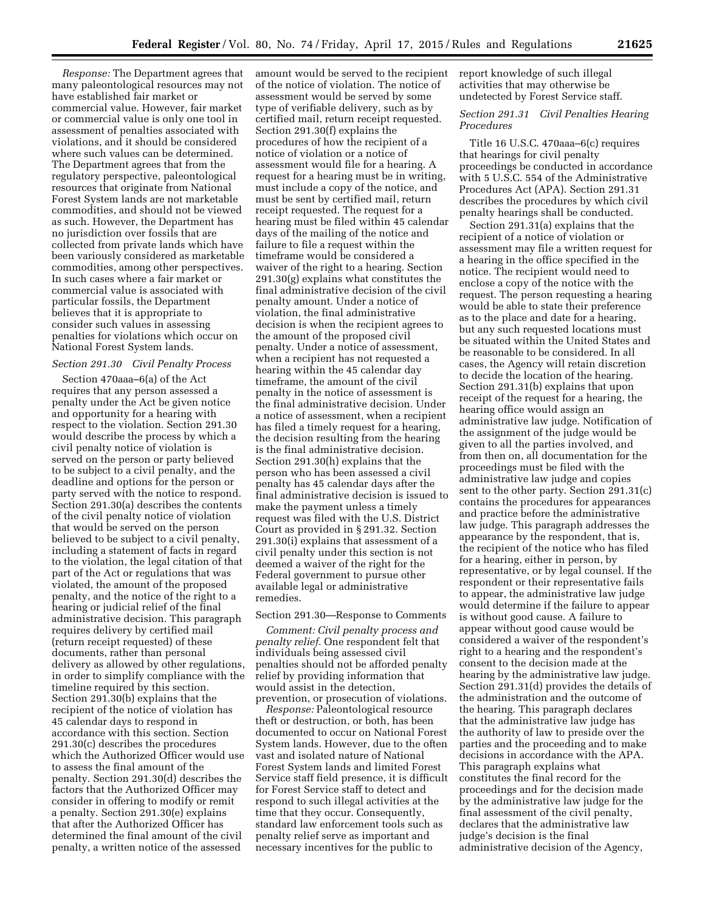*Response:* The Department agrees that many paleontological resources may not have established fair market or commercial value. However, fair market or commercial value is only one tool in assessment of penalties associated with violations, and it should be considered where such values can be determined. The Department agrees that from the regulatory perspective, paleontological resources that originate from National Forest System lands are not marketable commodities, and should not be viewed as such. However, the Department has no jurisdiction over fossils that are collected from private lands which have been variously considered as marketable commodities, among other perspectives. In such cases where a fair market or commercial value is associated with particular fossils, the Department believes that it is appropriate to consider such values in assessing penalties for violations which occur on National Forest System lands.

*Section 291.30 Civil Penalty Process*

Section 470aaa–6(a) of the Act requires that any person assessed a penalty under the Act be given notice and opportunity for a hearing with respect to the violation. Section 291.30 would describe the process by which a civil penalty notice of violation is served on the person or party believed to be subject to a civil penalty, and the deadline and options for the person or party served with the notice to respond. Section 291.30(a) describes the contents of the civil penalty notice of violation that would be served on the person believed to be subject to a civil penalty, including a statement of facts in regard to the violation, the legal citation of that part of the Act or regulations that was violated, the amount of the proposed penalty, and the notice of the right to a hearing or judicial relief of the final administrative decision. This paragraph requires delivery by certified mail (return receipt requested) of these documents, rather than personal delivery as allowed by other regulations, in order to simplify compliance with the timeline required by this section. Section 291.30(b) explains that the recipient of the notice of violation has 45 calendar days to respond in accordance with this section. Section 291.30(c) describes the procedures which the Authorized Officer would use to assess the final amount of the penalty. Section 291.30(d) describes the factors that the Authorized Officer may consider in offering to modify or remit a penalty. Section 291.30(e) explains that after the Authorized Officer has determined the final amount of the civil penalty, a written notice of the assessed amount would be served to the recipient of the notice of violation. The notice of assessment would be served by some type of verifiable delivery, such as by certified mail, return receipt requested. Section 291.30(f) explains the procedures of how the recipient of a notice of violation or a notice of assessment would file for a hearing. A request for a hearing must be in writing, must include a copy of the notice, and must be sent by certified mail, return receipt requested. The request for a hearing must be filed within 45 calendar days of the mailing of the notice and failure to file a request within the timeframe would be considered a waiver of the right to a hearing. Section 291.30(g) explains what constitutes the final administrative decision of the civil penalty amount. Under a notice of violation, the final administrative decision is when the recipient agrees to the amount of the proposed civil penalty. Under a notice of assessment, when a recipient has not requested a hearing within the 45 calendar day timeframe, the amount of the civil penalty in the notice of assessment is the final administrative decision. Under a notice of assessment, when a recipient has filed a timely request for a hearing, the decision resulting from the hearing is the final administrative decision. Section 291.30(h) explains that the person who has been assessed a civil penalty has 45 calendar days after the final administrative decision is issued to make the payment unless a timely request was filed with the U.S. District Court as provided in § 291.32. Section 291.30(i) explains that assessment of a civil penalty under this section is not deemed a waiver of the right for the Federal government to pursue other available legal or administrative remedies.

Section 291.30—Response to Comments

*Comment: Civil penalty process and penalty relief.* One respondent felt that individuals being assessed civil penalties should not be afforded penalty relief by providing information that would assist in the detection, prevention, or prosecution of violations.

*Response:* Paleontological resource theft or destruction, or both, has been documented to occur on National Forest System lands. However, due to the often vast and isolated nature of National Forest System lands and limited Forest Service staff field presence, it is difficult for Forest Service staff to detect and respond to such illegal activities at the time that they occur. Consequently, standard law enforcement tools such as penalty relief serve as important and necessary incentives for the public to report knowledge of such illegal activities that may otherwise be undetected by Forest Service staff.

*Section 291.31 Civil Penalties Hearing Procedures*

Title 16 U.S.C. 470aaa–6(c) requires that hearings for civil penalty proceedings be conducted in accordance with 5 U.S.C. 554 of the Administrative Procedures Act (APA). Section 291.31 describes the procedures by which civil penalty hearings shall be conducted.

Section 291.31(a) explains that the recipient of a notice of violation or assessment may file a written request for a hearing in the office specified in the notice. The recipient would need to enclose a copy of the notice with the request. The person requesting a hearing would be able to state their preference as to the place and date for a hearing, but any such requested locations must be situated within the United States and be reasonable to be considered. In all cases, the Agency will retain discretion to decide the location of the hearing. Section 291.31(b) explains that upon receipt of the request for a hearing, the hearing office would assign an administrative law judge. Notification of the assignment of the judge would be given to all the parties involved, and from then on, all documentation for the proceedings must be filed with the administrative law judge and copies sent to the other party. Section 291.31(c) contains the procedures for appearances and practice before the administrative law judge. This paragraph addresses the appearance by the respondent, that is, the recipient of the notice who has filed for a hearing, either in person, by representative, or by legal counsel. If the respondent or their representative fails to appear, the administrative law judge would determine if the failure to appear is without good cause. A failure to appear without good cause would be considered a waiver of the respondent's right to a hearing and the respondent's consent to the decision made at the hearing by the administrative law judge. Section 291.31(d) provides the details of the administration and the outcome of the hearing. This paragraph declares that the administrative law judge has the authority of law to preside over the parties and the proceeding and to make decisions in accordance with the APA. This paragraph explains what constitutes the final record for the proceedings and for the decision made by the administrative law judge for the final assessment of the civil penalty, declares that the administrative law judge's decision is the final administrative decision of the Agency,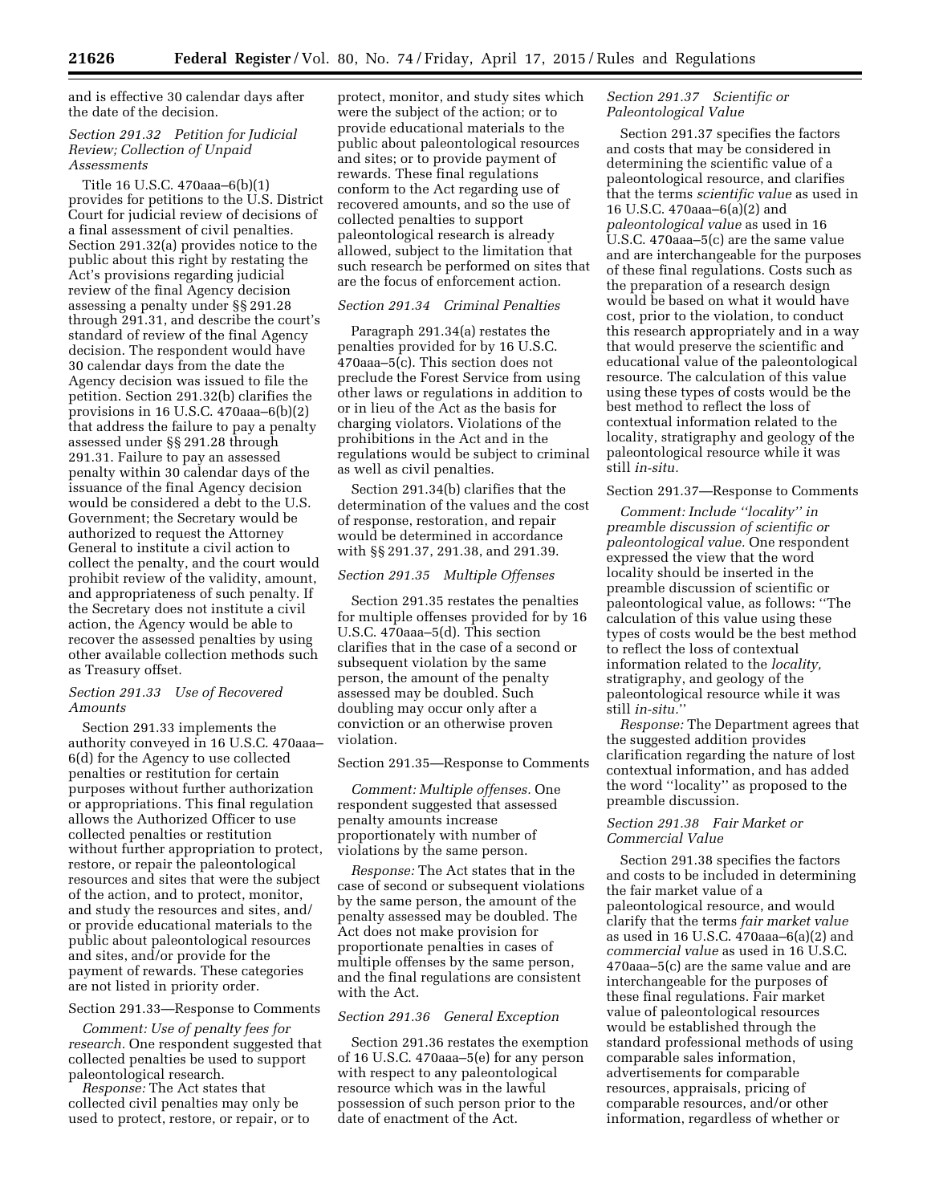and is effective 30 calendar days after the date of the decision.

### *Section 291.32 Petition for Judicial Review; Collection of Unpaid Assessments*

Title 16 U.S.C. 470aaa–6(b)(1) provides for petitions to the U.S. District Court for judicial review of decisions of a final assessment of civil penalties. Section 291.32(a) provides notice to the public about this right by restating the Act's provisions regarding judicial review of the final Agency decision assessing a penalty under §§ 291.28 through 291.31, and describe the court's standard of review of the final Agency decision. The respondent would have 30 calendar days from the date the Agency decision was issued to file the petition. Section 291.32(b) clarifies the provisions in 16 U.S.C. 470aaa–6(b)(2) that address the failure to pay a penalty assessed under §§ 291.28 through 291.31. Failure to pay an assessed penalty within 30 calendar days of the issuance of the final Agency decision would be considered a debt to the U.S. Government; the Secretary would be authorized to request the Attorney General to institute a civil action to collect the penalty, and the court would prohibit review of the validity, amount, and appropriateness of such penalty. If the Secretary does not institute a civil action, the Agency would be able to recover the assessed penalties by using other available collection methods such as Treasury offset.

### *Section 291.33 Use of Recovered Amounts*

Section 291.33 implements the authority conveyed in 16 U.S.C. 470aaa–6(d) for the Agency to use collected penalties or restitution for certain purposes without further authorization or appropriations. This final regulation allows the Authorized Officer to use collected penalties or restitution without further appropriation to protect, restore, or repair the paleontological resources and sites that were the subject of the action, and to protect, monitor, and study the resources and sites, and/or provide educational materials to the public about paleontological resources and sites, and/or provide for the payment of rewards. These categories are not listed in priority order.

### Section 291.33—Response to Comments

*Comment: Use of penalty fees for research.* One respondent suggested that collected penalties be used to support paleontological research.

*Response:* The Act states that collected civil penalties may only be used to protect, restore, or repair, or to protect, monitor, and study sites which were the subject of the action; or to provide educational materials to the public about paleontological resources and sites; or to provide payment of rewards. These final regulations conform to the Act regarding use of recovered amounts, and so the use of collected penalties to support paleontological research is already allowed, subject to the limitation that such research be performed on sites that are the focus of enforcement action.

### *Section 291.34 Criminal Penalties*

Paragraph 291.34(a) restates the penalties provided for by 16 U.S.C. 470aaa–5(c). This section does not preclude the Forest Service from using other laws or regulations in addition to or in lieu of the Act as the basis for charging violators. Violations of the prohibitions in the Act and in the regulations would be subject to criminal as well as civil penalties.

Section 291.34(b) clarifies that the determination of the values and the cost of response, restoration, and repair would be determined in accordance with §§ 291.37, 291.38, and 291.39.

### *Section 291.35 Multiple Offenses*

Section 291.35 restates the penalties for multiple offenses provided for by 16 U.S.C. 470aaa–5(d). This section clarifies that in the case of a second or subsequent violation by the same person, the amount of the penalty assessed may be doubled. Such doubling may occur only after a conviction or an otherwise proven violation.

### Section 291.35—Response to Comments

*Comment: Multiple offenses.* One respondent suggested that assessed penalty amounts increase proportionately with number of violations by the same person.

*Response:* The Act states that in the case of second or subsequent violations by the same person, the amount of the penalty assessed may be doubled. The Act does not make provision for proportionate penalties in cases of multiple offenses by the same person, and the final regulations are consistent with the Act.

### *Section 291.36 General Exception*

Section 291.36 restates the exemption of 16 U.S.C. 470aaa–5(e) for any person with respect to any paleontological resource which was in the lawful possession of such person prior to the date of enactment of the Act.

### *Section 291.37 Scientific or Paleontological Value*

Section 291.37 specifies the factors and costs that may be considered in determining the scientific value of a paleontological resource, and clarifies that the terms *scientific value* as used in 16 U.S.C. 470aaa–6(a)(2) and *paleontological value* as used in 16 U.S.C. 470aaa–5(c) are the same value and are interchangeable for the purposes of these final regulations. Costs such as the preparation of a research design would be based on what it would have cost, prior to the violation, to conduct this research appropriately and in a way that would preserve the scientific and educational value of the paleontological resource. The calculation of this value using these types of costs would be the best method to reflect the loss of contextual information related to the locality, stratigraphy and geology of the paleontological resource while it was still *in-situ.*

### Section 291.37—Response to Comments

*Comment: Include ''locality'' in preamble discussion of scientific or paleontological value.* One respondent expressed the view that the word locality should be inserted in the preamble discussion of scientific or paleontological value, as follows: ''The calculation of this value using these types of costs would be the best method to reflect the loss of contextual information related to the *locality,* stratigraphy, and geology of the paleontological resource while it was still *in-situ.*''

*Response:* The Department agrees that the suggested addition provides clarification regarding the nature of lost contextual information, and has added the word ''locality'' as proposed to the preamble discussion.

### *Section 291.38 Fair Market or Commercial Value*

Section 291.38 specifies the factors and costs to be included in determining the fair market value of a paleontological resource, and would clarify that the terms *fair market value* as used in 16 U.S.C. 470aaa–6(a)(2) and *commercial value* as used in 16 U.S.C. 470aaa–5(c) are the same value and are interchangeable for the purposes of these final regulations. Fair market value of paleontological resources would be established through the standard professional methods of using comparable sales information, advertisements for comparable resources, appraisals, pricing of comparable resources, and/or other information, regardless of whether or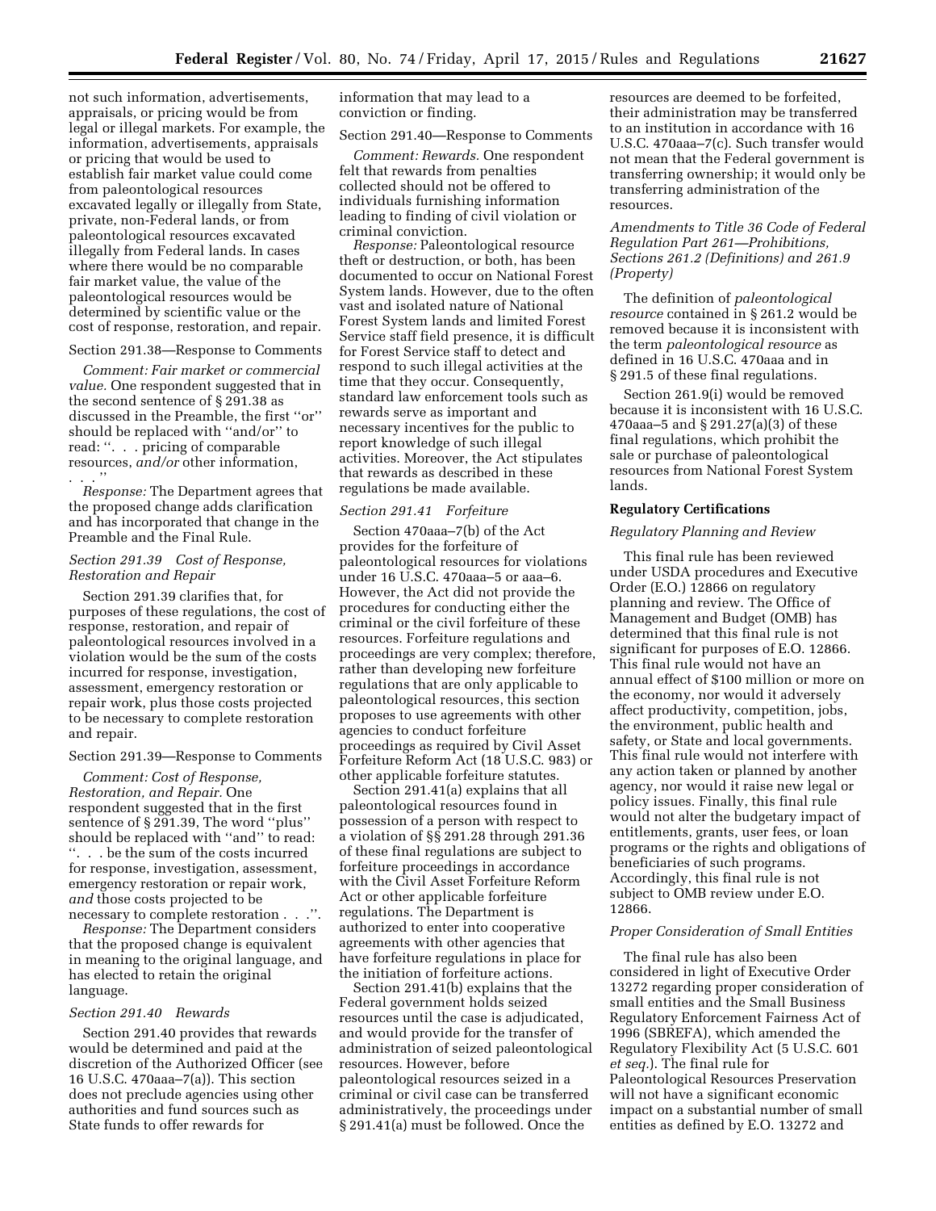not such information, advertisements, appraisals, or pricing would be from legal or illegal markets. For example, the information, advertisements, appraisals or pricing that would be used to establish fair market value could come from paleontological resources excavated legally or illegally from State, private, non-Federal lands, or from paleontological resources excavated illegally from Federal lands. In cases where there would be no comparable fair market value, the value of the paleontological resources would be determined by scientific value or the cost of response, restoration, and repair.

Section 291.38—Response to Comments

*Comment: Fair market or commercial value.* One respondent suggested that in the second sentence of § 291.38 as discussed in the Preamble, the first ''or'' should be replaced with ''and/or'' to read: ''. . . pricing of comparable resources, *and/or* other information, . . .''

*Response:* The Department agrees that the proposed change adds clarification and has incorporated that change in the Preamble and the Final Rule.

*Section 291.39 Cost of Response, Restoration and Repair*

Section 291.39 clarifies that, for purposes of these regulations, the cost of response, restoration, and repair of paleontological resources involved in a violation would be the sum of the costs incurred for response, investigation, assessment, emergency restoration or repair work, plus those costs projected to be necessary to complete restoration and repair.

Section 291.39—Response to Comments

*Comment: Cost of Response, Restoration, and Repair.* One respondent suggested that in the first sentence of § 291.39, The word ''plus'' should be replaced with ''and'' to read: ''. . . be the sum of the costs incurred for response, investigation, assessment, emergency restoration or repair work, *and* those costs projected to be necessary to complete restoration . . .''.

*Response:* The Department considers that the proposed change is equivalent in meaning to the original language, and has elected to retain the original language.

*Section 291.40 Rewards*

Section 291.40 provides that rewards would be determined and paid at the discretion of the Authorized Officer (see 16 U.S.C. 470aaa–7(a)). This section does not preclude agencies using other authorities and fund sources such as State funds to offer rewards for information that may lead to a conviction or finding.

Section 291.40—Response to Comments

*Comment: Rewards.* One respondent felt that rewards from penalties collected should not be offered to individuals furnishing information leading to finding of civil violation or criminal conviction.

*Response:* Paleontological resource theft or destruction, or both, has been documented to occur on National Forest System lands. However, due to the often vast and isolated nature of National Forest System lands and limited Forest Service staff field presence, it is difficult for Forest Service staff to detect and respond to such illegal activities at the time that they occur. Consequently, standard law enforcement tools such as rewards serve as important and necessary incentives for the public to report knowledge of such illegal activities. Moreover, the Act stipulates that rewards as described in these regulations be made available.

*Section 291.41 Forfeiture*

Section 470aaa–7(b) of the Act provides for the forfeiture of paleontological resources for violations under 16 U.S.C. 470aaa–5 or aaa–6. However, the Act did not provide the procedures for conducting either the criminal or the civil forfeiture of these resources. Forfeiture regulations and proceedings are very complex; therefore, rather than developing new forfeiture regulations that are only applicable to paleontological resources, this section proposes to use agreements with other agencies to conduct forfeiture proceedings as required by Civil Asset Forfeiture Reform Act (18 U.S.C. 983) or other applicable forfeiture statutes.

Section 291.41(a) explains that all paleontological resources found in possession of a person with respect to a violation of §§ 291.28 through 291.36 of these final regulations are subject to forfeiture proceedings in accordance with the Civil Asset Forfeiture Reform Act or other applicable forfeiture regulations. The Department is authorized to enter into cooperative agreements with other agencies that have forfeiture regulations in place for the initiation of forfeiture actions.

Section 291.41(b) explains that the Federal government holds seized resources until the case is adjudicated, and would provide for the transfer of administration of seized paleontological resources. However, before paleontological resources seized in a criminal or civil case can be transferred administratively, the proceedings under § 291.41(a) must be followed. Once the resources are deemed to be forfeited, their administration may be transferred to an institution in accordance with 16 U.S.C. 470aaa–7(c). Such transfer would not mean that the Federal government is transferring ownership; it would only be transferring administration of the resources.

*Amendments to Title 36 Code of Federal Regulation Part 261—Prohibitions, Sections 261.2 (Definitions) and 261.9 (Property)*

The definition of *paleontological resource* contained in § 261.2 would be removed because it is inconsistent with the term *paleontological resource* as defined in 16 U.S.C. 470aaa and in § 291.5 of these final regulations.

Section 261.9(i) would be removed because it is inconsistent with 16 U.S.C. 470aaa–5 and § 291.27(a)(3) of these final regulations, which prohibit the sale or purchase of paleontological resources from National Forest System lands.

**Regulatory Certifications**

*Regulatory Planning and Review*

This final rule has been reviewed under USDA procedures and Executive Order (E.O.) 12866 on regulatory planning and review. The Office of Management and Budget (OMB) has determined that this final rule is not significant for purposes of E.O. 12866. This final rule would not have an annual effect of $100 million or more on the economy, nor would it adversely affect productivity, competition, jobs, the environment, public health and safety, or State and local governments. This final rule would not interfere with any action taken or planned by another agency, nor would it raise new legal or policy issues. Finally, this final rule would not alter the budgetary impact of entitlements, grants, user fees, or loan programs or the rights and obligations of beneficiaries of such programs. Accordingly, this final rule is not subject to OMB review under E.O. 12866.

*Proper Consideration of Small Entities*

The final rule has also been considered in light of Executive Order 13272 regarding proper consideration of small entities and the Small Business Regulatory Enforcement Fairness Act of 1996 (SBREFA), which amended the Regulatory Flexibility Act (5 U.S.C. 601 *et seq.*). The final rule for Paleontological Resources Preservation will not have a significant economic impact on a substantial number of small entities as defined by E.O. 13272 and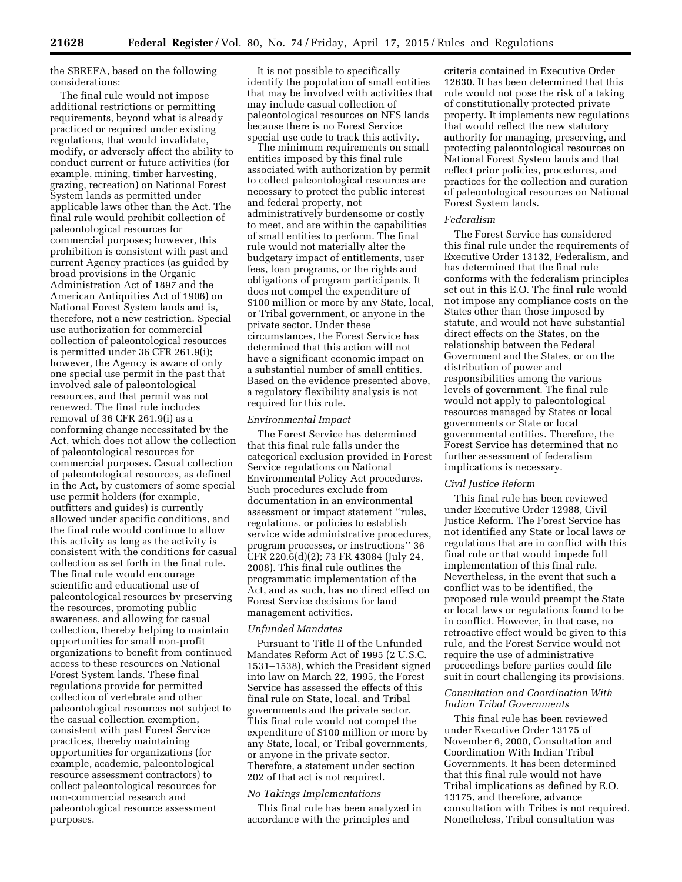the SBREFA, based on the following considerations:

The final rule would not impose additional restrictions or permitting requirements, beyond what is already practiced or required under existing regulations, that would invalidate, modify, or adversely affect the ability to conduct current or future activities (for example, mining, timber harvesting, grazing, recreation) on National Forest System lands as permitted under applicable laws other than the Act. The final rule would prohibit collection of paleontological resources for commercial purposes; however, this prohibition is consistent with past and current Agency practices (as guided by broad provisions in the Organic Administration Act of 1897 and the American Antiquities Act of 1906) on National Forest System lands and is, therefore, not a new restriction. Special use authorization for commercial collection of paleontological resources is permitted under 36 CFR 261.9(i); however, the Agency is aware of only one special use permit in the past that involved sale of paleontological resources, and that permit was not renewed. The final rule includes removal of 36 CFR 261.9(i) as a conforming change necessitated by the Act, which does not allow the collection of paleontological resources for commercial purposes. Casual collection of paleontological resources, as defined in the Act, by customers of some special use permit holders (for example, outfitters and guides) is currently allowed under specific conditions, and the final rule would continue to allow this activity as long as the activity is consistent with the conditions for casual collection as set forth in the final rule. The final rule would encourage scientific and educational use of paleontological resources by preserving the resources, promoting public awareness, and allowing for casual collection, thereby helping to maintain opportunities for small non-profit organizations to benefit from continued access to these resources on National Forest System lands. These final regulations provide for permitted collection of vertebrate and other paleontological resources not subject to the casual collection exemption, consistent with past Forest Service practices, thereby maintaining opportunities for organizations (for example, academic, paleontological resource assessment contractors) to collect paleontological resources for non-commercial research and paleontological resource assessment purposes.

It is not possible to specifically identify the population of small entities that may be involved with activities that may include casual collection of paleontological resources on NFS lands because there is no Forest Service special use code to track this activity.

The minimum requirements on small entities imposed by this final rule associated with authorization by permit to collect paleontological resources are necessary to protect the public interest and federal property, not administratively burdensome or costly to meet, and are within the capabilities of small entities to perform. The final rule would not materially alter the budgetary impact of entitlements, user fees, loan programs, or the rights and obligations of program participants. It does not compel the expenditure of $100 million or more by any State, local, or Tribal government, or anyone in the private sector. Under these circumstances, the Forest Service has determined that this action will not have a significant economic impact on a substantial number of small entities. Based on the evidence presented above, a regulatory flexibility analysis is not required for this rule.

*Environmental Impact*

The Forest Service has determined that this final rule falls under the categorical exclusion provided in Forest Service regulations on National Environmental Policy Act procedures. Such procedures exclude from documentation in an environmental assessment or impact statement "rules, regulations, or policies to establish service wide administrative procedures, program processes, or instructions" 36 CFR 220.6(d)(2); 73 FR 43084 (July 24, 2008). This final rule outlines the programmatic implementation of the Act, and as such, has no direct effect on Forest Service decisions for land management activities.

*Unfunded Mandates*

Pursuant to Title II of the Unfunded Mandates Reform Act of 1995 (2 U.S.C. 1531–1538), which the President signed into law on March 22, 1995, the Forest Service has assessed the effects of this final rule on State, local, and Tribal governments and the private sector. This final rule would not compel the expenditure of $100 million or more by any State, local, or Tribal governments, or anyone in the private sector. Therefore, a statement under section 202 of that act is not required.

*No Takings Implementations*

This final rule has been analyzed in accordance with the principles and criteria contained in Executive Order 12630. It has been determined that this rule would not pose the risk of a taking of constitutionally protected private property. It implements new regulations that would reflect the new statutory authority for managing, preserving, and protecting paleontological resources on National Forest System lands and that reflect prior policies, procedures, and practices for the collection and curation of paleontological resources on National Forest System lands.

*Federalism*

The Forest Service has considered this final rule under the requirements of Executive Order 13132, Federalism, and has determined that the final rule conforms with the federalism principles set out in this E.O. The final rule would not impose any compliance costs on the States other than those imposed by statute, and would not have substantial direct effects on the States, on the relationship between the Federal Government and the States, or on the distribution of power and responsibilities among the various levels of government. The final rule would not apply to paleontological resources managed by States or local governments or State or local governmental entities. Therefore, the Forest Service has determined that no further assessment of federalism implications is necessary.

*Civil Justice Reform*

This final rule has been reviewed under Executive Order 12988, Civil Justice Reform. The Forest Service has not identified any State or local laws or regulations that are in conflict with this final rule or that would impede full implementation of this final rule. Nevertheless, in the event that such a conflict was to be identified, the proposed rule would preempt the State or local laws or regulations found to be in conflict. However, in that case, no retroactive effect would be given to this rule, and the Forest Service would not require the use of administrative proceedings before parties could file suit in court challenging its provisions.

*Consultation and Coordination With Indian Tribal Governments*

This final rule has been reviewed under Executive Order 13175 of November 6, 2000, Consultation and Coordination With Indian Tribal Governments. It has been determined that this final rule would not have Tribal implications as defined by E.O. 13175, and therefore, advance consultation with Tribes is not required. Nonetheless, Tribal consultation was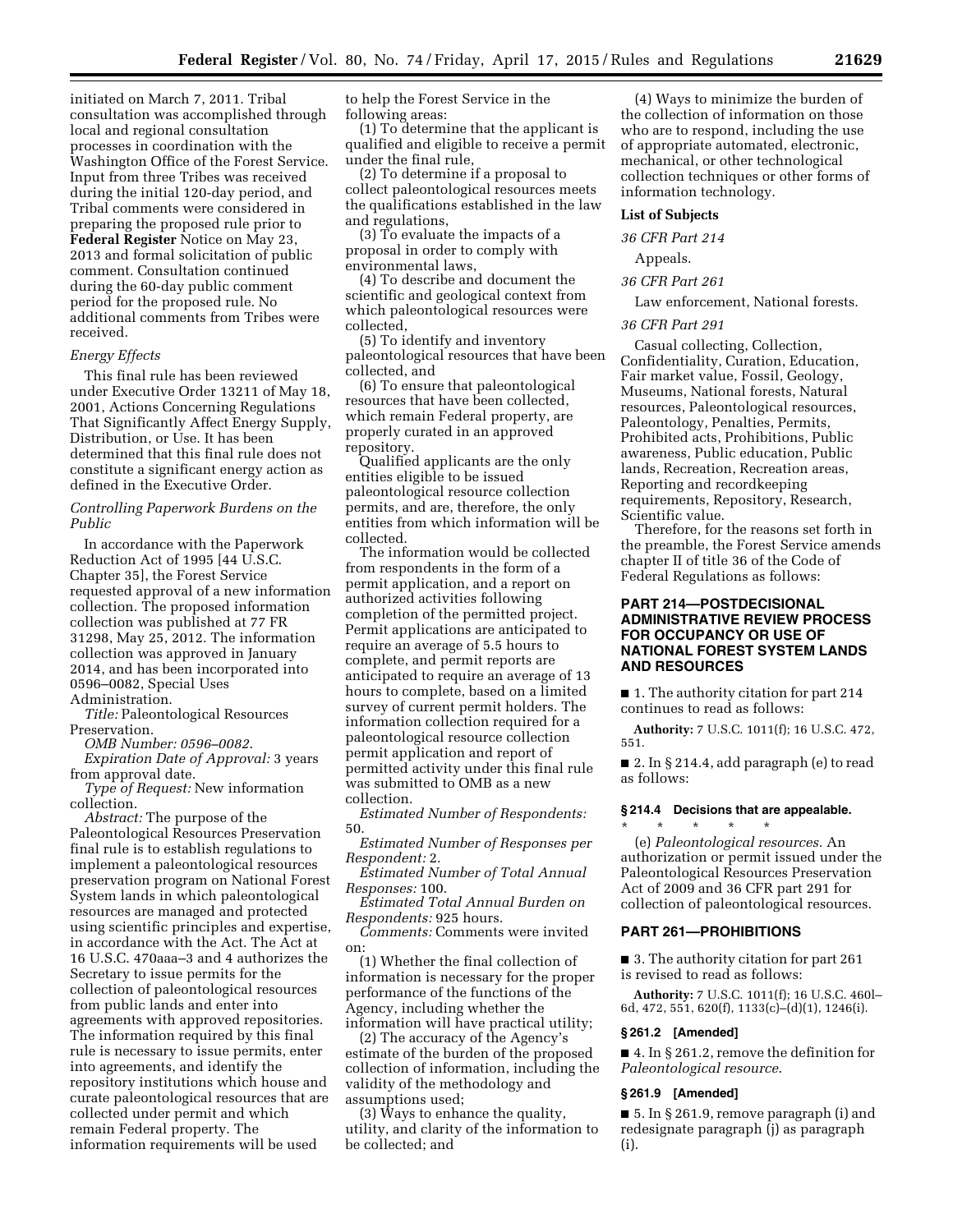initiated on March 7, 2011. Tribal consultation was accomplished through local and regional consultation processes in coordination with the Washington Office of the Forest Service. Input from three Tribes was received during the initial 120-day period, and Tribal comments were considered in preparing the proposed rule prior to **Federal Register** Notice on May 23, 2013 and formal solicitation of public comment. Consultation continued during the 60-day public comment period for the proposed rule. No additional comments from Tribes were received.

*Energy Effects*

This final rule has been reviewed under Executive Order 13211 of May 18, 2001, Actions Concerning Regulations That Significantly Affect Energy Supply, Distribution, or Use. It has been determined that this final rule does not constitute a significant energy action as defined in the Executive Order.

*Controlling Paperwork Burdens on the Public*

In accordance with the Paperwork Reduction Act of 1995 [44 U.S.C. Chapter 35], the Forest Service requested approval of a new information collection. The proposed information collection was published at 77 FR 31298, May 25, 2012. The information collection was approved in January 2014, and has been incorporated into 0596–0082, Special Uses Administration.

*Title:* Paleontological Resources Preservation.

*OMB Number: 0596–0082.*

*Expiration Date of Approval:* 3 years from approval date.

*Type of Request:* New information collection.

*Abstract:* The purpose of the Paleontological Resources Preservation final rule is to establish regulations to implement a paleontological resources preservation program on National Forest System lands in which paleontological resources are managed and protected using scientific principles and expertise, in accordance with the Act. The Act at 16 U.S.C. 470aaa–3 and 4 authorizes the Secretary to issue permits for the collection of paleontological resources from public lands and enter into agreements with approved repositories. The information required by this final rule is necessary to issue permits, enter into agreements, and identify the repository institutions which house and curate paleontological resources that are collected under permit and which remain Federal property. The information requirements will be used to help the Forest Service in the following areas:

(1) To determine that the applicant is qualified and eligible to receive a permit under the final rule,

(2) To determine if a proposal to collect paleontological resources meets the qualifications established in the law and regulations,

(3) To evaluate the impacts of a proposal in order to comply with environmental laws,

(4) To describe and document the scientific and geological context from which paleontological resources were collected,

(5) To identify and inventory paleontological resources that have been collected, and

(6) To ensure that paleontological resources that have been collected, which remain Federal property, are properly curated in an approved repository.

Qualified applicants are the only entities eligible to be issued paleontological resource collection permits and are, therefore, the only entities from which information will be collected.

The information would be collected from respondents in the form of a permit application, and a report on authorized activities following completion of the permitted project. Permit applications are anticipated to require an average of 5.5 hours to complete, and permit reports are anticipated to require an average of 13 hours to complete, based on a limited survey of current permit holders. The information collection required for a paleontological resource collection permit application and report of permitted activity under this final rule was submitted to OMB as a new collection.

*Estimated Number of Respondents:* 50.

*Estimated Number of Responses per Respondent:* 2.

*Estimated Number of Total Annual Responses:* 100.

*Estimated Total Annual Burden on Respondents:* 925 hours.

*Comments:* Comments were invited on:

(1) Whether the final collection of information is necessary for the proper performance of the functions of the Agency, including whether the information will have practical utility;

(2) The accuracy of the Agency's estimate of the burden of the proposed collection of information, including the validity of the methodology and assumptions used;

(3) Ways to enhance the quality, utility, and clarity of the information to be collected; and

(4) Ways to minimize the burden of the collection of information on those who are to respond, including the use of appropriate automated, electronic, mechanical, or other technological collection techniques or other forms of information technology.

**List of Subjects**

*36 CFR Part 214*

Appeals.

*36 CFR Part 261*

Law enforcement, National forests.

*36 CFR Part 291*

Casual collecting, Collection, Confidentiality, Curation, Education, Fair market value, Fossil, Geology, Museums, National forests, Natural resources, Paleontological resources, Paleontology, Penalties, Permits, Prohibited acts, Prohibitions, Public awareness, Public education, Public lands, Recreation, Recreation areas, Reporting and recordkeeping requirements, Repository, Research, Scientific value.

Therefore, for the reasons set forth in the preamble, the Forest Service amends chapter II of title 36 of the Code of Federal Regulations as follows:

## PART 214—POSTDECISIONAL ADMINISTRATIVE REVIEW PROCESS FOR OCCUPANCY OR USE OF NATIONAL FOREST SYSTEM LANDS AND RESOURCES

■ 1. The authority citation for part 214 continues to read as follows:

**Authority:** 7 U.S.C. 1011(f); 16 U.S.C. 472, 551.

■ 2. In § 214.4, add paragraph (e) to read as follows:

### § 214.4 Decisions that are appealable.

\* \* \* \* \*

(e) *Paleontological resources.* An authorization or permit issued under the Paleontological Resources Preservation Act of 2009 and 36 CFR part 291 for collection of paleontological resources.

## PART 261—PROHIBITIONS

■ 3. The authority citation for part 261 is revised to read as follows:

**Authority:** 7 U.S.C. 1011(f); 16 U.S.C. 460l–6d, 472, 551, 620(f), 1133(c)–(d)(1), 1246(i).

### § 261.2 [Amended]

■ 4. In § 261.2, remove the definition for *Paleontological resource*.

### § 261.9 [Amended]

■ 5. In § 261.9, remove paragraph (i) and redesignate paragraph (j) as paragraph (i).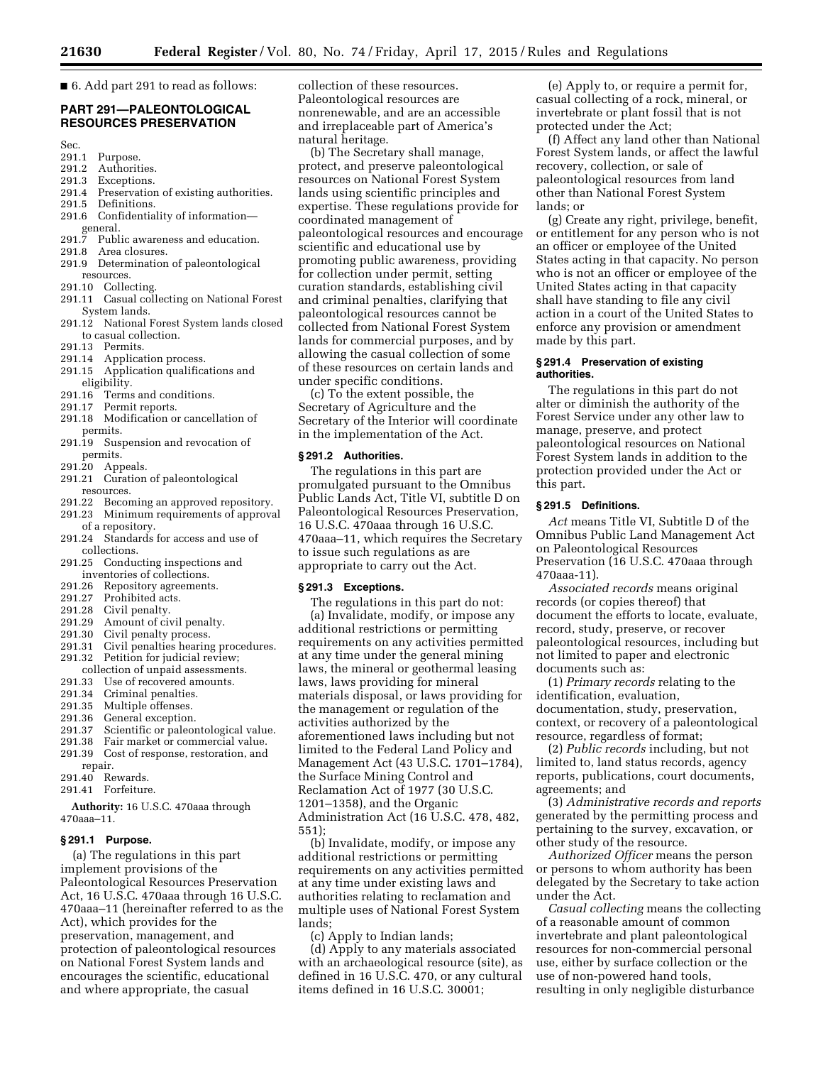■ 6. Add part 291 to read as follows:

## PART 291—PALEONTOLOGICAL RESOURCES PRESERVATION

Sec.
291.1 Purpose.
291.2 Authorities.
291.3 Exceptions.
291.4 Preservation of existing authorities.
291.5 Definitions.
291.6 Confidentiality of information—general.
291.7 Public awareness and education.
291.8 Area closures.
291.9 Determination of paleontological resources.
291.10 Collecting.
291.11 Casual collecting on National Forest System lands.
291.12 National Forest System lands closed to casual collection.
291.13 Permits.
291.14 Application process.
291.15 Application qualifications and eligibility.
291.16 Terms and conditions.
291.17 Permit reports.
291.18 Modification or cancellation of permits.
291.19 Suspension and revocation of permits.
291.20 Appeals.
291.21 Curation of paleontological resources.
291.22 Becoming an approved repository.
291.23 Minimum requirements of approval of a repository.
291.24 Standards for access and use of collections.
291.25 Conducting inspections and inventories of collections.
291.26 Repository agreements.
291.27 Prohibited acts.
291.28 Civil penalty.
291.29 Amount of civil penalty.
291.30 Civil penalty process.
291.31 Civil penalties hearing procedures.
291.32 Petition for judicial review; collection of unpaid assessments.
291.33 Use of recovered amounts.
291.34 Criminal penalties.
291.35 Multiple offenses.
291.36 General exception.
291.37 Scientific or paleontological value.
291.38 Fair market or commercial value.
291.39 Cost of response, restoration, and repair.
291.40 Rewards.
291.41 Forfeiture.

**Authority:** 16 U.S.C. 470aaa through 470aaa–11.

### § 291.1 Purpose.

(a) The regulations in this part implement provisions of the Paleontological Resources Preservation Act, 16 U.S.C. 470aaa through 16 U.S.C. 470aaa–11 (hereinafter referred to as the Act), which provides for the preservation, management, and protection of paleontological resources on National Forest System lands and encourages the scientific, educational and where appropriate, the casual collection of these resources. Paleontological resources are nonrenewable, and are an accessible and irreplaceable part of America's natural heritage.

(b) The Secretary shall manage, protect, and preserve paleontological resources on National Forest System lands using scientific principles and expertise. These regulations provide for coordinated management of paleontological resources and encourage scientific and educational use by promoting public awareness, providing for collection under permit, setting curation standards, establishing civil and criminal penalties, clarifying that paleontological resources cannot be collected from National Forest System lands for commercial purposes, and by allowing the casual collection of some of these resources on certain lands and under specific conditions.

(c) To the extent possible, the Secretary of Agriculture and the Secretary of the Interior will coordinate in the implementation of the Act.

### § 291.2 Authorities.

The regulations in this part are promulgated pursuant to the Omnibus Public Lands Act, Title VI, subtitle D on Paleontological Resources Preservation, 16 U.S.C. 470aaa through 16 U.S.C. 470aaa–11, which requires the Secretary to issue such regulations as are appropriate to carry out the Act.

### § 291.3 Exceptions.

The regulations in this part do not:

(a) Invalidate, modify, or impose any additional restrictions or permitting requirements on any activities permitted at any time under the general mining laws, the mineral or geothermal leasing laws, laws providing for mineral materials disposal, or laws providing for the management or regulation of the activities authorized by the aforementioned laws including but not limited to the Federal Land Policy and Management Act (43 U.S.C. 1701–1784), the Surface Mining Control and Reclamation Act of 1977 (30 U.S.C. 1201–1358), and the Organic Administration Act (16 U.S.C. 478, 482, 551);

(b) Invalidate, modify, or impose any additional restrictions or permitting requirements on any activities permitted at any time under existing laws and authorities relating to reclamation and multiple uses of National Forest System lands;

(c) Apply to Indian lands;

(d) Apply to any materials associated with an archaeological resource (site), as defined in 16 U.S.C. 470, or any cultural items defined in 16 U.S.C. 30001;

(e) Apply to, or require a permit for, casual collecting of a rock, mineral, or invertebrate or plant fossil that is not protected under the Act;

(f) Affect any land other than National Forest System lands, or affect the lawful recovery, collection, or sale of paleontological resources from land other than National Forest System lands; or

(g) Create any right, privilege, benefit, or entitlement for any person who is not an officer or employee of the United States acting in that capacity. No person who is not an officer or employee of the United States acting in that capacity shall have standing to file any civil action in a court of the United States to enforce any provision or amendment made by this part.

### § 291.4 Preservation of existing authorities.

The regulations in this part do not alter or diminish the authority of the Forest Service under any other law to manage, preserve, and protect paleontological resources on National Forest System lands in addition to the protection provided under the Act or this part.

### § 291.5 Definitions.

*Act* means Title VI, Subtitle D of the Omnibus Public Land Management Act on Paleontological Resources Preservation (16 U.S.C. 470aaa through 470aaa-11).

*Associated records* means original records (or copies thereof) that document the efforts to locate, evaluate, record, study, preserve, or recover paleontological resources, including but not limited to paper and electronic documents such as:

(1) *Primary records* relating to the identification, evaluation, documentation, study, preservation, context, or recovery of a paleontological resource, regardless of format;

(2) *Public records* including, but not limited to, land status records, agency reports, publications, court documents, agreements; and

(3) *Administrative records and reports* generated by the permitting process and pertaining to the survey, excavation, or other study of the resource.

*Authorized Officer* means the person or persons to whom authority has been delegated by the Secretary to take action under the Act.

*Casual collecting* means the collecting of a reasonable amount of common invertebrate and plant paleontological resources for non-commercial personal use, either by surface collection or the use of non-powered hand tools, resulting in only negligible disturbance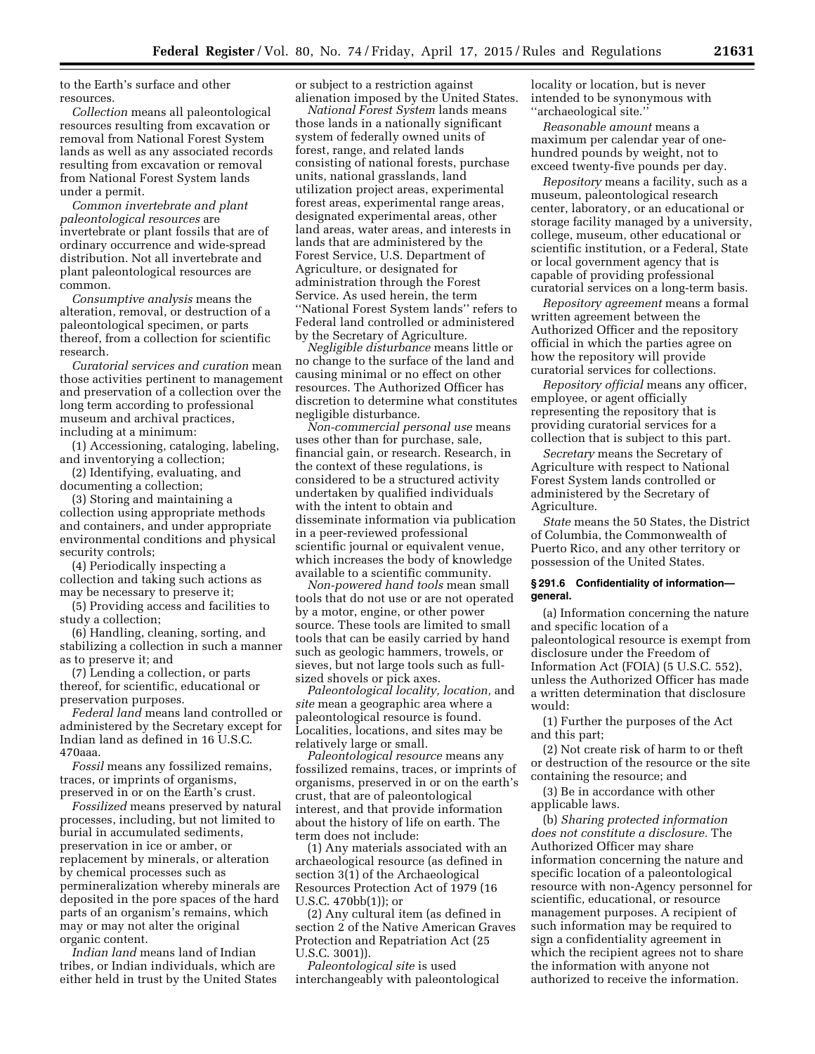to the Earth's surface and other resources.

*Collection* means all paleontological resources resulting from excavation or removal from National Forest System lands as well as any associated records resulting from excavation or removal from National Forest System lands under a permit.

*Common invertebrate and plant paleontological resources* are invertebrate or plant fossils that are of ordinary occurrence and wide-spread distribution. Not all invertebrate and plant paleontological resources are common.

*Consumptive analysis* means the alteration, removal, or destruction of a paleontological specimen, or parts thereof, from a collection for scientific research.

*Curatorial services and curation* mean those activities pertinent to management and preservation of a collection over the long term according to professional museum and archival practices, including at a minimum:

(1) Accessioning, cataloging, labeling, and inventorying a collection;

(2) Identifying, evaluating, and documenting a collection;

(3) Storing and maintaining a collection using appropriate methods and containers, and under appropriate environmental conditions and physical security controls;

(4) Periodically inspecting a collection and taking such actions as may be necessary to preserve it;

(5) Providing access and facilities to study a collection;

(6) Handling, cleaning, sorting, and stabilizing a collection in such a manner as to preserve it; and

(7) Lending a collection, or parts thereof, for scientific, educational or preservation purposes.

*Federal land* means land controlled or administered by the Secretary except for Indian land as defined in 16 U.S.C. 470aaa.

*Fossil* means any fossilized remains, traces, or imprints of organisms, preserved in or on the Earth's crust.

*Fossilized* means preserved by natural processes, including, but not limited to burial in accumulated sediments, preservation in ice or amber, or replacement by minerals, or alteration by chemical processes such as permineralization whereby minerals are deposited in the pore spaces of the hard parts of an organism's remains, which may or may not alter the original organic content.

*Indian land* means land of Indian tribes, or Indian individuals, which are either held in trust by the United States or subject to a restriction against alienation imposed by the United States.

*National Forest System* lands means those lands in a nationally significant system of federally owned units of forest, range, and related lands consisting of national forests, purchase units, national grasslands, land utilization project areas, experimental forest areas, experimental range areas, designated experimental areas, other land areas, water areas, and interests in lands that are administered by the Forest Service, U.S. Department of Agriculture, or designated for administration through the Forest Service. As used herein, the term ''National Forest System lands'' refers to Federal land controlled or administered by the Secretary of Agriculture.

*Negligible disturbance* means little or no change to the surface of the land and causing minimal or no effect on other resources. The Authorized Officer has discretion to determine what constitutes negligible disturbance.

*Non-commercial personal use* means uses other than for purchase, sale, financial gain, or research. Research, in the context of these regulations, is considered to be a structured activity undertaken by qualified individuals with the intent to obtain and disseminate information via publication in a peer-reviewed professional scientific journal or equivalent venue, which increases the body of knowledge available to a scientific community.

*Non-powered hand tools* mean small tools that do not use or are not operated by a motor, engine, or other power source. These tools are limited to small tools that can be easily carried by hand such as geologic hammers, trowels, or sieves, but not large tools such as full-sized shovels or pick axes.

*Paleontological locality, location,* and *site* mean a geographic area where a paleontological resource is found. Localities, locations, and sites may be relatively large or small.

*Paleontological resource* means any fossilized remains, traces, or imprints of organisms, preserved in or on the earth's crust, that are of paleontological interest, and that provide information about the history of life on earth. The term does not include:

(1) Any materials associated with an archaeological resource (as defined in section 3(1) of the Archaeological Resources Protection Act of 1979 (16 U.S.C. 470bb(1)); or

(2) Any cultural item (as defined in section 2 of the Native American Graves Protection and Repatriation Act (25 U.S.C. 3001)).

*Paleontological site* is used interchangeably with paleontological locality or location, but is never intended to be synonymous with ''archaeological site.''

*Reasonable amount* means a maximum per calendar year of one-hundred pounds by weight, not to exceed twenty-five pounds per day.

*Repository* means a facility, such as a museum, paleontological research center, laboratory, or an educational or storage facility managed by a university, college, museum, other educational or scientific institution, or a Federal, State or local government agency that is capable of providing professional curatorial services on a long-term basis.

*Repository agreement* means a formal written agreement between the Authorized Officer and the repository official in which the parties agree on how the repository will provide curatorial services for collections.

*Repository official* means any officer, employee, or agent officially representing the repository that is providing curatorial services for a collection that is subject to this part.

*Secretary* means the Secretary of Agriculture with respect to National Forest System lands controlled or administered by the Secretary of Agriculture.

*State* means the 50 States, the District of Columbia, the Commonwealth of Puerto Rico, and any other territory or possession of the United States.

**§ 291.6 Confidentiality of information—general.**

(a) Information concerning the nature and specific location of a paleontological resource is exempt from disclosure under the Freedom of Information Act (FOIA) (5 U.S.C. 552), unless the Authorized Officer has made a written determination that disclosure would:

(1) Further the purposes of the Act and this part;

(2) Not create risk of harm to or theft or destruction of the resource or the site containing the resource; and

(3) Be in accordance with other applicable laws.

(b) *Sharing protected information does not constitute a disclosure.* The Authorized Officer may share information concerning the nature and specific location of a paleontological resource with non-Agency personnel for scientific, educational, or resource management purposes. A recipient of such information may be required to sign a confidentiality agreement in which the recipient agrees not to share the information with anyone not authorized to receive the information.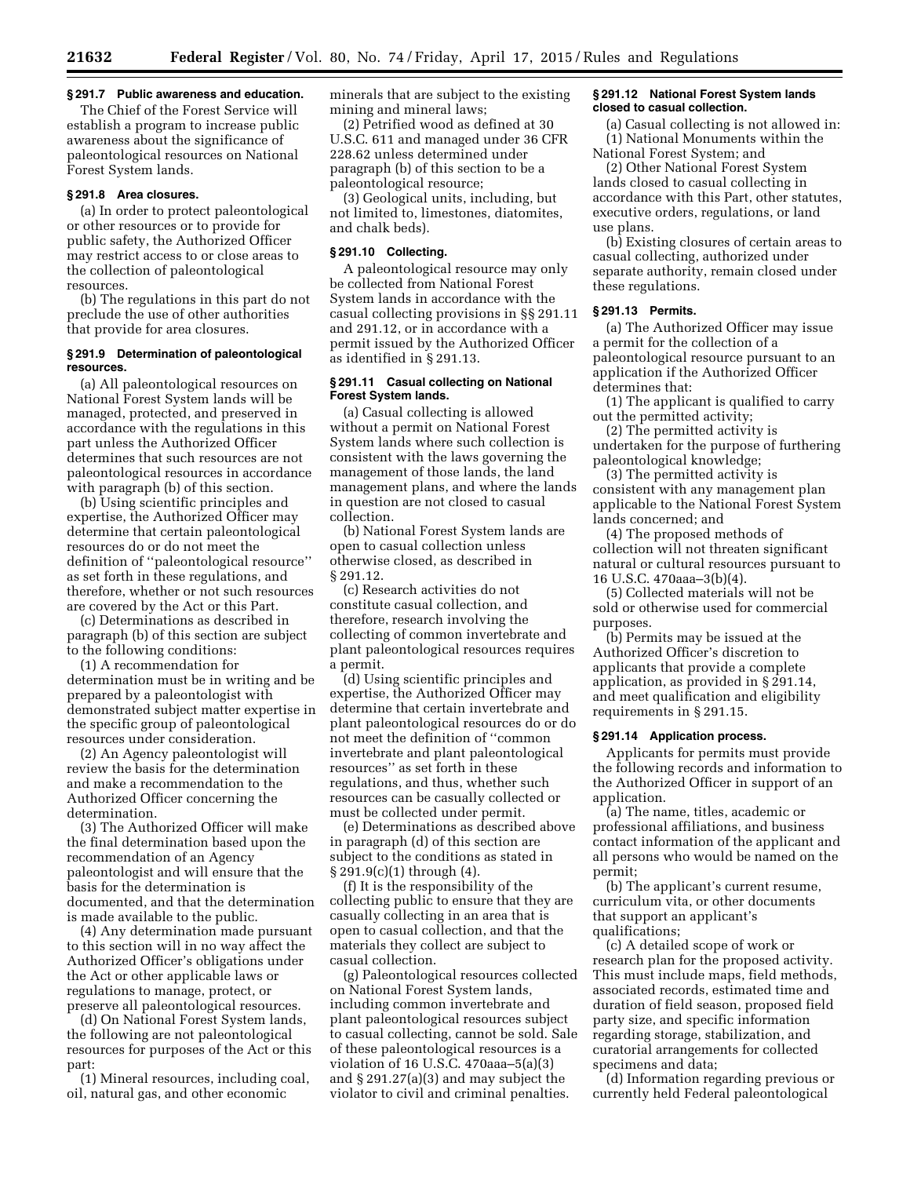### § 291.7 Public awareness and education.

The Chief of the Forest Service will establish a program to increase public awareness about the significance of paleontological resources on National Forest System lands.

### § 291.8 Area closures.

(a) In order to protect paleontological or other resources or to provide for public safety, the Authorized Officer may restrict access to or close areas to the collection of paleontological resources.

(b) The regulations in this part do not preclude the use of other authorities that provide for area closures.

### § 291.9 Determination of paleontological resources.

(a) All paleontological resources on National Forest System lands will be managed, protected, and preserved in accordance with the regulations in this part unless the Authorized Officer determines that such resources are not paleontological resources in accordance with paragraph (b) of this section.

(b) Using scientific principles and expertise, the Authorized Officer may determine that certain paleontological resources do or do not meet the definition of ''paleontological resource'' as set forth in these regulations, and therefore, whether or not such resources are covered by the Act or this Part.

(c) Determinations as described in paragraph (b) of this section are subject to the following conditions:

(1) A recommendation for determination must be in writing and be prepared by a paleontologist with demonstrated subject matter expertise in the specific group of paleontological resources under consideration.

(2) An Agency paleontologist will review the basis for the determination and make a recommendation to the Authorized Officer concerning the determination.

(3) The Authorized Officer will make the final determination based upon the recommendation of an Agency paleontologist and will ensure that the basis for the determination is documented, and that the determination is made available to the public.

(4) Any determination made pursuant to this section will in no way affect the Authorized Officer's obligations under the Act or other applicable laws or regulations to manage, protect, or preserve all paleontological resources.

(d) On National Forest System lands, the following are not paleontological resources for purposes of the Act or this part:

(1) Mineral resources, including coal, oil, natural gas, and other economic minerals that are subject to the existing mining and mineral laws;

(2) Petrified wood as defined at 30 U.S.C. 611 and managed under 36 CFR 228.62 unless determined under paragraph (b) of this section to be a paleontological resource;

(3) Geological units, including, but not limited to, limestones, diatomites, and chalk beds).

### § 291.10 Collecting.

A paleontological resource may only be collected from National Forest System lands in accordance with the casual collecting provisions in §§ 291.11 and 291.12, or in accordance with a permit issued by the Authorized Officer as identified in § 291.13.

### § 291.11 Casual collecting on National Forest System lands.

(a) Casual collecting is allowed without a permit on National Forest System lands where such collection is consistent with the laws governing the management of those lands, the land management plans, and where the lands in question are not closed to casual collection.

(b) National Forest System lands are open to casual collection unless otherwise closed, as described in § 291.12.

(c) Research activities do not constitute casual collection, and therefore, research involving the collecting of common invertebrate and plant paleontological resources requires a permit.

(d) Using scientific principles and expertise, the Authorized Officer may determine that certain invertebrate and plant paleontological resources do or do not meet the definition of ''common invertebrate and plant paleontological resources'' as set forth in these regulations, and thus, whether such resources can be casually collected or must be collected under permit.

(e) Determinations as described above in paragraph (d) of this section are subject to the conditions as stated in § 291.9(c)(1) through (4).

(f) It is the responsibility of the collecting public to ensure that they are casually collecting in an area that is open to casual collection, and that the materials they collect are subject to casual collection.

(g) Paleontological resources collected on National Forest System lands, including common invertebrate and plant paleontological resources subject to casual collecting, cannot be sold. Sale of these paleontological resources is a violation of 16 U.S.C. 470aaa–5(a)(3) and § 291.27(a)(3) and may subject the violator to civil and criminal penalties.

### § 291.12 National Forest System lands closed to casual collection.

(a) Casual collecting is not allowed in:

(1) National Monuments within the National Forest System; and

(2) Other National Forest System lands closed to casual collecting in accordance with this Part, other statutes, executive orders, regulations, or land use plans.

(b) Existing closures of certain areas to casual collecting, authorized under separate authority, remain closed under these regulations.

### § 291.13 Permits.

(a) The Authorized Officer may issue a permit for the collection of a paleontological resource pursuant to an application if the Authorized Officer determines that:

(1) The applicant is qualified to carry out the permitted activity;

(2) The permitted activity is undertaken for the purpose of furthering paleontological knowledge;

(3) The permitted activity is consistent with any management plan applicable to the National Forest System lands concerned; and

(4) The proposed methods of collection will not threaten significant natural or cultural resources pursuant to 16 U.S.C. 470aaa–3(b)(4).

(5) Collected materials will not be sold or otherwise used for commercial purposes.

(b) Permits may be issued at the Authorized Officer's discretion to applicants that provide a complete application, as provided in § 291.14, and meet qualification and eligibility requirements in § 291.15.

### § 291.14 Application process.

Applicants for permits must provide the following records and information to the Authorized Officer in support of an application.

(a) The name, titles, academic or professional affiliations, and business contact information of the applicant and all persons who would be named on the permit;

(b) The applicant's current resume, curriculum vita, or other documents that support an applicant's qualifications;

(c) A detailed scope of work or research plan for the proposed activity. This must include maps, field methods, associated records, estimated time and duration of field season, proposed field party size, and specific information regarding storage, stabilization, and curatorial arrangements for collected specimens and data;

(d) Information regarding previous or currently held Federal paleontological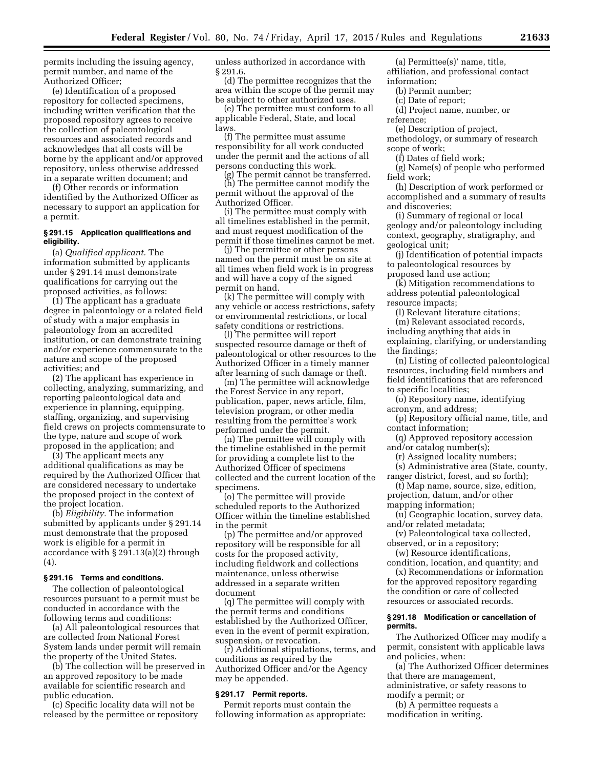permits including the issuing agency, permit number, and name of the Authorized Officer;

(e) Identification of a proposed repository for collected specimens, including written verification that the proposed repository agrees to receive the collection of paleontological resources and associated records and acknowledges that all costs will be borne by the applicant and/or approved repository, unless otherwise addressed in a separate written document; and

(f) Other records or information identified by the Authorized Officer as necessary to support an application for a permit.

### § 291.15 Application qualifications and eligibility.

(a) *Qualified applicant.* The information submitted by applicants under § 291.14 must demonstrate qualifications for carrying out the proposed activities, as follows:

(1) The applicant has a graduate degree in paleontology or a related field of study with a major emphasis in paleontology from an accredited institution, or can demonstrate training and/or experience commensurate to the nature and scope of the proposed activities; and

(2) The applicant has experience in collecting, analyzing, summarizing, and reporting paleontological data and experience in planning, equipping, staffing, organizing, and supervising field crews on projects commensurate to the type, nature and scope of work proposed in the application; and

(3) The applicant meets any additional qualifications as may be required by the Authorized Officer that are considered necessary to undertake the proposed project in the context of the project location.

(b) *Eligibility.* The information submitted by applicants under § 291.14 must demonstrate that the proposed work is eligible for a permit in accordance with § 291.13(a)(2) through (4).

### § 291.16 Terms and conditions.

The collection of paleontological resources pursuant to a permit must be conducted in accordance with the following terms and conditions:

(a) All paleontological resources that are collected from National Forest System lands under permit will remain the property of the United States.

(b) The collection will be preserved in an approved repository to be made available for scientific research and public education.

(c) Specific locality data will not be released by the permittee or repository unless authorized in accordance with § 291.6.

(d) The permittee recognizes that the area within the scope of the permit may be subject to other authorized uses.

(e) The permittee must conform to all applicable Federal, State, and local laws.

(f) The permittee must assume responsibility for all work conducted under the permit and the actions of all persons conducting this work.

(g) The permit cannot be transferred.

(h) The permittee cannot modify the permit without the approval of the Authorized Officer.

(i) The permittee must comply with all timelines established in the permit, and must request modification of the permit if those timelines cannot be met.

(j) The permittee or other persons named on the permit must be on site at all times when field work is in progress and will have a copy of the signed permit on hand.

(k) The permittee will comply with any vehicle or access restrictions, safety or environmental restrictions, or local safety conditions or restrictions.

(l) The permittee will report suspected resource damage or theft of paleontological or other resources to the Authorized Officer in a timely manner after learning of such damage or theft.

(m) The permittee will acknowledge the Forest Service in any report, publication, paper, news article, film, television program, or other media resulting from the permittee's work performed under the permit.

(n) The permittee will comply with the timeline established in the permit for providing a complete list to the Authorized Officer of specimens collected and the current location of the specimens.

(o) The permittee will provide scheduled reports to the Authorized Officer within the timeline established in the permit

(p) The permittee and/or approved repository will be responsible for all costs for the proposed activity, including fieldwork and collections maintenance, unless otherwise addressed in a separate written document

(q) The permittee will comply with the permit terms and conditions established by the Authorized Officer, even in the event of permit expiration, suspension, or revocation.

(r) Additional stipulations, terms, and conditions as required by the Authorized Officer and/or the Agency may be appended.

### § 291.17 Permit reports.

Permit reports must contain the following information as appropriate:

(a) Permittee(s)' name, title, affiliation, and professional contact information;

(b) Permit number;

(c) Date of report;

(d) Project name, number, or reference;

(e) Description of project, methodology, or summary of research scope of work;

(f) Dates of field work;

(g) Name(s) of people who performed field work;

(h) Description of work performed or accomplished and a summary of results and discoveries;

(i) Summary of regional or local geology and/or paleontology including context, geography, stratigraphy, and geological unit;

(j) Identification of potential impacts to paleontological resources by proposed land use action;

(k) Mitigation recommendations to address potential paleontological resource impacts;

(l) Relevant literature citations;

(m) Relevant associated records, including anything that aids in explaining, clarifying, or understanding the findings;

(n) Listing of collected paleontological resources, including field numbers and field identifications that are referenced to specific localities;

(o) Repository name, identifying acronym, and address;

(p) Repository official name, title, and contact information;

(q) Approved repository accession and/or catalog number(s);

(r) Assigned locality numbers;

(s) Administrative area (State, county, ranger district, forest, and so forth);

(t) Map name, source, size, edition, projection, datum, and/or other mapping information;

(u) Geographic location, survey data, and/or related metadata;

(v) Paleontological taxa collected, observed, or in a repository;

(w) Resource identifications, condition, location, and quantity; and

(x) Recommendations or information for the approved repository regarding the condition or care of collected resources or associated records.

### § 291.18 Modification or cancellation of permits.

The Authorized Officer may modify a permit, consistent with applicable laws and policies, when:

(a) The Authorized Officer determines that there are management, administrative, or safety reasons to modify a permit; or

(b) A permittee requests a modification in writing.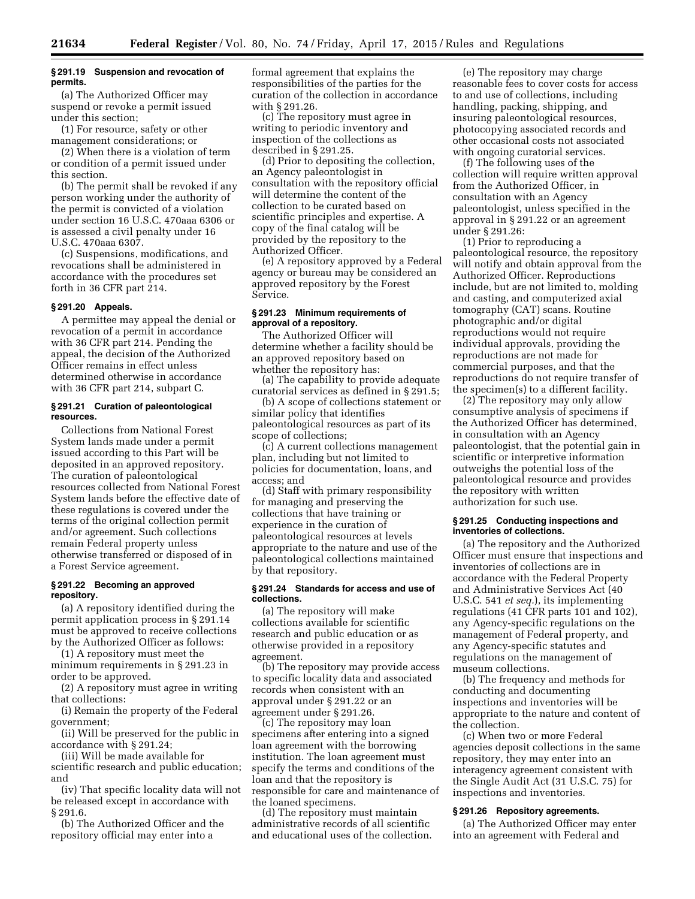### § 291.19 Suspension and revocation of permits.

(a) The Authorized Officer may suspend or revoke a permit issued under this section;

(1) For resource, safety or other management considerations; or

(2) When there is a violation of term or condition of a permit issued under this section.

(b) The permit shall be revoked if any person working under the authority of the permit is convicted of a violation under section 16 U.S.C. 470aaa 6306 or is assessed a civil penalty under 16 U.S.C. 470aaa 6307.

(c) Suspensions, modifications, and revocations shall be administered in accordance with the procedures set forth in 36 CFR part 214.

### § 291.20 Appeals.

A permittee may appeal the denial or revocation of a permit in accordance with 36 CFR part 214. Pending the appeal, the decision of the Authorized Officer remains in effect unless determined otherwise in accordance with 36 CFR part 214, subpart C.

### § 291.21 Curation of paleontological resources.

Collections from National Forest System lands made under a permit issued according to this Part will be deposited in an approved repository. The curation of paleontological resources collected from National Forest System lands before the effective date of these regulations is covered under the terms of the original collection permit and/or agreement. Such collections remain Federal property unless otherwise transferred or disposed of in a Forest Service agreement.

### § 291.22 Becoming an approved repository.

(a) A repository identified during the permit application process in § 291.14 must be approved to receive collections by the Authorized Officer as follows:

(1) A repository must meet the minimum requirements in § 291.23 in order to be approved.

(2) A repository must agree in writing that collections:

(i) Remain the property of the Federal government;

(ii) Will be preserved for the public in accordance with § 291.24;

(iii) Will be made available for scientific research and public education; and

(iv) That specific locality data will not be released except in accordance with § 291.6.

(b) The Authorized Officer and the repository official may enter into a formal agreement that explains the responsibilities of the parties for the curation of the collection in accordance with § 291.26.

(c) The repository must agree in writing to periodic inventory and inspection of the collections as described in § 291.25.

(d) Prior to depositing the collection, an Agency paleontologist in consultation with the repository official will determine the content of the collection to be curated based on scientific principles and expertise. A copy of the final catalog will be provided by the repository to the Authorized Officer.

(e) A repository approved by a Federal agency or bureau may be considered an approved repository by the Forest Service.

### § 291.23 Minimum requirements of approval of a repository.

The Authorized Officer will determine whether a facility should be an approved repository based on whether the repository has:

(a) The capability to provide adequate curatorial services as defined in § 291.5;

(b) A scope of collections statement or similar policy that identifies paleontological resources as part of its scope of collections;

(c) A current collections management plan, including but not limited to policies for documentation, loans, and access; and

(d) Staff with primary responsibility for managing and preserving the collections that have training or experience in the curation of paleontological resources at levels appropriate to the nature and use of the paleontological collections maintained by that repository.

### § 291.24 Standards for access and use of collections.

(a) The repository will make collections available for scientific research and public education or as otherwise provided in a repository agreement.

(b) The repository may provide access to specific locality data and associated records when consistent with an approval under § 291.22 or an agreement under § 291.26.

(c) The repository may loan specimens after entering into a signed loan agreement with the borrowing institution. The loan agreement must specify the terms and conditions of the loan and that the repository is responsible for care and maintenance of the loaned specimens.

(d) The repository must maintain administrative records of all scientific and educational uses of the collection.

(e) The repository may charge reasonable fees to cover costs for access to and use of collections, including handling, packing, shipping, and insuring paleontological resources, photocopying associated records and other occasional costs not associated with ongoing curatorial services.

(f) The following uses of the collection will require written approval from the Authorized Officer, in consultation with an Agency paleontologist, unless specified in the approval in § 291.22 or an agreement under § 291.26:

(1) Prior to reproducing a paleontological resource, the repository will notify and obtain approval from the Authorized Officer. Reproductions include, but are not limited to, molding and casting, and computerized axial tomography (CAT) scans. Routine photographic and/or digital reproductions would not require individual approvals, providing the reproductions are not made for commercial purposes, and that the reproductions do not require transfer of the specimen(s) to a different facility.

(2) The repository may only allow consumptive analysis of specimens if the Authorized Officer has determined, in consultation with an Agency paleontologist, that the potential gain in scientific or interpretive information outweighs the potential loss of the paleontological resource and provides the repository with written authorization for such use.

### § 291.25 Conducting inspections and inventories of collections.

(a) The repository and the Authorized Officer must ensure that inspections and inventories of collections are in accordance with the Federal Property and Administrative Services Act (40 U.S.C. 541 *et seq.*), its implementing regulations (41 CFR parts 101 and 102), any Agency-specific regulations on the management of Federal property, and any Agency-specific statutes and regulations on the management of museum collections.

(b) The frequency and methods for conducting and documenting inspections and inventories will be appropriate to the nature and content of the collection.

(c) When two or more Federal agencies deposit collections in the same repository, they may enter into an interagency agreement consistent with the Single Audit Act (31 U.S.C. 75) for inspections and inventories.

### § 291.26 Repository agreements.

(a) The Authorized Officer may enter into an agreement with Federal and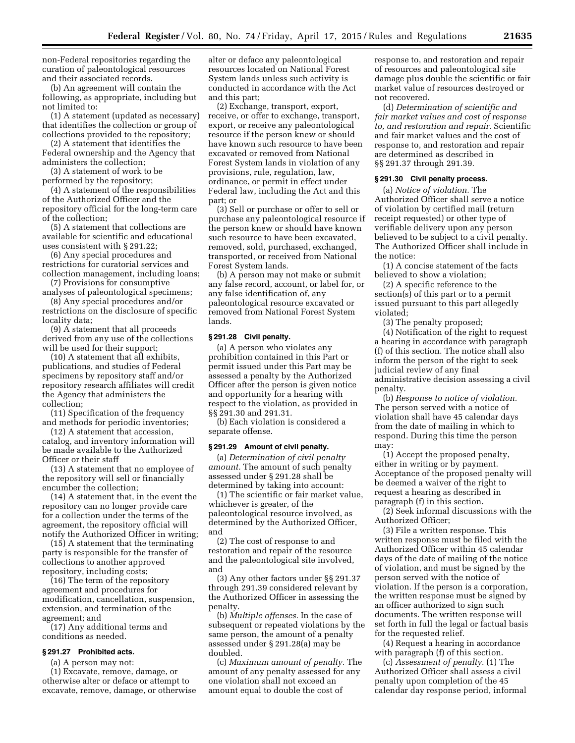non-Federal repositories regarding the curation of paleontological resources and their associated records.

(b) An agreement will contain the following, as appropriate, including but not limited to:

(1) A statement (updated as necessary) that identifies the collection or group of collections provided to the repository;

(2) A statement that identifies the Federal ownership and the Agency that administers the collection;

(3) A statement of work to be performed by the repository;

(4) A statement of the responsibilities of the Authorized Officer and the repository official for the long-term care of the collection;

(5) A statement that collections are available for scientific and educational uses consistent with § 291.22;

(6) Any special procedures and restrictions for curatorial services and collection management, including loans;

(7) Provisions for consumptive analyses of paleontological specimens;

(8) Any special procedures and/or restrictions on the disclosure of specific locality data;

(9) A statement that all proceeds derived from any use of the collections will be used for their support;

(10) A statement that all exhibits, publications, and studies of Federal specimens by repository staff and/or repository research affiliates will credit the Agency that administers the collection;

(11) Specification of the frequency and methods for periodic inventories;

(12) A statement that accession, catalog, and inventory information will be made available to the Authorized Officer or their staff

(13) A statement that no employee of the repository will sell or financially encumber the collection;

(14) A statement that, in the event the repository can no longer provide care for a collection under the terms of the agreement, the repository official will notify the Authorized Officer in writing;

(15) A statement that the terminating party is responsible for the transfer of collections to another approved repository, including costs;

(16) The term of the repository agreement and procedures for modification, cancellation, suspension, extension, and termination of the agreement; and

(17) Any additional terms and conditions as needed.

### § 291.27 Prohibited acts.

(a) A person may not:

(1) Excavate, remove, damage, or otherwise alter or deface or attempt to excavate, remove, damage, or otherwise alter or deface any paleontological resources located on National Forest System lands unless such activity is conducted in accordance with the Act and this part;

(2) Exchange, transport, export, receive, or offer to exchange, transport, export, or receive any paleontological resource if the person knew or should have known such resource to have been excavated or removed from National Forest System lands in violation of any provisions, rule, regulation, law, ordinance, or permit in effect under Federal law, including the Act and this part; or

(3) Sell or purchase or offer to sell or purchase any paleontological resource if the person knew or should have known such resource to have been excavated, removed, sold, purchased, exchanged, transported, or received from National Forest System lands.

(b) A person may not make or submit any false record, account, or label for, or any false identification of, any paleontological resource excavated or removed from National Forest System lands.

### § 291.28 Civil penalty.

(a) A person who violates any prohibition contained in this Part or permit issued under this Part may be assessed a penalty by the Authorized Officer after the person is given notice and opportunity for a hearing with respect to the violation, as provided in §§ 291.30 and 291.31.

(b) Each violation is considered a separate offense.

### § 291.29 Amount of civil penalty.

(a) *Determination of civil penalty amount.* The amount of such penalty assessed under § 291.28 shall be determined by taking into account:

(1) The scientific or fair market value, whichever is greater, of the paleontological resource involved, as determined by the Authorized Officer, and

(2) The cost of response to and restoration and repair of the resource and the paleontological site involved, and

(3) Any other factors under §§ 291.37 through 291.39 considered relevant by the Authorized Officer in assessing the penalty.

(b) *Multiple offenses.* In the case of subsequent or repeated violations by the same person, the amount of a penalty assessed under § 291.28(a) may be doubled.

(c) *Maximum amount of penalty.* The amount of any penalty assessed for any one violation shall not exceed an amount equal to double the cost of response to, and restoration and repair of resources and paleontological site damage plus double the scientific or fair market value of resources destroyed or not recovered.

(d) *Determination of scientific and fair market values and cost of response to, and restoration and repair.* Scientific and fair market values and the cost of response to, and restoration and repair are determined as described in §§ 291.37 through 291.39.

### § 291.30 Civil penalty process.

(a) *Notice of violation.* The Authorized Officer shall serve a notice of violation by certified mail (return receipt requested) or other type of verifiable delivery upon any person believed to be subject to a civil penalty. The Authorized Officer shall include in the notice:

(1) A concise statement of the facts believed to show a violation;

(2) A specific reference to the section(s) of this part or to a permit issued pursuant to this part allegedly violated;

(3) The penalty proposed;

(4) Notification of the right to request a hearing in accordance with paragraph (f) of this section. The notice shall also inform the person of the right to seek judicial review of any final administrative decision assessing a civil penalty.

(b) *Response to notice of violation.* The person served with a notice of violation shall have 45 calendar days from the date of mailing in which to respond. During this time the person may:

(1) Accept the proposed penalty, either in writing or by payment. Acceptance of the proposed penalty will be deemed a waiver of the right to request a hearing as described in paragraph (f) in this section.

(2) Seek informal discussions with the Authorized Officer;

(3) File a written response. This written response must be filed with the Authorized Officer within 45 calendar days of the date of mailing of the notice of violation, and must be signed by the person served with the notice of violation. If the person is a corporation, the written response must be signed by an officer authorized to sign such documents. The written response will set forth in full the legal or factual basis for the requested relief.

(4) Request a hearing in accordance with paragraph (f) of this section.

(c) *Assessment of penalty.* (1) The Authorized Officer shall assess a civil penalty upon completion of the 45 calendar day response period, informal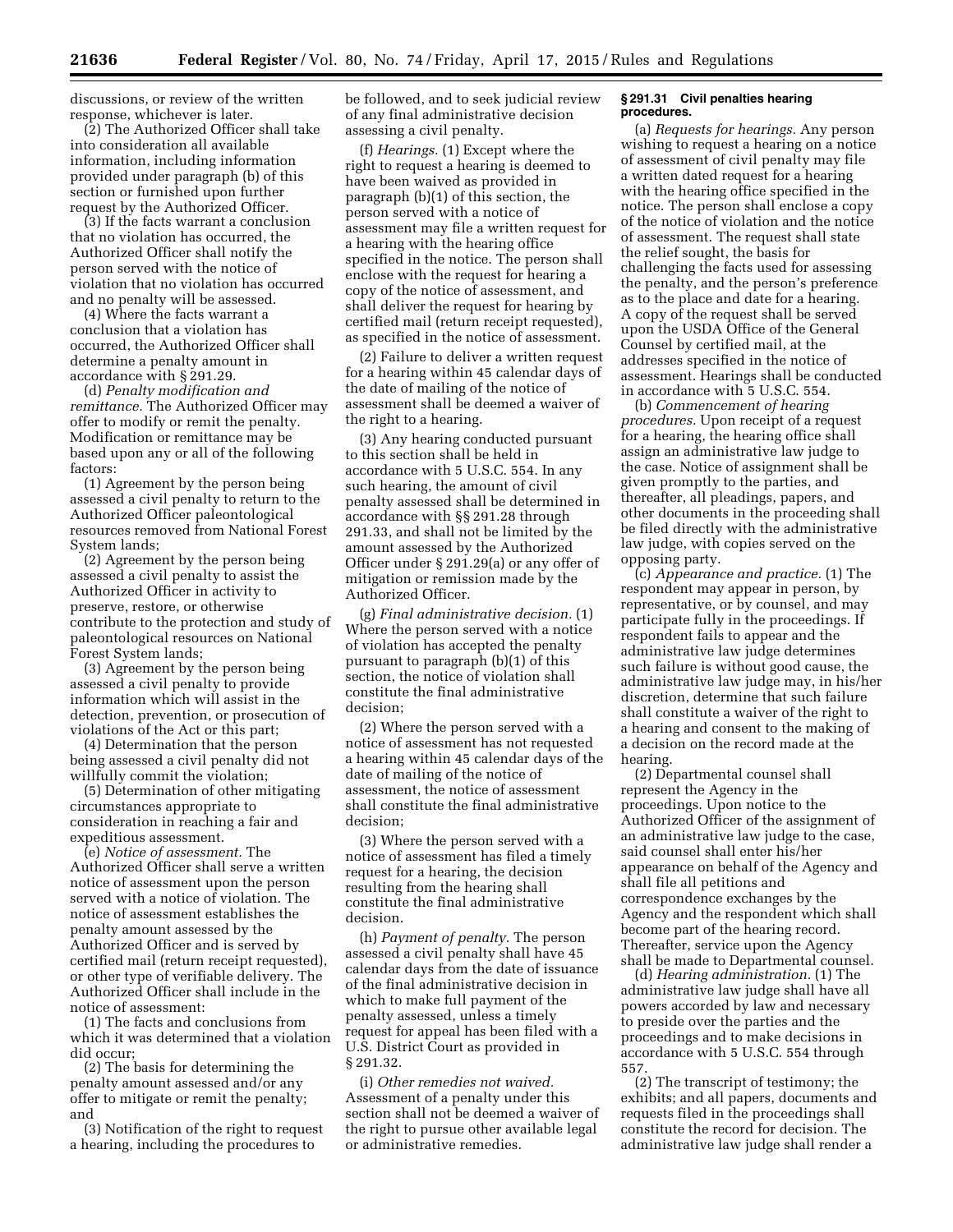discussions, or review of the written response, whichever is later.

(2) The Authorized Officer shall take into consideration all available information, including information provided under paragraph (b) of this section or furnished upon further request by the Authorized Officer.

(3) If the facts warrant a conclusion that no violation has occurred, the Authorized Officer shall notify the person served with the notice of violation that no violation has occurred and no penalty will be assessed.

(4) Where the facts warrant a conclusion that a violation has occurred, the Authorized Officer shall determine a penalty amount in accordance with § 291.29.

(d) *Penalty modification and remittance.* The Authorized Officer may offer to modify or remit the penalty. Modification or remittance may be based upon any or all of the following factors:

(1) Agreement by the person being assessed a civil penalty to return to the Authorized Officer paleontological resources removed from National Forest System lands;

(2) Agreement by the person being assessed a civil penalty to assist the Authorized Officer in activity to preserve, restore, or otherwise contribute to the protection and study of paleontological resources on National Forest System lands;

(3) Agreement by the person being assessed a civil penalty to provide information which will assist in the detection, prevention, or prosecution of violations of the Act or this part;

(4) Determination that the person being assessed a civil penalty did not willfully commit the violation;

(5) Determination of other mitigating circumstances appropriate to consideration in reaching a fair and expeditious assessment.

(e) *Notice of assessment.* The Authorized Officer shall serve a written notice of assessment upon the person served with a notice of violation. The notice of assessment establishes the penalty amount assessed by the Authorized Officer and is served by certified mail (return receipt requested), or other type of verifiable delivery. The Authorized Officer shall include in the notice of assessment:

(1) The facts and conclusions from which it was determined that a violation did occur;

(2) The basis for determining the penalty amount assessed and/or any offer to mitigate or remit the penalty; and

(3) Notification of the right to request a hearing, including the procedures to be followed, and to seek judicial review of any final administrative decision assessing a civil penalty.

(f) *Hearings.* (1) Except where the right to request a hearing is deemed to have been waived as provided in paragraph (b)(1) of this section, the person served with a notice of assessment may file a written request for a hearing with the hearing office specified in the notice. The person shall enclose with the request for hearing a copy of the notice of assessment, and shall deliver the request for hearing by certified mail (return receipt requested), as specified in the notice of assessment.

(2) Failure to deliver a written request for a hearing within 45 calendar days of the date of mailing of the notice of assessment shall be deemed a waiver of the right to a hearing.

(3) Any hearing conducted pursuant to this section shall be held in accordance with 5 U.S.C. 554. In any such hearing, the amount of civil penalty assessed shall be determined in accordance with §§ 291.28 through 291.33, and shall not be limited by the amount assessed by the Authorized Officer under § 291.29(a) or any offer of mitigation or remission made by the Authorized Officer.

(g) *Final administrative decision.* (1) Where the person served with a notice of violation has accepted the penalty pursuant to paragraph (b)(1) of this section, the notice of violation shall constitute the final administrative decision;

(2) Where the person served with a notice of assessment has not requested a hearing within 45 calendar days of the date of mailing of the notice of assessment, the notice of assessment shall constitute the final administrative decision;

(3) Where the person served with a notice of assessment has filed a timely request for a hearing, the decision resulting from the hearing shall constitute the final administrative decision.

(h) *Payment of penalty.* The person assessed a civil penalty shall have 45 calendar days from the date of issuance of the final administrative decision in which to make full payment of the penalty assessed, unless a timely request for appeal has been filed with a U.S. District Court as provided in § 291.32.

(i) *Other remedies not waived.* Assessment of a penalty under this section shall not be deemed a waiver of the right to pursue other available legal or administrative remedies.

### § 291.31 Civil penalties hearing procedures.

(a) *Requests for hearings.* Any person wishing to request a hearing on a notice of assessment of civil penalty may file a written dated request for a hearing with the hearing office specified in the notice. The person shall enclose a copy of the notice of violation and the notice of assessment. The request shall state the relief sought, the basis for challenging the facts used for assessing the penalty, and the person's preference as to the place and date for a hearing. A copy of the request shall be served upon the USDA Office of the General Counsel by certified mail, at the addresses specified in the notice of assessment. Hearings shall be conducted in accordance with 5 U.S.C. 554.

(b) *Commencement of hearing procedures.* Upon receipt of a request for a hearing, the hearing office shall assign an administrative law judge to the case. Notice of assignment shall be given promptly to the parties, and thereafter, all pleadings, papers, and other documents in the proceeding shall be filed directly with the administrative law judge, with copies served on the opposing party.

(c) *Appearance and practice.* (1) The respondent may appear in person, by representative, or by counsel, and may participate fully in the proceedings. If respondent fails to appear and the administrative law judge determines such failure is without good cause, the administrative law judge may, in his/her discretion, determine that such failure shall constitute a waiver of the right to a hearing and consent to the making of a decision on the record made at the hearing.

(2) Departmental counsel shall represent the Agency in the proceedings. Upon notice to the Authorized Officer of the assignment of an administrative law judge to the case, said counsel shall enter his/her appearance on behalf of the Agency and shall file all petitions and correspondence exchanges by the Agency and the respondent which shall become part of the hearing record. Thereafter, service upon the Agency shall be made to Departmental counsel.

(d) *Hearing administration.* (1) The administrative law judge shall have all powers accorded by law and necessary to preside over the parties and the proceedings and to make decisions in accordance with 5 U.S.C. 554 through 557.

(2) The transcript of testimony; the exhibits; and all papers, documents and requests filed in the proceedings shall constitute the record for decision. The administrative law judge shall render a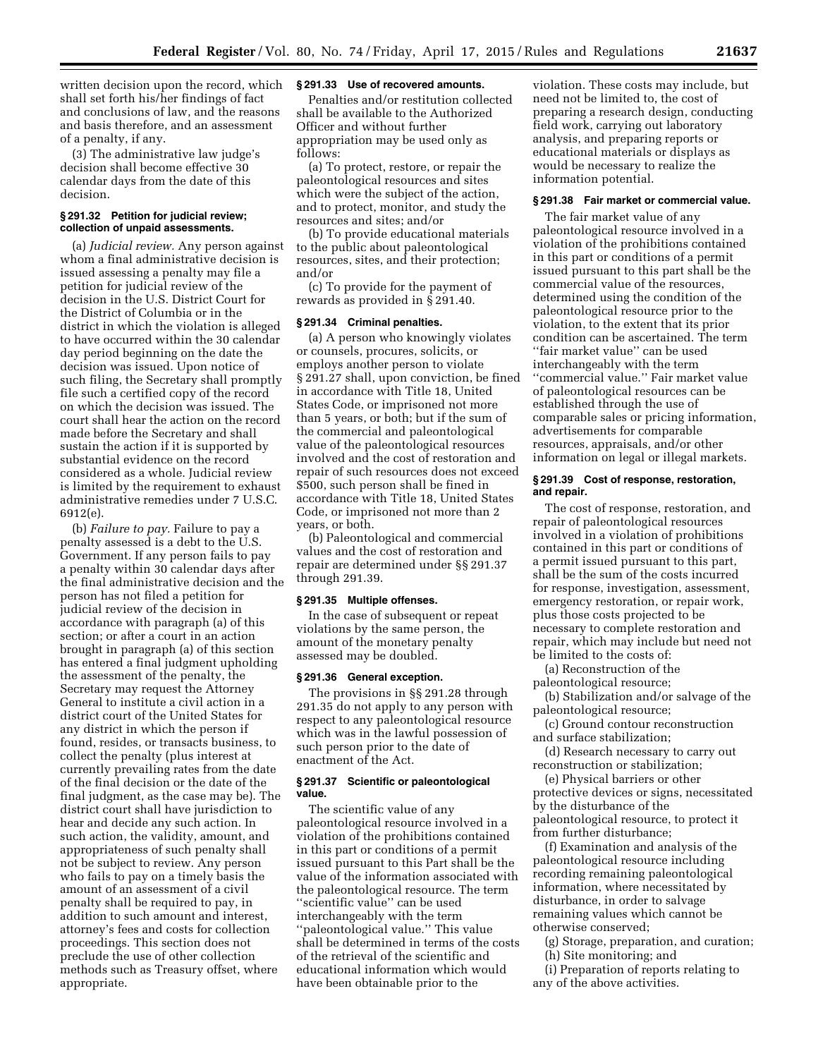written decision upon the record, which shall set forth his/her findings of fact and conclusions of law, and the reasons and basis therefore, and an assessment of a penalty, if any.

(3) The administrative law judge's decision shall become effective 30 calendar days from the date of this decision.

#### § 291.32 Petition for judicial review; collection of unpaid assessments.

(a) *Judicial review.* Any person against whom a final administrative decision is issued assessing a penalty may file a petition for judicial review of the decision in the U.S. District Court for the District of Columbia or in the district in which the violation is alleged to have occurred within the 30 calendar day period beginning on the date the decision was issued. Upon notice of such filing, the Secretary shall promptly file such a certified copy of the record on which the decision was issued. The court shall hear the action on the record made before the Secretary and shall sustain the action if it is supported by substantial evidence on the record considered as a whole. Judicial review is limited by the requirement to exhaust administrative remedies under 7 U.S.C. 6912(e).

(b) *Failure to pay.* Failure to pay a penalty assessed is a debt to the U.S. Government. If any person fails to pay a penalty within 30 calendar days after the final administrative decision and the person has not filed a petition for judicial review of the decision in accordance with paragraph (a) of this section; or after a court in an action brought in paragraph (a) of this section has entered a final judgment upholding the assessment of the penalty, the Secretary may request the Attorney General to institute a civil action in a district court of the United States for any district in which the person if found, resides, or transacts business, to collect the penalty (plus interest at currently prevailing rates from the date of the final decision or the date of the final judgment, as the case may be). The district court shall have jurisdiction to hear and decide any such action. In such action, the validity, amount, and appropriateness of such penalty shall not be subject to review. Any person who fails to pay on a timely basis the amount of an assessment of a civil penalty shall be required to pay, in addition to such amount and interest, attorney's fees and costs for collection proceedings. This section does not preclude the use of other collection methods such as Treasury offset, where appropriate.

#### § 291.33 Use of recovered amounts.

Penalties and/or restitution collected shall be available to the Authorized Officer and without further appropriation may be used only as follows:

(a) To protect, restore, or repair the paleontological resources and sites which were the subject of the action, and to protect, monitor, and study the resources and sites; and/or

(b) To provide educational materials to the public about paleontological resources, sites, and their protection; and/or

(c) To provide for the payment of rewards as provided in § 291.40.

#### § 291.34 Criminal penalties.

(a) A person who knowingly violates or counsels, procures, solicits, or employs another person to violate § 291.27 shall, upon conviction, be fined in accordance with Title 18, United States Code, or imprisoned not more than 5 years, or both; but if the sum of the commercial and paleontological value of the paleontological resources involved and the cost of restoration and repair of such resources does not exceed $500, such person shall be fined in accordance with Title 18, United States Code, or imprisoned not more than 2 years, or both.

(b) Paleontological and commercial values and the cost of restoration and repair are determined under §§ 291.37 through 291.39.

#### § 291.35 Multiple offenses.

In the case of subsequent or repeat violations by the same person, the amount of the monetary penalty assessed may be doubled.

#### § 291.36 General exception.

The provisions in §§ 291.28 through 291.35 do not apply to any person with respect to any paleontological resource which was in the lawful possession of such person prior to the date of enactment of the Act.

#### § 291.37 Scientific or paleontological value.

The scientific value of any paleontological resource involved in a violation of the prohibitions contained in this part or conditions of a permit issued pursuant to this Part shall be the value of the information associated with the paleontological resource. The term "scientific value" can be used interchangeably with the term "paleontological value." This value shall be determined in terms of the costs of the retrieval of the scientific and educational information which would have been obtainable prior to the violation. These costs may include, but need not be limited to, the cost of preparing a research design, conducting field work, carrying out laboratory analysis, and preparing reports or educational materials or displays as would be necessary to realize the information potential.

#### § 291.38 Fair market or commercial value.

The fair market value of any paleontological resource involved in a violation of the prohibitions contained in this part or conditions of a permit issued pursuant to this part shall be the commercial value of the resources, determined using the condition of the paleontological resource prior to the violation, to the extent that its prior condition can be ascertained. The term "fair market value" can be used interchangeably with the term "commercial value." Fair market value of paleontological resources can be established through the use of comparable sales or pricing information, advertisements for comparable resources, appraisals, and/or other information on legal or illegal markets.

#### § 291.39 Cost of response, restoration, and repair.

The cost of response, restoration, and repair of paleontological resources involved in a violation of prohibitions contained in this part or conditions of a permit issued pursuant to this part, shall be the sum of the costs incurred for response, investigation, assessment, emergency restoration, or repair work, plus those costs projected to be necessary to complete restoration and repair, which may include but need not be limited to the costs of:

(a) Reconstruction of the paleontological resource;

(b) Stabilization and/or salvage of the paleontological resource;

(c) Ground contour reconstruction and surface stabilization;

(d) Research necessary to carry out reconstruction or stabilization;

(e) Physical barriers or other protective devices or signs, necessitated by the disturbance of the paleontological resource, to protect it from further disturbance;

(f) Examination and analysis of the paleontological resource including recording remaining paleontological information, where necessitated by disturbance, in order to salvage remaining values which cannot be otherwise conserved;

(g) Storage, preparation, and curation;

(h) Site monitoring; and

(i) Preparation of reports relating to any of the above activities.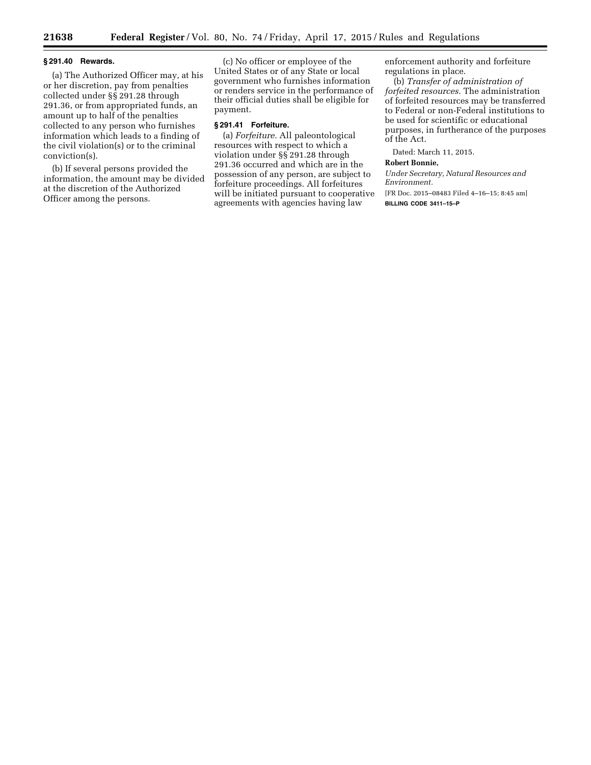### § 291.40 Rewards.

(a) The Authorized Officer may, at his or her discretion, pay from penalties collected under §§ 291.28 through 291.36, or from appropriated funds, an amount up to half of the penalties collected to any person who furnishes information which leads to a finding of the civil violation(s) or to the criminal conviction(s).

(b) If several persons provided the information, the amount may be divided at the discretion of the Authorized Officer among the persons.

(c) No officer or employee of the United States or of any State or local government who furnishes information or renders service in the performance of their official duties shall be eligible for payment.

### § 291.41 Forfeiture.

(a) *Forfeiture.* All paleontological resources with respect to which a violation under §§ 291.28 through 291.36 occurred and which are in the possession of any person, are subject to forfeiture proceedings. All forfeitures will be initiated pursuant to cooperative agreements with agencies having law enforcement authority and forfeiture regulations in place.

(b) *Transfer of administration of forfeited resources.* The administration of forfeited resources may be transferred to Federal or non-Federal institutions to be used for scientific or educational purposes, in furtherance of the purposes of the Act.

Dated: March 11, 2015.

**Robert Bonnie,**

*Under Secretary, Natural Resources and Environment.*

[FR Doc. 2015–08483 Filed 4–16–15; 8:45 am]

**BILLING CODE 3411–15–P**